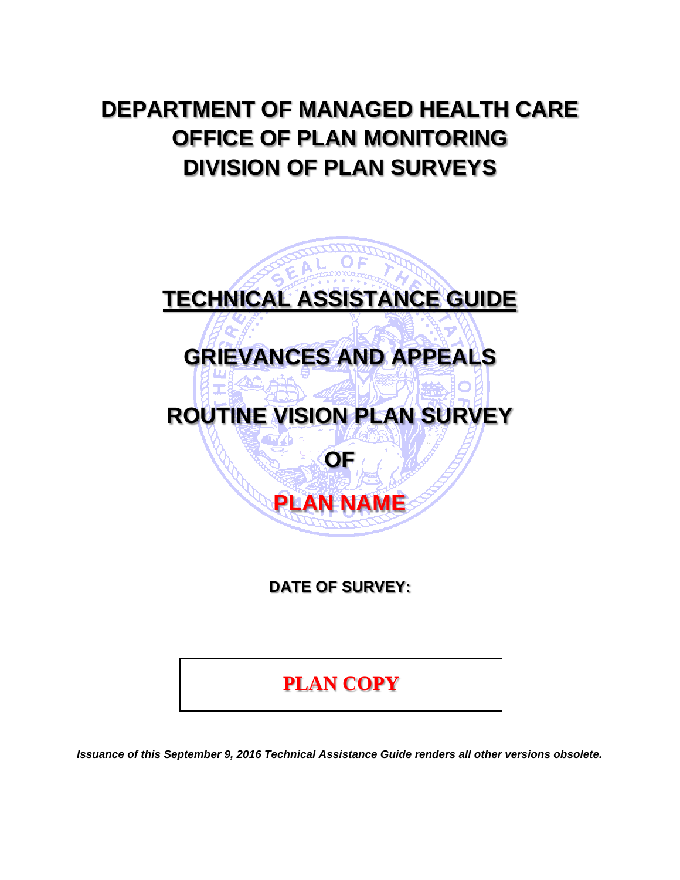# DEPARTMENT OF MANAGED HEALTH CARE
# OFFICE OF PLAN MONITORING
# DIVISION OF PLAN SURVEYS

## TECHNICAL ASSISTANCE GUIDE

## GRIEVANCES AND APPEALS

## ROUTINE VISION PLAN SURVEY

## OF

## PLAN NAME

**DATE OF SURVEY:**

**PLAN COPY**

***Issuance of this September 9, 2016 Technical Assistance Guide renders all other versions obsolete.***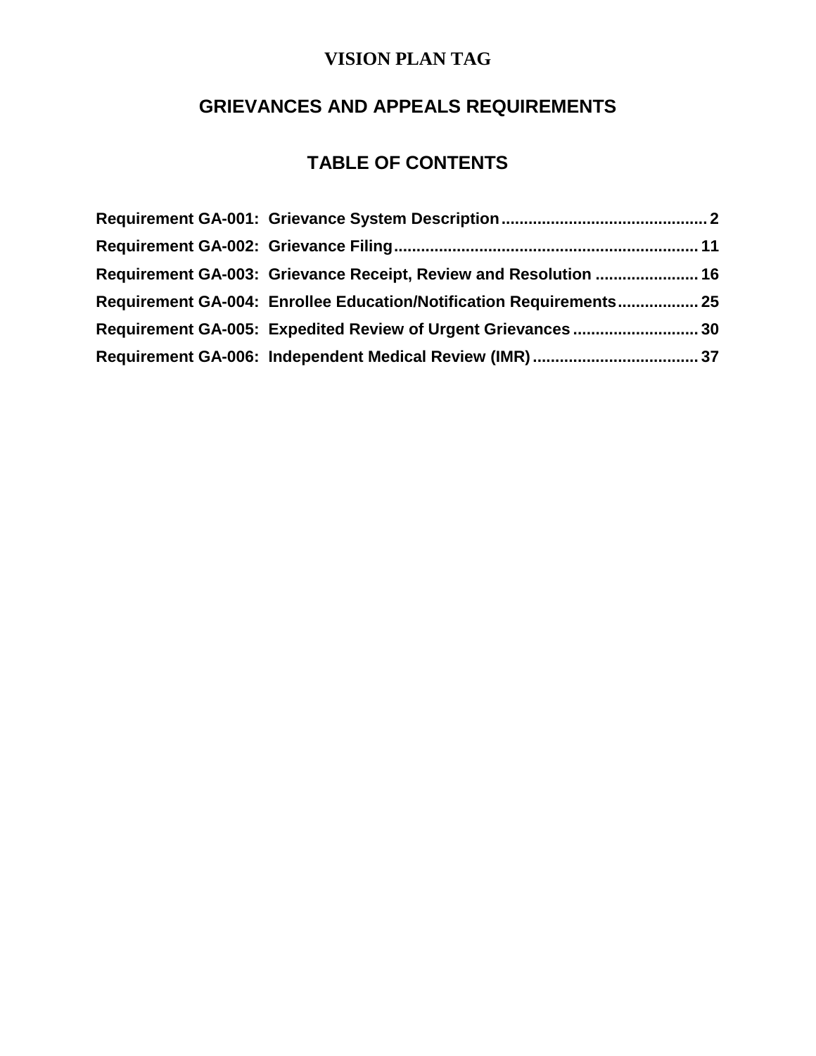# VISION PLAN TAG

## GRIEVANCES AND APPEALS REQUIREMENTS

## TABLE OF CONTENTS

**Requirement GA-001: Grievance System Description** .......... 2

**Requirement GA-002: Grievance Filing** .......... 11

**Requirement GA-003: Grievance Receipt, Review and Resolution** .......... 16

**Requirement GA-004: Enrollee Education/Notification Requirements** .......... 25

**Requirement GA-005: Expedited Review of Urgent Grievances** .......... 30

**Requirement GA-006: Independent Medical Review (IMR)** .......... 37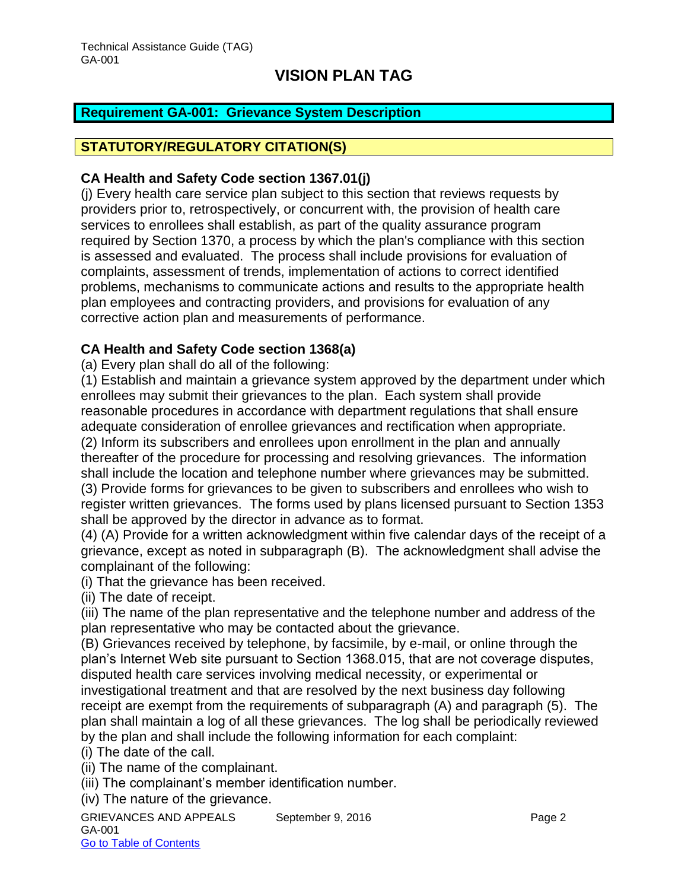## VISION PLAN TAG

### Requirement GA-001: Grievance System Description

### STATUTORY/REGULATORY CITATION(S)

**CA Health and Safety Code section 1367.01(j)**

(j) Every health care service plan subject to this section that reviews requests by providers prior to, retrospectively, or concurrent with, the provision of health care services to enrollees shall establish, as part of the quality assurance program required by Section 1370, a process by which the plan's compliance with this section is assessed and evaluated. The process shall include provisions for evaluation of complaints, assessment of trends, implementation of actions to correct identified problems, mechanisms to communicate actions and results to the appropriate health plan employees and contracting providers, and provisions for evaluation of any corrective action plan and measurements of performance.

**CA Health and Safety Code section 1368(a)**

(a) Every plan shall do all of the following:

(1) Establish and maintain a grievance system approved by the department under which enrollees may submit their grievances to the plan. Each system shall provide reasonable procedures in accordance with department regulations that shall ensure adequate consideration of enrollee grievances and rectification when appropriate.

(2) Inform its subscribers and enrollees upon enrollment in the plan and annually thereafter of the procedure for processing and resolving grievances. The information shall include the location and telephone number where grievances may be submitted.

(3) Provide forms for grievances to be given to subscribers and enrollees who wish to register written grievances. The forms used by plans licensed pursuant to Section 1353 shall be approved by the director in advance as to format.

(4) (A) Provide for a written acknowledgment within five calendar days of the receipt of a grievance, except as noted in subparagraph (B). The acknowledgment shall advise the complainant of the following:

(i) That the grievance has been received.

(ii) The date of receipt.

(iii) The name of the plan representative and the telephone number and address of the plan representative who may be contacted about the grievance.

(B) Grievances received by telephone, by facsimile, by e-mail, or online through the plan's Internet Web site pursuant to Section 1368.015, that are not coverage disputes, disputed health care services involving medical necessity, or experimental or investigational treatment and that are resolved by the next business day following receipt are exempt from the requirements of subparagraph (A) and paragraph (5). The plan shall maintain a log of all these grievances. The log shall be periodically reviewed by the plan and shall include the following information for each complaint:

(i) The date of the call.

(ii) The name of the complainant.

(iii) The complainant's member identification number.

(iv) The nature of the grievance.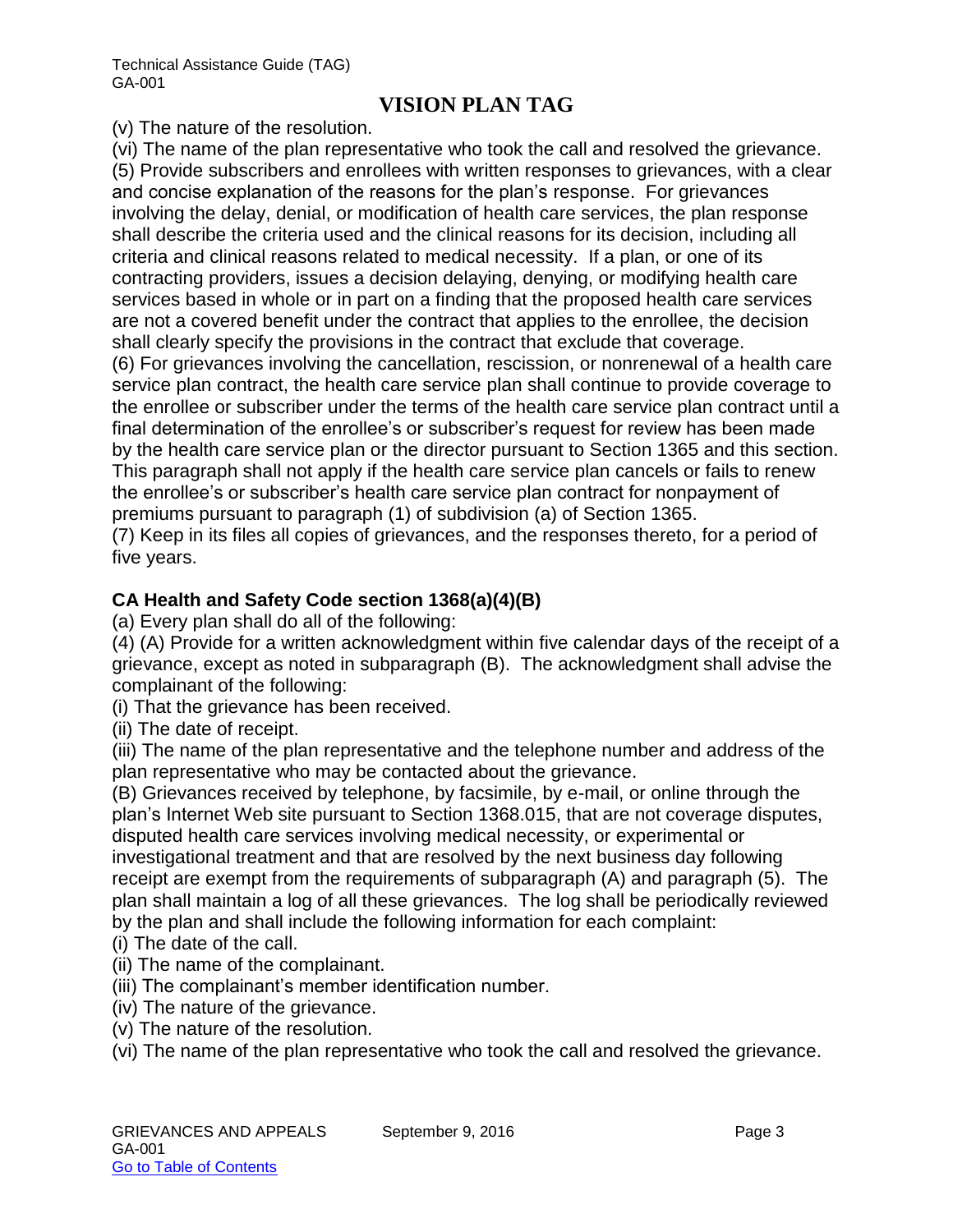(v) The nature of the resolution.

(vi) The name of the plan representative who took the call and resolved the grievance.

(5) Provide subscribers and enrollees with written responses to grievances, with a clear and concise explanation of the reasons for the plan's response. For grievances involving the delay, denial, or modification of health care services, the plan response shall describe the criteria used and the clinical reasons for its decision, including all criteria and clinical reasons related to medical necessity. If a plan, or one of its contracting providers, issues a decision delaying, denying, or modifying health care services based in whole or in part on a finding that the proposed health care services are not a covered benefit under the contract that applies to the enrollee, the decision shall clearly specify the provisions in the contract that exclude that coverage.

(6) For grievances involving the cancellation, rescission, or nonrenewal of a health care service plan contract, the health care service plan shall continue to provide coverage to the enrollee or subscriber under the terms of the health care service plan contract until a final determination of the enrollee's or subscriber's request for review has been made by the health care service plan or the director pursuant to Section 1365 and this section. This paragraph shall not apply if the health care service plan cancels or fails to renew the enrollee's or subscriber's health care service plan contract for nonpayment of premiums pursuant to paragraph (1) of subdivision (a) of Section 1365.

(7) Keep in its files all copies of grievances, and the responses thereto, for a period of five years.

**CA Health and Safety Code section 1368(a)(4)(B)**

(a) Every plan shall do all of the following:

(4) (A) Provide for a written acknowledgment within five calendar days of the receipt of a grievance, except as noted in subparagraph (B). The acknowledgment shall advise the complainant of the following:

(i) That the grievance has been received.

(ii) The date of receipt.

(iii) The name of the plan representative and the telephone number and address of the plan representative who may be contacted about the grievance.

(B) Grievances received by telephone, by facsimile, by e-mail, or online through the plan's Internet Web site pursuant to Section 1368.015, that are not coverage disputes, disputed health care services involving medical necessity, or experimental or investigational treatment and that are resolved by the next business day following receipt are exempt from the requirements of subparagraph (A) and paragraph (5). The plan shall maintain a log of all these grievances. The log shall be periodically reviewed by the plan and shall include the following information for each complaint:

(i) The date of the call.

(ii) The name of the complainant.

(iii) The complainant's member identification number.

(iv) The nature of the grievance.

(v) The nature of the resolution.

(vi) The name of the plan representative who took the call and resolved the grievance.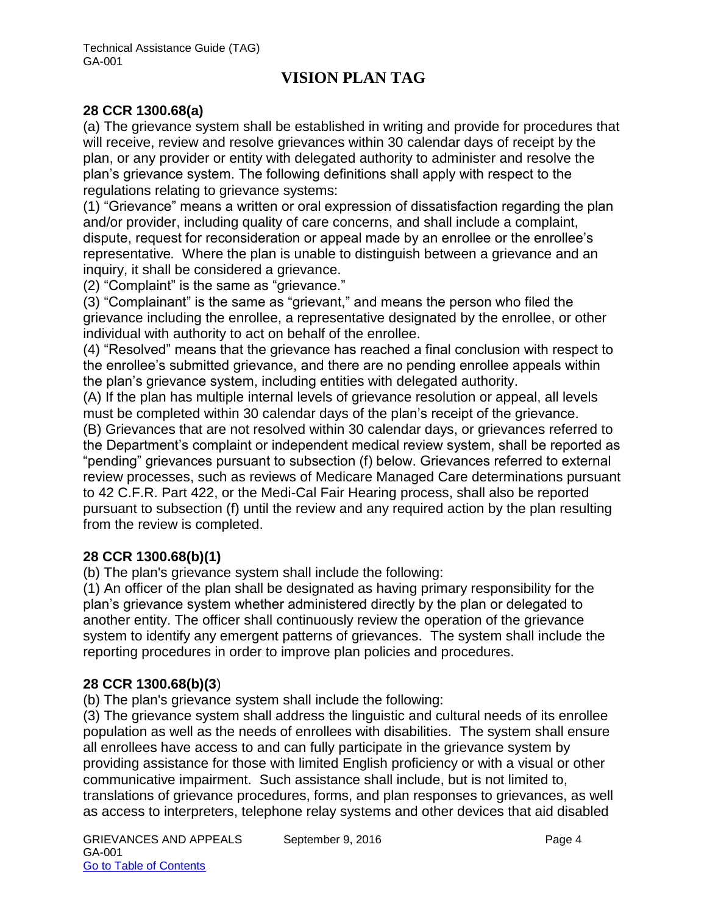# VISION PLAN TAG

**28 CCR 1300.68(a)**

(a) The grievance system shall be established in writing and provide for procedures that will receive, review and resolve grievances within 30 calendar days of receipt by the plan, or any provider or entity with delegated authority to administer and resolve the plan's grievance system. The following definitions shall apply with respect to the regulations relating to grievance systems:

(1) "Grievance" means a written or oral expression of dissatisfaction regarding the plan and/or provider, including quality of care concerns, and shall include a complaint, dispute, request for reconsideration or appeal made by an enrollee or the enrollee's representative. Where the plan is unable to distinguish between a grievance and an inquiry, it shall be considered a grievance.

(2) "Complaint" is the same as "grievance."

(3) "Complainant" is the same as "grievant," and means the person who filed the grievance including the enrollee, a representative designated by the enrollee, or other individual with authority to act on behalf of the enrollee.

(4) "Resolved" means that the grievance has reached a final conclusion with respect to the enrollee's submitted grievance, and there are no pending enrollee appeals within the plan's grievance system, including entities with delegated authority.

(A) If the plan has multiple internal levels of grievance resolution or appeal, all levels must be completed within 30 calendar days of the plan's receipt of the grievance.

(B) Grievances that are not resolved within 30 calendar days, or grievances referred to the Department's complaint or independent medical review system, shall be reported as "pending" grievances pursuant to subsection (f) below. Grievances referred to external review processes, such as reviews of Medicare Managed Care determinations pursuant to 42 C.F.R. Part 422, or the Medi-Cal Fair Hearing process, shall also be reported pursuant to subsection (f) until the review and any required action by the plan resulting from the review is completed.

**28 CCR 1300.68(b)(1)**

(b) The plan's grievance system shall include the following:

(1) An officer of the plan shall be designated as having primary responsibility for the plan's grievance system whether administered directly by the plan or delegated to another entity. The officer shall continuously review the operation of the grievance system to identify any emergent patterns of grievances. The system shall include the reporting procedures in order to improve plan policies and procedures.

**28 CCR 1300.68(b)(3)**

(b) The plan's grievance system shall include the following:

(3) The grievance system shall address the linguistic and cultural needs of its enrollee population as well as the needs of enrollees with disabilities. The system shall ensure all enrollees have access to and can fully participate in the grievance system by providing assistance for those with limited English proficiency or with a visual or other communicative impairment. Such assistance shall include, but is not limited to, translations of grievance procedures, forms, and plan responses to grievances, as well as access to interpreters, telephone relay systems and other devices that aid disabled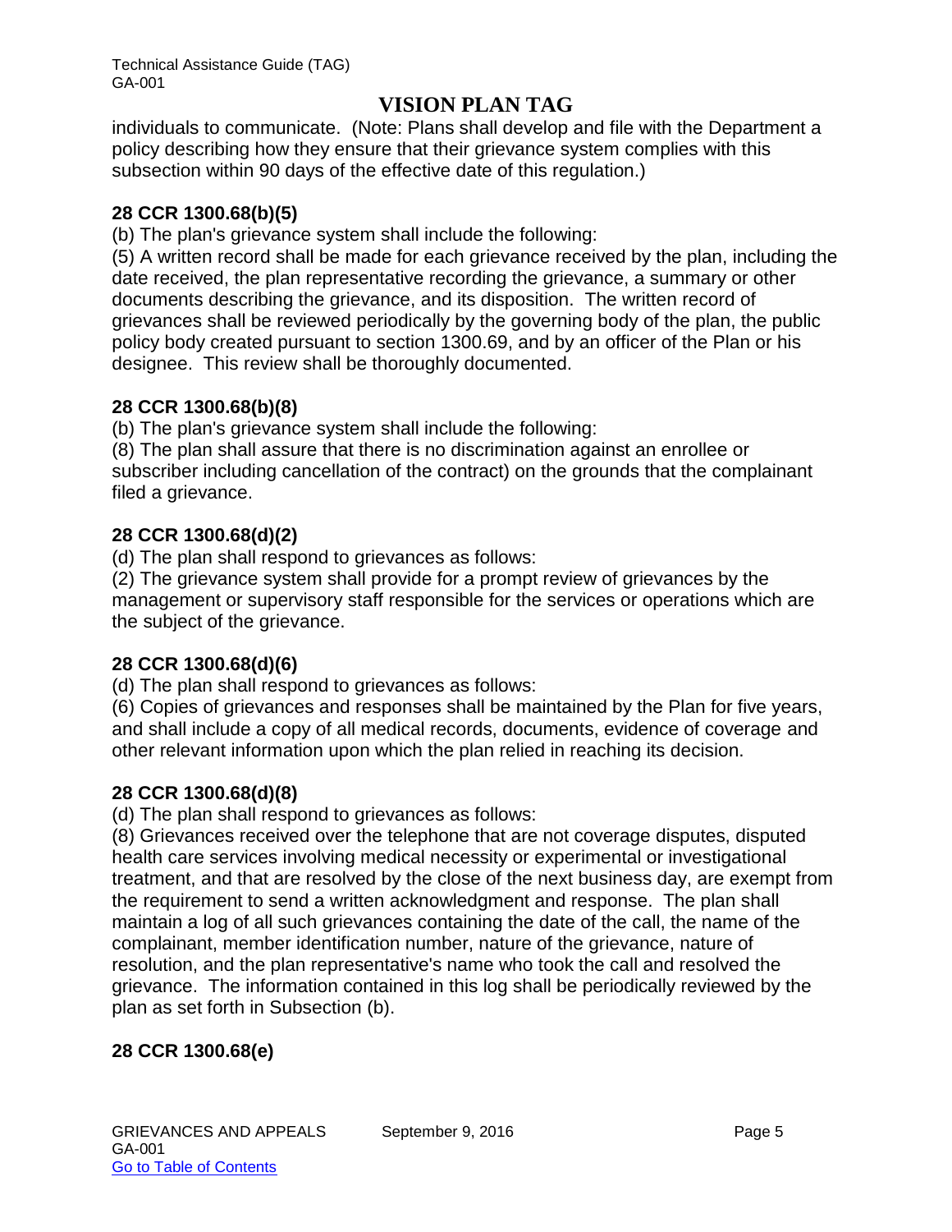individuals to communicate. (Note: Plans shall develop and file with the Department a policy describing how they ensure that their grievance system complies with this subsection within 90 days of the effective date of this regulation.)

**28 CCR 1300.68(b)(5)**

(b) The plan's grievance system shall include the following:

(5) A written record shall be made for each grievance received by the plan, including the date received, the plan representative recording the grievance, a summary or other documents describing the grievance, and its disposition. The written record of grievances shall be reviewed periodically by the governing body of the plan, the public policy body created pursuant to section 1300.69, and by an officer of the Plan or his designee. This review shall be thoroughly documented.

**28 CCR 1300.68(b)(8)**

(b) The plan's grievance system shall include the following:

(8) The plan shall assure that there is no discrimination against an enrollee or subscriber including cancellation of the contract) on the grounds that the complainant filed a grievance.

**28 CCR 1300.68(d)(2)**

(d) The plan shall respond to grievances as follows:

(2) The grievance system shall provide for a prompt review of grievances by the management or supervisory staff responsible for the services or operations which are the subject of the grievance.

**28 CCR 1300.68(d)(6)**

(d) The plan shall respond to grievances as follows:

(6) Copies of grievances and responses shall be maintained by the Plan for five years, and shall include a copy of all medical records, documents, evidence of coverage and other relevant information upon which the plan relied in reaching its decision.

**28 CCR 1300.68(d)(8)**

(d) The plan shall respond to grievances as follows:

(8) Grievances received over the telephone that are not coverage disputes, disputed health care services involving medical necessity or experimental or investigational treatment, and that are resolved by the close of the next business day, are exempt from the requirement to send a written acknowledgment and response. The plan shall maintain a log of all such grievances containing the date of the call, the name of the complainant, member identification number, nature of the grievance, nature of resolution, and the plan representative's name who took the call and resolved the grievance. The information contained in this log shall be periodically reviewed by the plan as set forth in Subsection (b).

**28 CCR 1300.68(e)**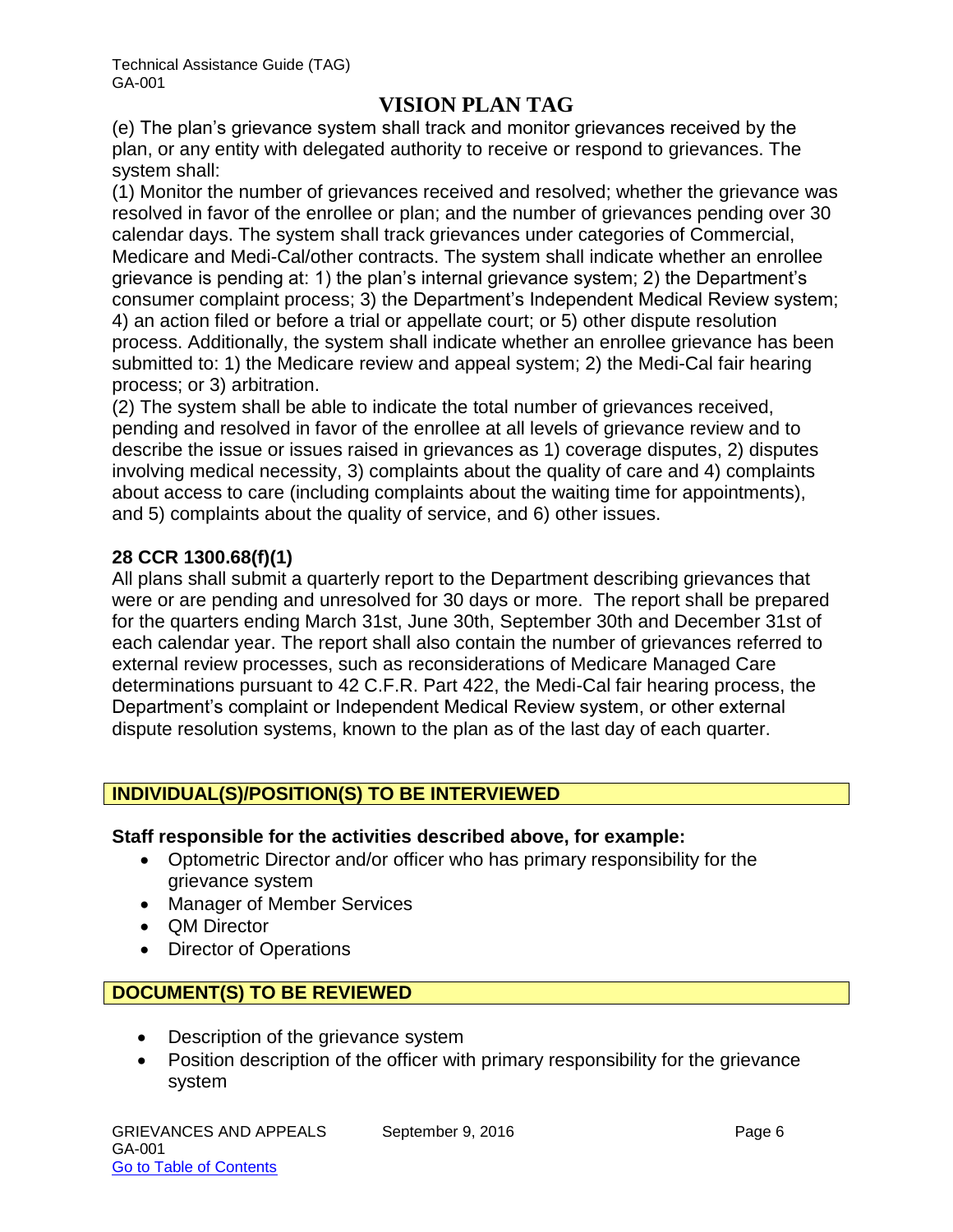# VISION PLAN TAG

(e) The plan's grievance system shall track and monitor grievances received by the plan, or any entity with delegated authority to receive or respond to grievances. The system shall:

(1) Monitor the number of grievances received and resolved; whether the grievance was resolved in favor of the enrollee or plan; and the number of grievances pending over 30 calendar days. The system shall track grievances under categories of Commercial, Medicare and Medi-Cal/other contracts. The system shall indicate whether an enrollee grievance is pending at: 1) the plan's internal grievance system; 2) the Department's consumer complaint process; 3) the Department's Independent Medical Review system; 4) an action filed or before a trial or appellate court; or 5) other dispute resolution process. Additionally, the system shall indicate whether an enrollee grievance has been submitted to: 1) the Medicare review and appeal system; 2) the Medi-Cal fair hearing process; or 3) arbitration.

(2) The system shall be able to indicate the total number of grievances received, pending and resolved in favor of the enrollee at all levels of grievance review and to describe the issue or issues raised in grievances as 1) coverage disputes, 2) disputes involving medical necessity, 3) complaints about the quality of care and 4) complaints about access to care (including complaints about the waiting time for appointments), and 5) complaints about the quality of service, and 6) other issues.

**28 CCR 1300.68(f)(1)**

All plans shall submit a quarterly report to the Department describing grievances that were or are pending and unresolved for 30 days or more. The report shall be prepared for the quarters ending March 31st, June 30th, September 30th and December 31st of each calendar year. The report shall also contain the number of grievances referred to external review processes, such as reconsiderations of Medicare Managed Care determinations pursuant to 42 C.F.R. Part 422, the Medi-Cal fair hearing process, the Department's complaint or Independent Medical Review system, or other external dispute resolution systems, known to the plan as of the last day of each quarter.

## INDIVIDUAL(S)/POSITION(S) TO BE INTERVIEWED

**Staff responsible for the activities described above, for example:**

- Optometric Director and/or officer who has primary responsibility for the grievance system
- Manager of Member Services
- QM Director
- Director of Operations

## DOCUMENT(S) TO BE REVIEWED

- Description of the grievance system
- Position description of the officer with primary responsibility for the grievance system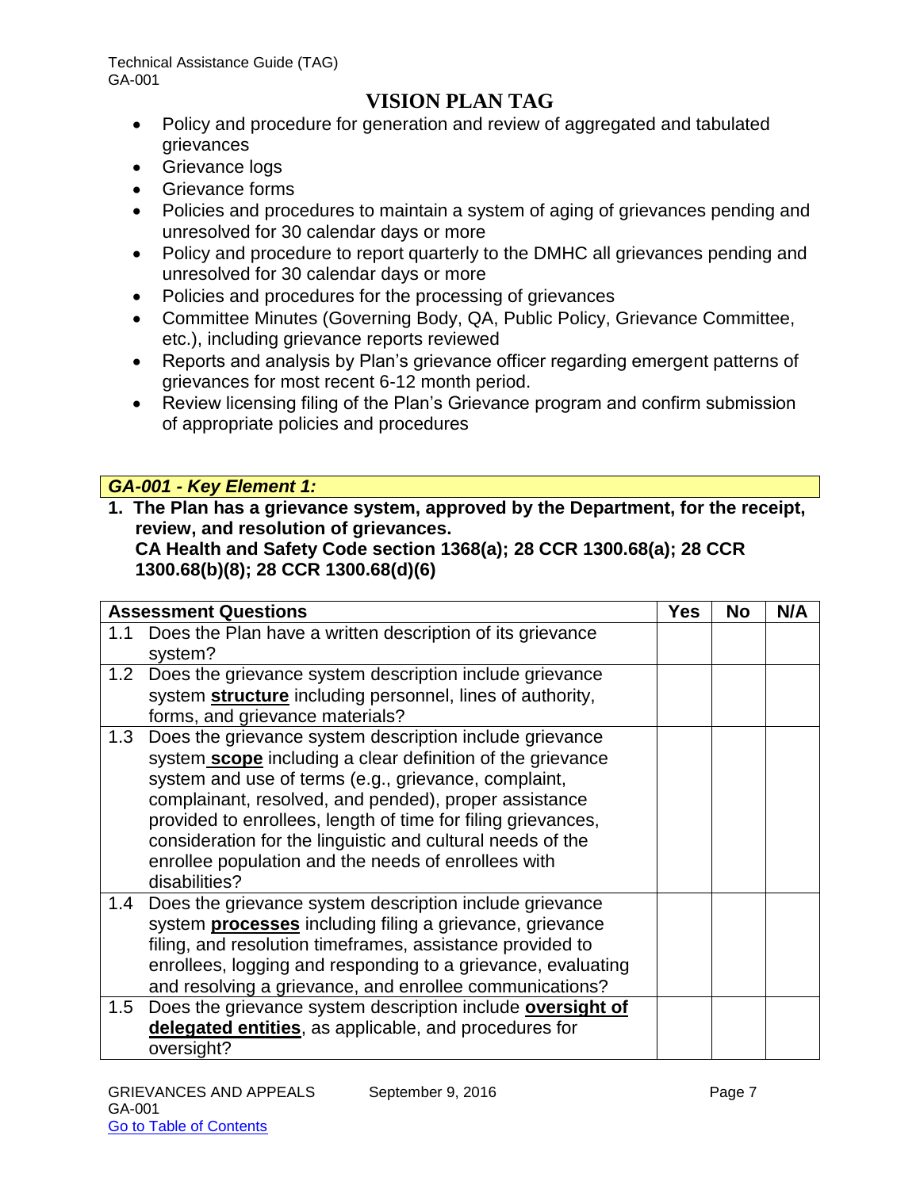# VISION PLAN TAG

- Policy and procedure for generation and review of aggregated and tabulated grievances
- Grievance logs
- Grievance forms
- Policies and procedures to maintain a system of aging of grievances pending and unresolved for 30 calendar days or more
- Policy and procedure to report quarterly to the DMHC all grievances pending and unresolved for 30 calendar days or more
- Policies and procedures for the processing of grievances
- Committee Minutes (Governing Body, QA, Public Policy, Grievance Committee, etc.), including grievance reports reviewed
- Reports and analysis by Plan's grievance officer regarding emergent patterns of grievances for most recent 6-12 month period.
- Review licensing filing of the Plan's Grievance program and confirm submission of appropriate policies and procedures

***GA-001 - Key Element 1:***

**1. The Plan has a grievance system, approved by the Department, for the receipt, review, and resolution of grievances.**
**CA Health and Safety Code section 1368(a); 28 CCR 1300.68(a); 28 CCR 1300.68(b)(8); 28 CCR 1300.68(d)(6)**

| Assessment Questions | Yes | No | N/A |
|---|---|---|---|
| 1.1 Does the Plan have a written description of its grievance system? | | | |
| 1.2 Does the grievance system description include grievance system **structure** including personnel, lines of authority, forms, and grievance materials? | | | |
| 1.3 Does the grievance system description include grievance system **scope** including a clear definition of the grievance system and use of terms (e.g., grievance, complaint, complainant, resolved, and pended), proper assistance provided to enrollees, length of time for filing grievances, consideration for the linguistic and cultural needs of the enrollee population and the needs of enrollees with disabilities? | | | |
| 1.4 Does the grievance system description include grievance system **processes** including filing a grievance, grievance filing, and resolution timeframes, assistance provided to enrollees, logging and responding to a grievance, evaluating and resolving a grievance, and enrollee communications? | | | |
| 1.5 Does the grievance system description include **oversight of delegated entities**, as applicable, and procedures for oversight? | | | |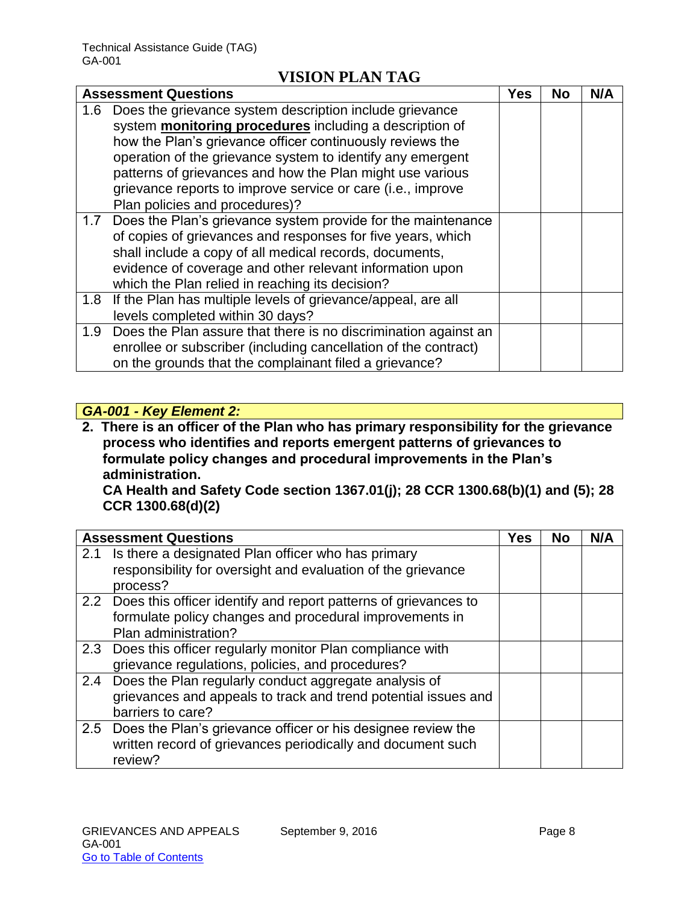## VISION PLAN TAG

| Assessment Questions | Yes | No | N/A |
|---|---|---|---|
| 1.6 Does the grievance system description include grievance system **monitoring procedures** including a description of how the Plan's grievance officer continuously reviews the operation of the grievance system to identify any emergent patterns of grievances and how the Plan might use various grievance reports to improve service or care (i.e., improve Plan policies and procedures)? | | | |
| 1.7 Does the Plan's grievance system provide for the maintenance of copies of grievances and responses for five years, which shall include a copy of all medical records, documents, evidence of coverage and other relevant information upon which the Plan relied in reaching its decision? | | | |
| 1.8 If the Plan has multiple levels of grievance/appeal, are all levels completed within 30 days? | | | |
| 1.9 Does the Plan assure that there is no discrimination against an enrollee or subscriber (including cancellation of the contract) on the grounds that the complainant filed a grievance? | | | |

### *GA-001 - Key Element 2:*

**2. There is an officer of the Plan who has primary responsibility for the grievance process who identifies and reports emergent patterns of grievances to formulate policy changes and procedural improvements in the Plan's administration.**
**CA Health and Safety Code section 1367.01(j); 28 CCR 1300.68(b)(1) and (5); 28 CCR 1300.68(d)(2)**

| Assessment Questions | Yes | No | N/A |
|---|---|---|---|
| 2.1 Is there a designated Plan officer who has primary responsibility for oversight and evaluation of the grievance process? | | | |
| 2.2 Does this officer identify and report patterns of grievances to formulate policy changes and procedural improvements in Plan administration? | | | |
| 2.3 Does this officer regularly monitor Plan compliance with grievance regulations, policies, and procedures? | | | |
| 2.4 Does the Plan regularly conduct aggregate analysis of grievances and appeals to track and trend potential issues and barriers to care? | | | |
| 2.5 Does the Plan's grievance officer or his designee review the written record of grievances periodically and document such review? | | | |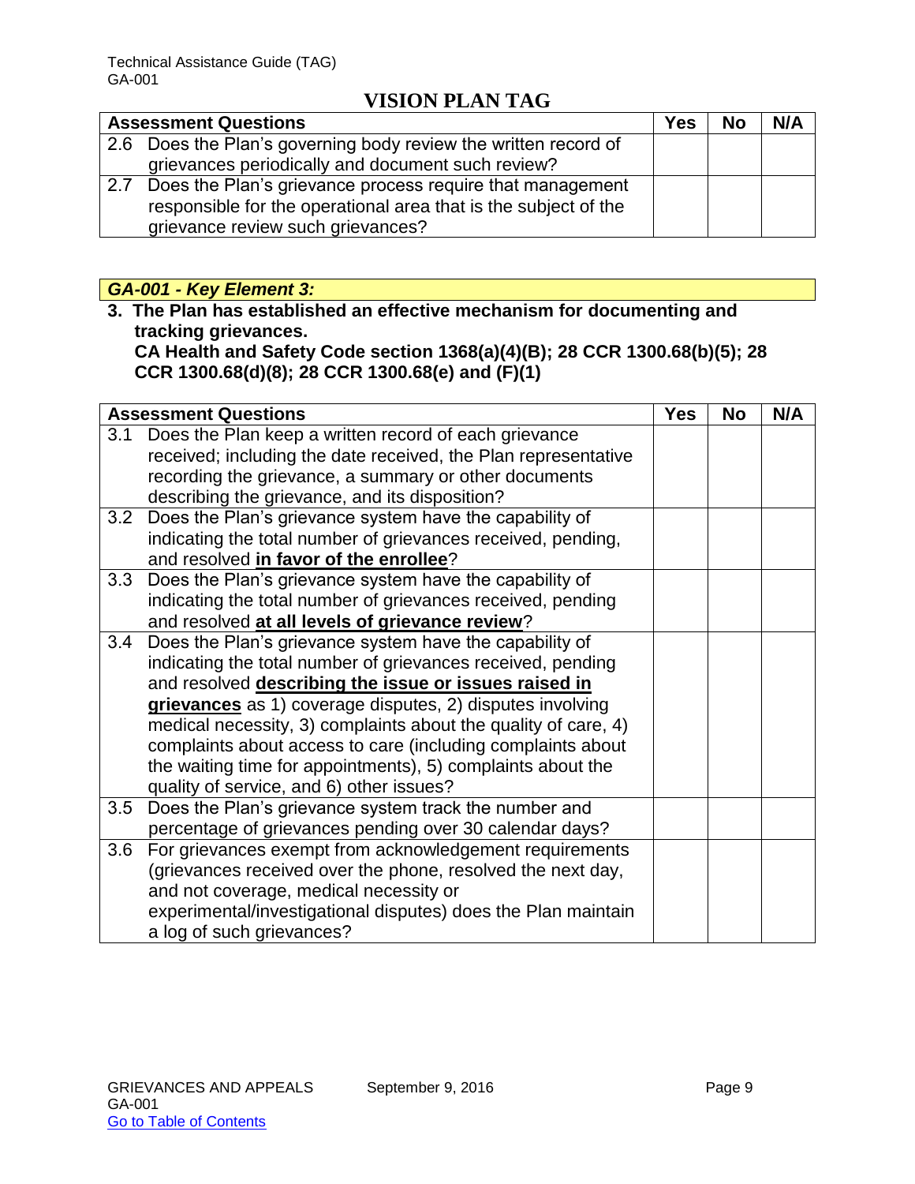## VISION PLAN TAG

| Assessment Questions | Yes | No | N/A |
|---|---|---|---|
| 2.6 Does the Plan's governing body review the written record of grievances periodically and document such review? | | | |
| 2.7 Does the Plan's grievance process require that management responsible for the operational area that is the subject of the grievance review such grievances? | | | |

***GA-001 - Key Element 3:***

**3. The Plan has established an effective mechanism for documenting and tracking grievances.**
**CA Health and Safety Code section 1368(a)(4)(B); 28 CCR 1300.68(b)(5); 28 CCR 1300.68(d)(8); 28 CCR 1300.68(e) and (F)(1)**

| Assessment Questions | Yes | No | N/A |
|---|---|---|---|
| 3.1 Does the Plan keep a written record of each grievance received; including the date received, the Plan representative recording the grievance, a summary or other documents describing the grievance, and its disposition? | | | |
| 3.2 Does the Plan's grievance system have the capability of indicating the total number of grievances received, pending, and resolved **in favor of the enrollee**? | | | |
| 3.3 Does the Plan's grievance system have the capability of indicating the total number of grievances received, pending and resolved **at all levels of grievance review**? | | | |
| 3.4 Does the Plan's grievance system have the capability of indicating the total number of grievances received, pending and resolved **describing the issue or issues raised in grievances** as 1) coverage disputes, 2) disputes involving medical necessity, 3) complaints about the quality of care, 4) complaints about access to care (including complaints about the waiting time for appointments), 5) complaints about the quality of service, and 6) other issues? | | | |
| 3.5 Does the Plan's grievance system track the number and percentage of grievances pending over 30 calendar days? | | | |
| 3.6 For grievances exempt from acknowledgement requirements (grievances received over the phone, resolved the next day, and not coverage, medical necessity or experimental/investigational disputes) does the Plan maintain a log of such grievances? | | | |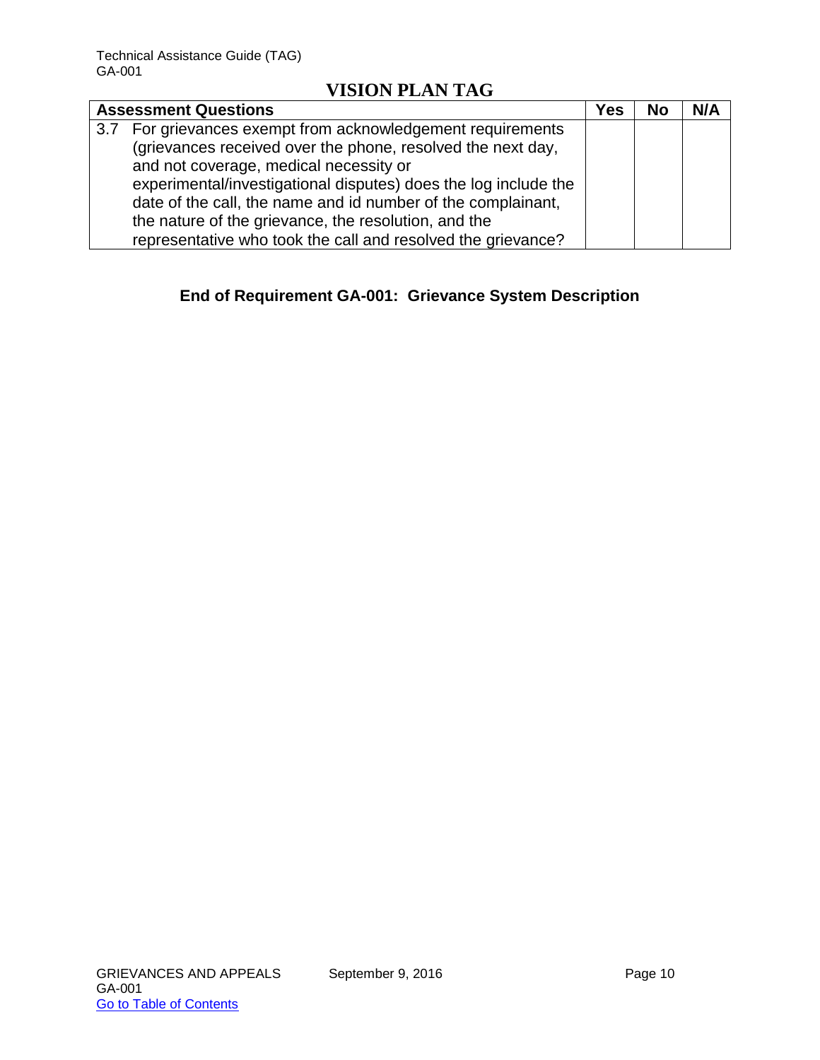## VISION PLAN TAG

| Assessment Questions | Yes | No | N/A |
|---|---|---|---|
| 3.7 For grievances exempt from acknowledgement requirements (grievances received over the phone, resolved the next day, and not coverage, medical necessity or experimental/investigational disputes) does the log include the date of the call, the name and id number of the complainant, the nature of the grievance, the resolution, and the representative who took the call and resolved the grievance? | | | |

**End of Requirement GA-001: Grievance System Description**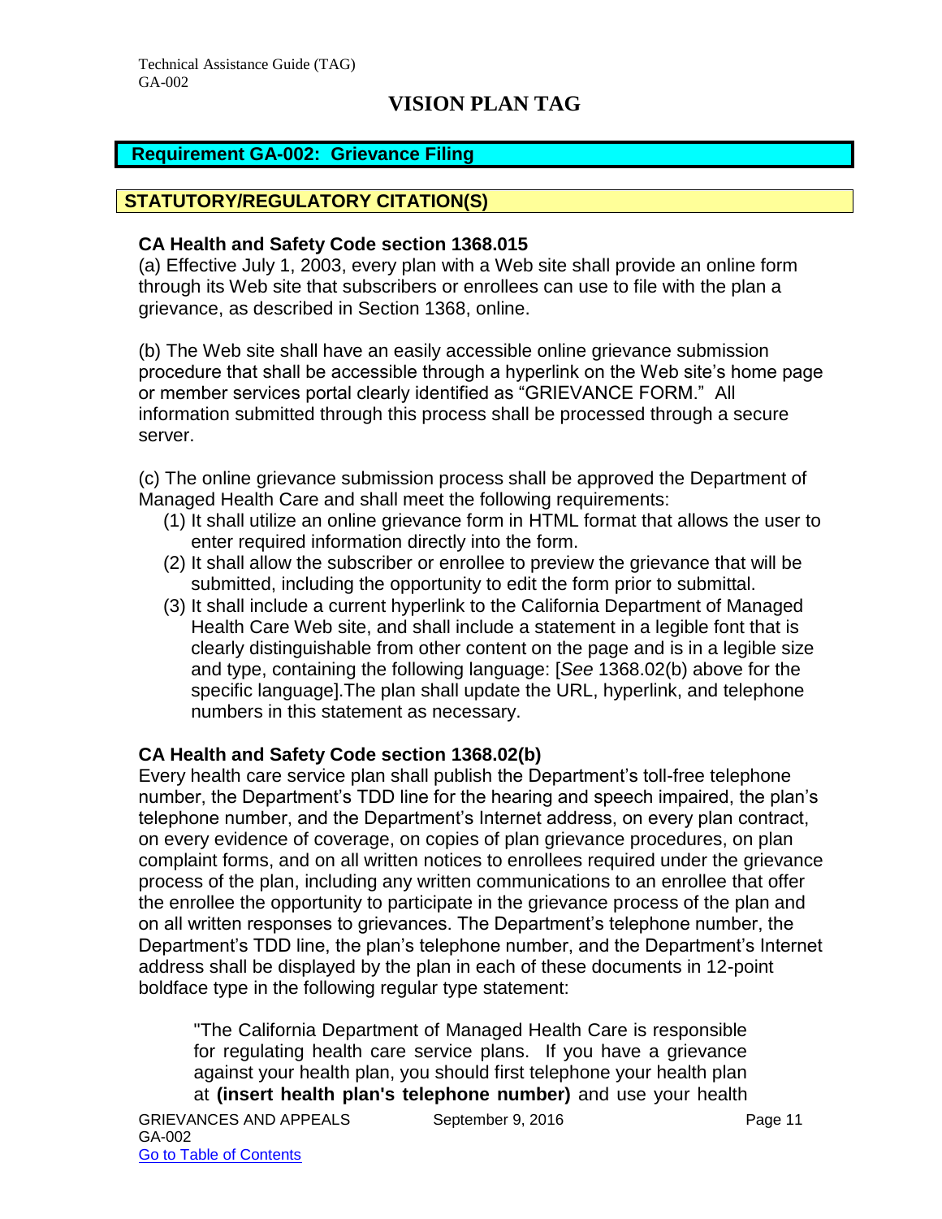# VISION PLAN TAG

## Requirement GA-002: Grievance Filing

### STATUTORY/REGULATORY CITATION(S)

**CA Health and Safety Code section 1368.015**

(a) Effective July 1, 2003, every plan with a Web site shall provide an online form through its Web site that subscribers or enrollees can use to file with the plan a grievance, as described in Section 1368, online.

(b) The Web site shall have an easily accessible online grievance submission procedure that shall be accessible through a hyperlink on the Web site's home page or member services portal clearly identified as "GRIEVANCE FORM." All information submitted through this process shall be processed through a secure server.

(c) The online grievance submission process shall be approved the Department of Managed Health Care and shall meet the following requirements:

1. It shall utilize an online grievance form in HTML format that allows the user to enter required information directly into the form.
2. It shall allow the subscriber or enrollee to preview the grievance that will be submitted, including the opportunity to edit the form prior to submittal.
3. It shall include a current hyperlink to the California Department of Managed Health Care Web site, and shall include a statement in a legible font that is clearly distinguishable from other content on the page and is in a legible size and type, containing the following language: [*See* 1368.02(b) above for the specific language].The plan shall update the URL, hyperlink, and telephone numbers in this statement as necessary.

**CA Health and Safety Code section 1368.02(b)**

Every health care service plan shall publish the Department's toll-free telephone number, the Department's TDD line for the hearing and speech impaired, the plan's telephone number, and the Department's Internet address, on every plan contract, on every evidence of coverage, on copies of plan grievance procedures, on plan complaint forms, and on all written notices to enrollees required under the grievance process of the plan, including any written communications to an enrollee that offer the enrollee the opportunity to participate in the grievance process of the plan and on all written responses to grievances. The Department's telephone number, the Department's TDD line, the plan's telephone number, and the Department's Internet address shall be displayed by the plan in each of these documents in 12-point boldface type in the following regular type statement:

> "The California Department of Managed Health Care is responsible for regulating health care service plans. If you have a grievance against your health plan, you should first telephone your health plan at **(insert health plan's telephone number)** and use your health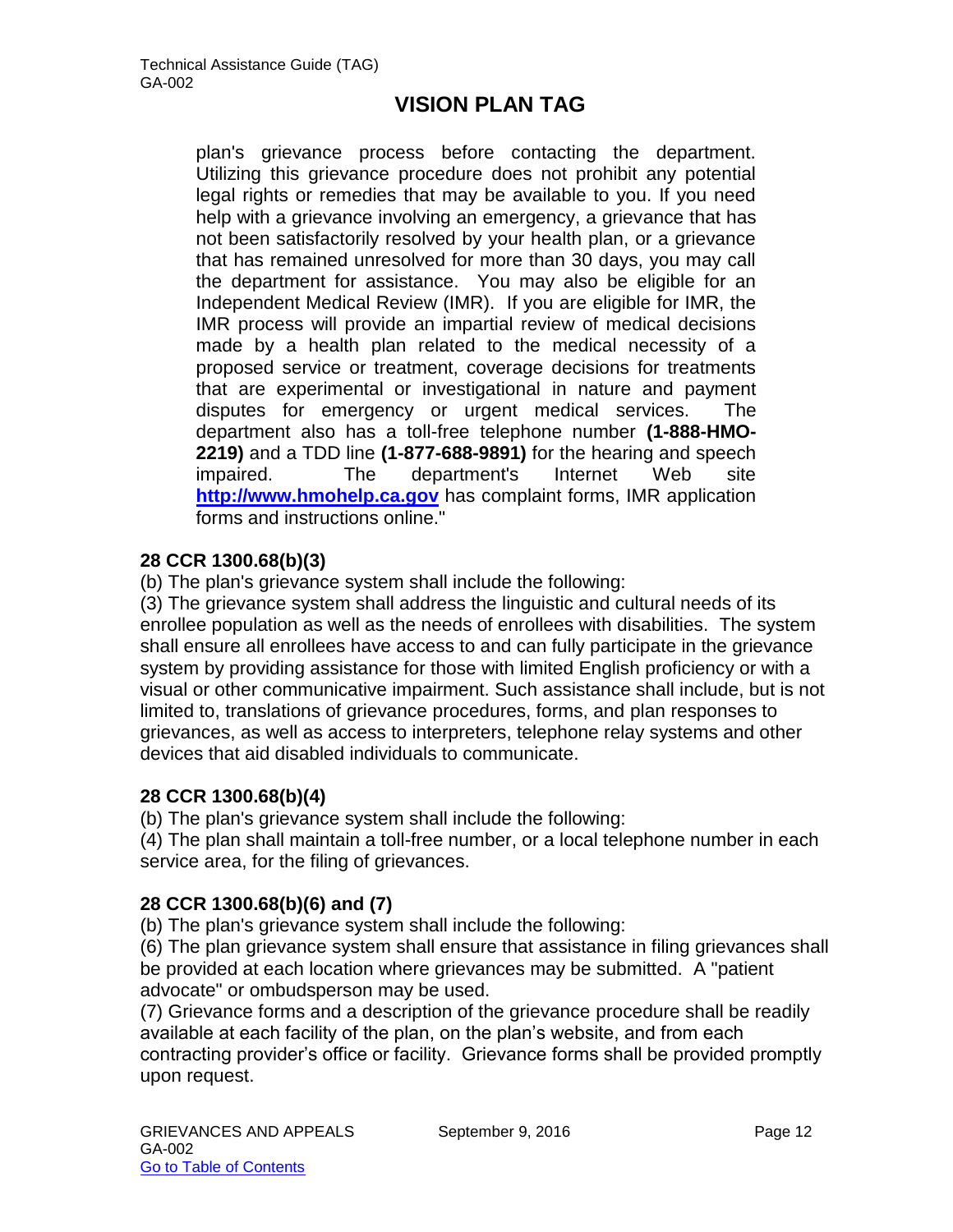plan's grievance process before contacting the department. Utilizing this grievance procedure does not prohibit any potential legal rights or remedies that may be available to you. If you need help with a grievance involving an emergency, a grievance that has not been satisfactorily resolved by your health plan, or a grievance that has remained unresolved for more than 30 days, you may call the department for assistance. You may also be eligible for an Independent Medical Review (IMR). If you are eligible for IMR, the IMR process will provide an impartial review of medical decisions made by a health plan related to the medical necessity of a proposed service or treatment, coverage decisions for treatments that are experimental or investigational in nature and payment disputes for emergency or urgent medical services. The department also has a toll-free telephone number **(1-888-HMO-2219)** and a TDD line **(1-877-688-9891)** for the hearing and speech impaired. The department's Internet Web site **http://www.hmohelp.ca.gov** has complaint forms, IMR application forms and instructions online."

**28 CCR 1300.68(b)(3)**

(b) The plan's grievance system shall include the following:

(3) The grievance system shall address the linguistic and cultural needs of its enrollee population as well as the needs of enrollees with disabilities. The system shall ensure all enrollees have access to and can fully participate in the grievance system by providing assistance for those with limited English proficiency or with a visual or other communicative impairment. Such assistance shall include, but is not limited to, translations of grievance procedures, forms, and plan responses to grievances, as well as access to interpreters, telephone relay systems and other devices that aid disabled individuals to communicate.

**28 CCR 1300.68(b)(4)**

(b) The plan's grievance system shall include the following:

(4) The plan shall maintain a toll-free number, or a local telephone number in each service area, for the filing of grievances.

**28 CCR 1300.68(b)(6) and (7)**

(b) The plan's grievance system shall include the following:

(6) The plan grievance system shall ensure that assistance in filing grievances shall be provided at each location where grievances may be submitted. A "patient advocate" or ombudsperson may be used.

(7) Grievance forms and a description of the grievance procedure shall be readily available at each facility of the plan, on the plan's website, and from each contracting provider's office or facility. Grievance forms shall be provided promptly upon request.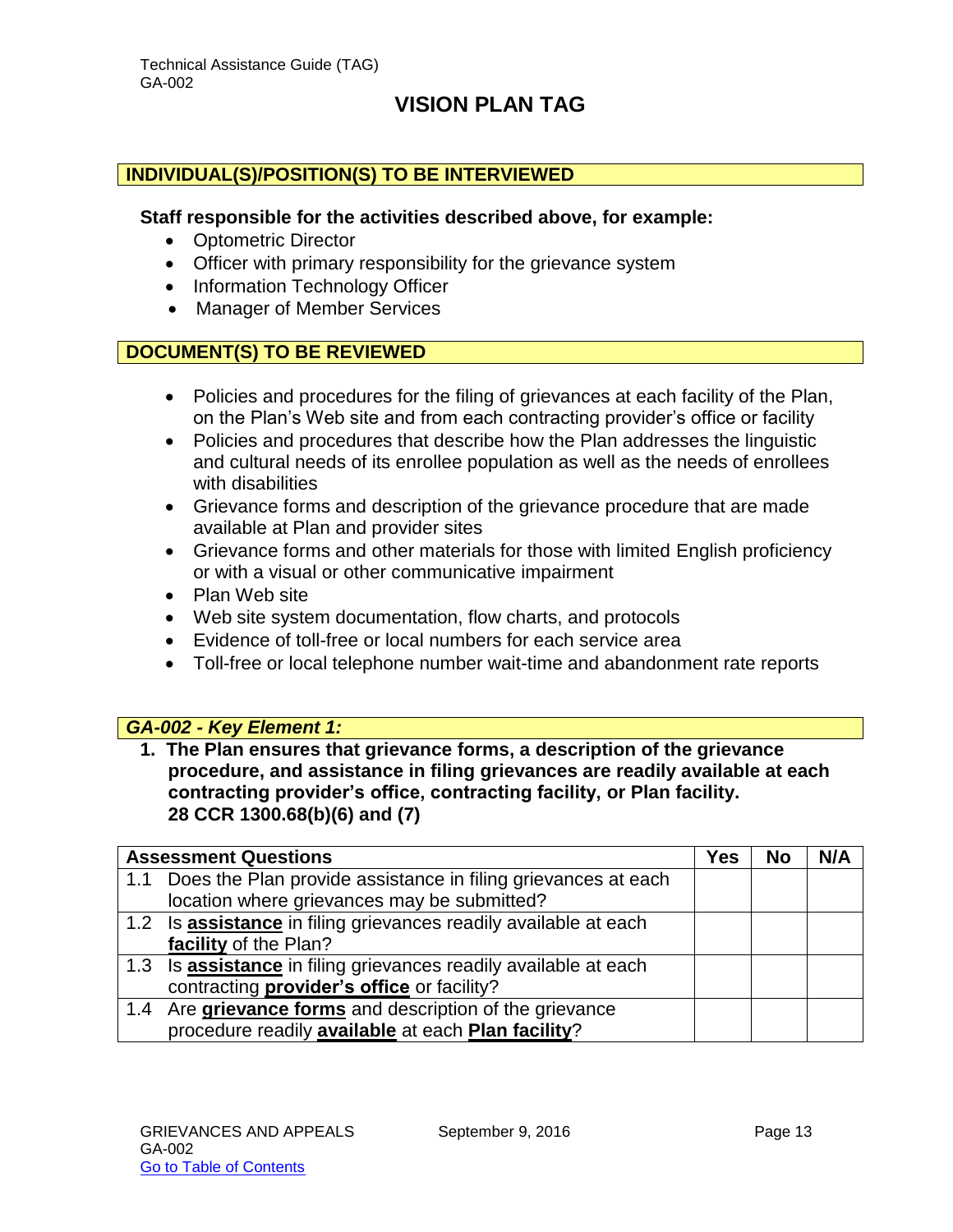Technical Assistance Guide (TAG)
GA-002

# VISION PLAN TAG

## INDIVIDUAL(S)/POSITION(S) TO BE INTERVIEWED

**Staff responsible for the activities described above, for example:**

- Optometric Director
- Officer with primary responsibility for the grievance system
- Information Technology Officer
- Manager of Member Services

## DOCUMENT(S) TO BE REVIEWED

- Policies and procedures for the filing of grievances at each facility of the Plan, on the Plan's Web site and from each contracting provider's office or facility
- Policies and procedures that describe how the Plan addresses the linguistic and cultural needs of its enrollee population as well as the needs of enrollees with disabilities
- Grievance forms and description of the grievance procedure that are made available at Plan and provider sites
- Grievance forms and other materials for those with limited English proficiency or with a visual or other communicative impairment
- Plan Web site
- Web site system documentation, flow charts, and protocols
- Evidence of toll-free or local numbers for each service area
- Toll-free or local telephone number wait-time and abandonment rate reports

## *GA-002 - Key Element 1:*

**1. The Plan ensures that grievance forms, a description of the grievance procedure, and assistance in filing grievances are readily available at each contracting provider's office, contracting facility, or Plan facility. 28 CCR 1300.68(b)(6) and (7)**

| Assessment Questions | Yes | No | N/A |
|---|---|---|---|
| 1.1 Does the Plan provide assistance in filing grievances at each location where grievances may be submitted? | | | |
| 1.2 Is **assistance** in filing grievances readily available at each **facility** of the Plan? | | | |
| 1.3 Is **assistance** in filing grievances readily available at each contracting **provider's office** or facility? | | | |
| 1.4 Are **grievance forms** and description of the grievance procedure readily **available** at each **Plan facility**? | | | |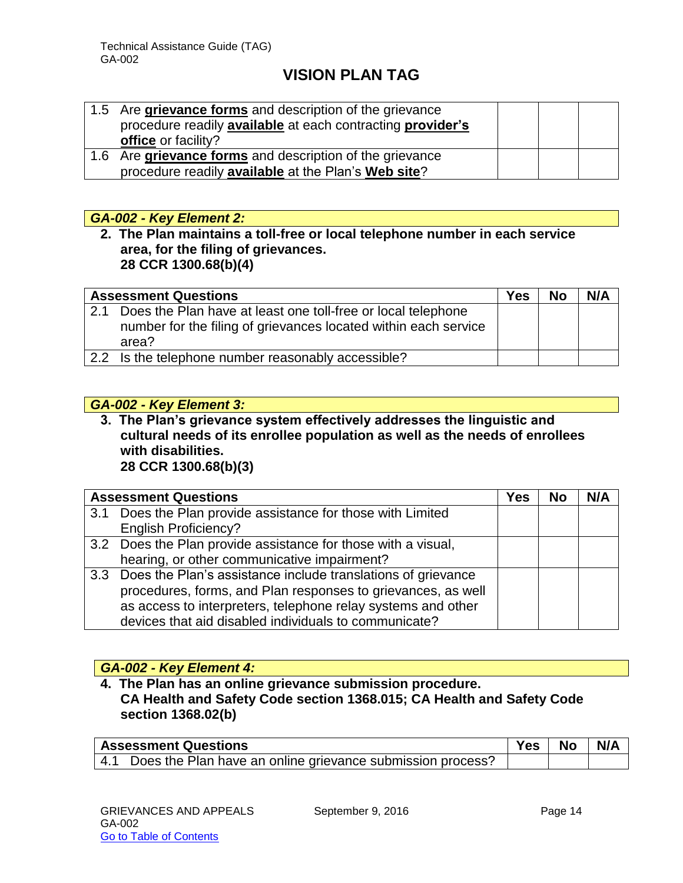| | Yes | No | N/A |
|---|---|---|---|
| 1.5 Are **grievance forms** and description of the grievance procedure readily **available** at each contracting **provider's office** or facility? | | | |
| 1.6 Are **grievance forms** and description of the grievance procedure readily **available** at the Plan's **Web site**? | | | |

***GA-002 - Key Element 2:***

**2. The Plan maintains a toll-free or local telephone number in each service area, for the filing of grievances.**
**28 CCR 1300.68(b)(4)**

| Assessment Questions | Yes | No | N/A |
|---|---|---|---|
| 2.1 Does the Plan have at least one toll-free or local telephone number for the filing of grievances located within each service area? | | | |
| 2.2 Is the telephone number reasonably accessible? | | | |

***GA-002 - Key Element 3:***

**3. The Plan's grievance system effectively addresses the linguistic and cultural needs of its enrollee population as well as the needs of enrollees with disabilities.**
**28 CCR 1300.68(b)(3)**

| Assessment Questions | Yes | No | N/A |
|---|---|---|---|
| 3.1 Does the Plan provide assistance for those with Limited English Proficiency? | | | |
| 3.2 Does the Plan provide assistance for those with a visual, hearing, or other communicative impairment? | | | |
| 3.3 Does the Plan's assistance include translations of grievance procedures, forms, and Plan responses to grievances, as well as access to interpreters, telephone relay systems and other devices that aid disabled individuals to communicate? | | | |

***GA-002 - Key Element 4:***

**4. The Plan has an online grievance submission procedure.**
**CA Health and Safety Code section 1368.015; CA Health and Safety Code section 1368.02(b)**

| Assessment Questions | Yes | No | N/A |
|---|---|---|---|
| 4.1 Does the Plan have an online grievance submission process? | | | |

GRIEVANCES AND APPEALS
GA-002
Go to Table of Contents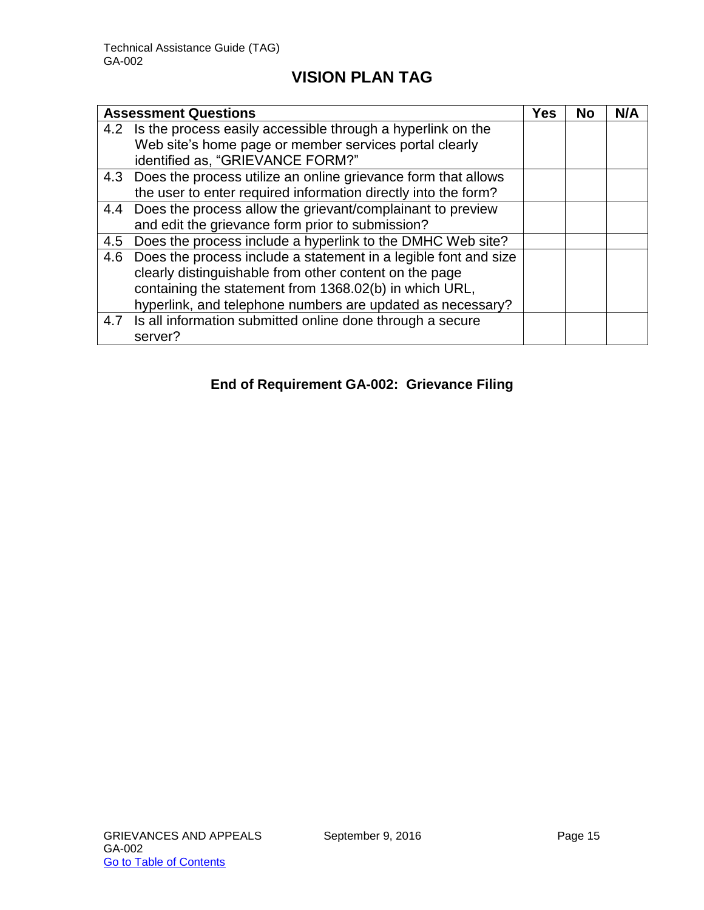## VISION PLAN TAG

| Assessment Questions | Yes | No | N/A |
|---|---|---|---|
| 4.2 Is the process easily accessible through a hyperlink on the Web site's home page or member services portal clearly identified as, "GRIEVANCE FORM?" | | | |
| 4.3 Does the process utilize an online grievance form that allows the user to enter required information directly into the form? | | | |
| 4.4 Does the process allow the grievant/complainant to preview and edit the grievance form prior to submission? | | | |
| 4.5 Does the process include a hyperlink to the DMHC Web site? | | | |
| 4.6 Does the process include a statement in a legible font and size clearly distinguishable from other content on the page containing the statement from 1368.02(b) in which URL, hyperlink, and telephone numbers are updated as necessary? | | | |
| 4.7 Is all information submitted online done through a secure server? | | | |

**End of Requirement GA-002: Grievance Filing**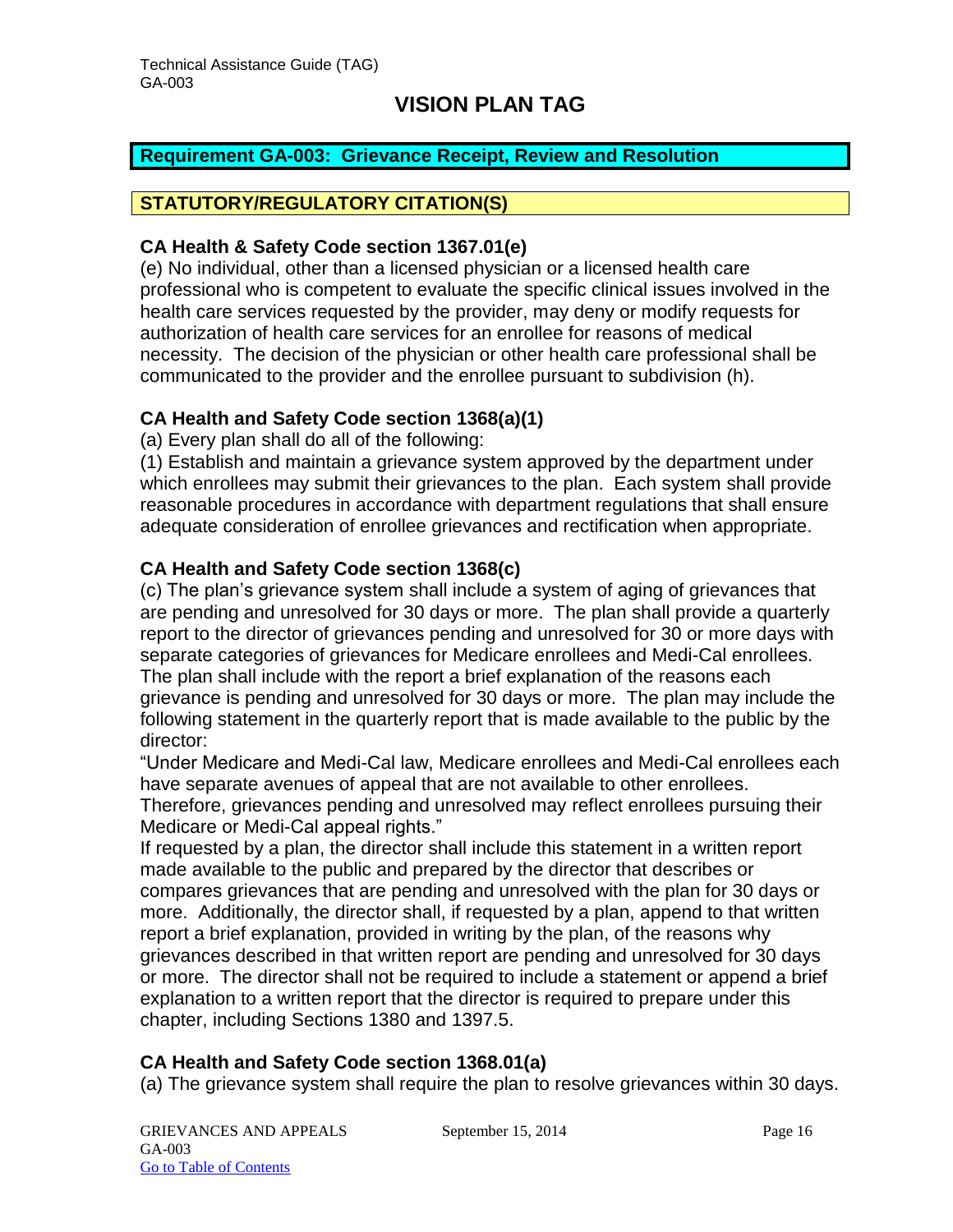# VISION PLAN TAG

## Requirement GA-003: Grievance Receipt, Review and Resolution

### STATUTORY/REGULATORY CITATION(S)

**CA Health & Safety Code section 1367.01(e)**

(e) No individual, other than a licensed physician or a licensed health care professional who is competent to evaluate the specific clinical issues involved in the health care services requested by the provider, may deny or modify requests for authorization of health care services for an enrollee for reasons of medical necessity. The decision of the physician or other health care professional shall be communicated to the provider and the enrollee pursuant to subdivision (h).

**CA Health and Safety Code section 1368(a)(1)**

(a) Every plan shall do all of the following:

(1) Establish and maintain a grievance system approved by the department under which enrollees may submit their grievances to the plan. Each system shall provide reasonable procedures in accordance with department regulations that shall ensure adequate consideration of enrollee grievances and rectification when appropriate.

**CA Health and Safety Code section 1368(c)**

(c) The plan's grievance system shall include a system of aging of grievances that are pending and unresolved for 30 days or more. The plan shall provide a quarterly report to the director of grievances pending and unresolved for 30 or more days with separate categories of grievances for Medicare enrollees and Medi-Cal enrollees. The plan shall include with the report a brief explanation of the reasons each grievance is pending and unresolved for 30 days or more. The plan may include the following statement in the quarterly report that is made available to the public by the director:

"Under Medicare and Medi-Cal law, Medicare enrollees and Medi-Cal enrollees each have separate avenues of appeal that are not available to other enrollees. Therefore, grievances pending and unresolved may reflect enrollees pursuing their Medicare or Medi-Cal appeal rights."

If requested by a plan, the director shall include this statement in a written report made available to the public and prepared by the director that describes or compares grievances that are pending and unresolved with the plan for 30 days or more. Additionally, the director shall, if requested by a plan, append to that written report a brief explanation, provided in writing by the plan, of the reasons why grievances described in that written report are pending and unresolved for 30 days or more. The director shall not be required to include a statement or append a brief explanation to a written report that the director is required to prepare under this chapter, including Sections 1380 and 1397.5.

**CA Health and Safety Code section 1368.01(a)**

(a) The grievance system shall require the plan to resolve grievances within 30 days.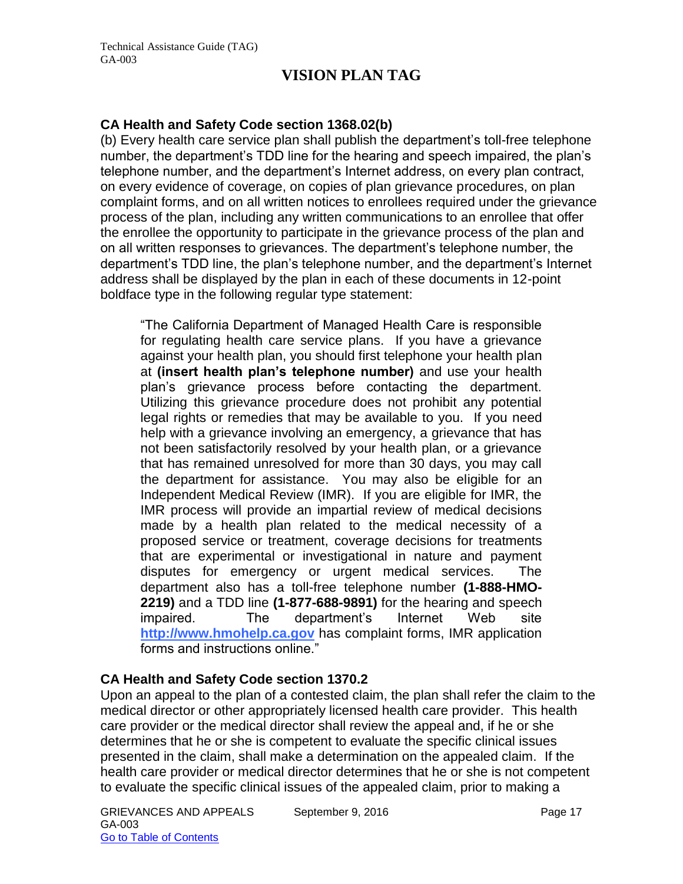## VISION PLAN TAG

### CA Health and Safety Code section 1368.02(b)

(b) Every health care service plan shall publish the department's toll-free telephone number, the department's TDD line for the hearing and speech impaired, the plan's telephone number, and the department's Internet address, on every plan contract, on every evidence of coverage, on copies of plan grievance procedures, on plan complaint forms, and on all written notices to enrollees required under the grievance process of the plan, including any written communications to an enrollee that offer the enrollee the opportunity to participate in the grievance process of the plan and on all written responses to grievances. The department's telephone number, the department's TDD line, the plan's telephone number, and the department's Internet address shall be displayed by the plan in each of these documents in 12-point boldface type in the following regular type statement:

> "The California Department of Managed Health Care is responsible for regulating health care service plans. If you have a grievance against your health plan, you should first telephone your health plan at **(insert health plan's telephone number)** and use your health plan's grievance process before contacting the department. Utilizing this grievance procedure does not prohibit any potential legal rights or remedies that may be available to you. If you need help with a grievance involving an emergency, a grievance that has not been satisfactorily resolved by your health plan, or a grievance that has remained unresolved for more than 30 days, you may call the department for assistance. You may also be eligible for an Independent Medical Review (IMR). If you are eligible for IMR, the IMR process will provide an impartial review of medical decisions made by a health plan related to the medical necessity of a proposed service or treatment, coverage decisions for treatments that are experimental or investigational in nature and payment disputes for emergency or urgent medical services. The department also has a toll-free telephone number **(1-888-HMO-2219)** and a TDD line **(1-877-688-9891)** for the hearing and speech impaired. The department's Internet Web site **http://www.hmohelp.ca.gov** has complaint forms, IMR application forms and instructions online."

### CA Health and Safety Code section 1370.2

Upon an appeal to the plan of a contested claim, the plan shall refer the claim to the medical director or other appropriately licensed health care provider. This health care provider or the medical director shall review the appeal and, if he or she determines that he or she is competent to evaluate the specific clinical issues presented in the claim, shall make a determination on the appealed claim. If the health care provider or medical director determines that he or she is not competent to evaluate the specific clinical issues of the appealed claim, prior to making a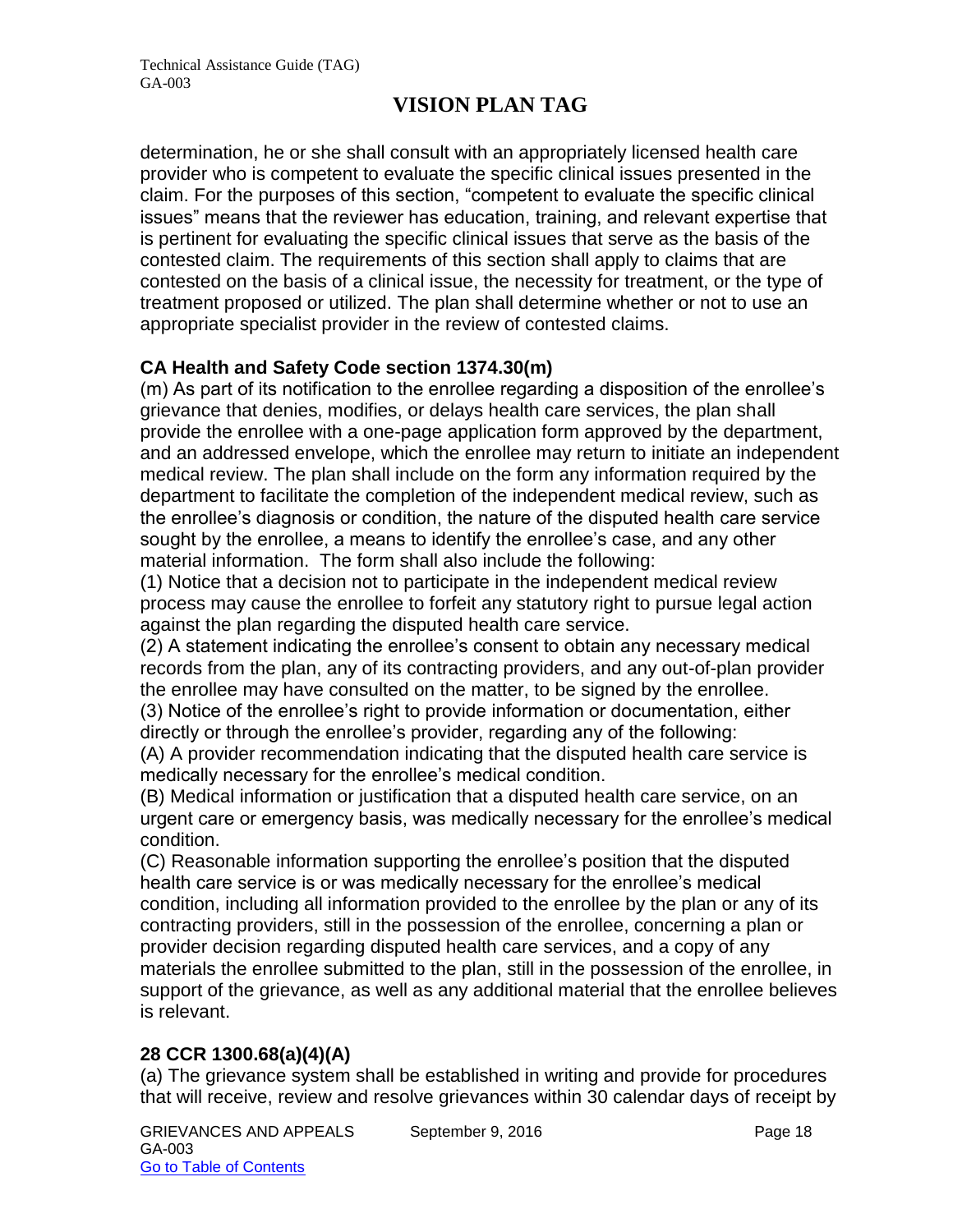determination, he or she shall consult with an appropriately licensed health care provider who is competent to evaluate the specific clinical issues presented in the claim. For the purposes of this section, "competent to evaluate the specific clinical issues" means that the reviewer has education, training, and relevant expertise that is pertinent for evaluating the specific clinical issues that serve as the basis of the contested claim. The requirements of this section shall apply to claims that are contested on the basis of a clinical issue, the necessity for treatment, or the type of treatment proposed or utilized. The plan shall determine whether or not to use an appropriate specialist provider in the review of contested claims.

**CA Health and Safety Code section 1374.30(m)**

(m) As part of its notification to the enrollee regarding a disposition of the enrollee's grievance that denies, modifies, or delays health care services, the plan shall provide the enrollee with a one-page application form approved by the department, and an addressed envelope, which the enrollee may return to initiate an independent medical review. The plan shall include on the form any information required by the department to facilitate the completion of the independent medical review, such as the enrollee's diagnosis or condition, the nature of the disputed health care service sought by the enrollee, a means to identify the enrollee's case, and any other material information. The form shall also include the following:

(1) Notice that a decision not to participate in the independent medical review process may cause the enrollee to forfeit any statutory right to pursue legal action against the plan regarding the disputed health care service.

(2) A statement indicating the enrollee's consent to obtain any necessary medical records from the plan, any of its contracting providers, and any out-of-plan provider the enrollee may have consulted on the matter, to be signed by the enrollee.

(3) Notice of the enrollee's right to provide information or documentation, either directly or through the enrollee's provider, regarding any of the following:

(A) A provider recommendation indicating that the disputed health care service is medically necessary for the enrollee's medical condition.

(B) Medical information or justification that a disputed health care service, on an urgent care or emergency basis, was medically necessary for the enrollee's medical condition.

(C) Reasonable information supporting the enrollee's position that the disputed health care service is or was medically necessary for the enrollee's medical condition, including all information provided to the enrollee by the plan or any of its contracting providers, still in the possession of the enrollee, concerning a plan or provider decision regarding disputed health care services, and a copy of any materials the enrollee submitted to the plan, still in the possession of the enrollee, in support of the grievance, as well as any additional material that the enrollee believes is relevant.

**28 CCR 1300.68(a)(4)(A)**

(a) The grievance system shall be established in writing and provide for procedures that will receive, review and resolve grievances within 30 calendar days of receipt by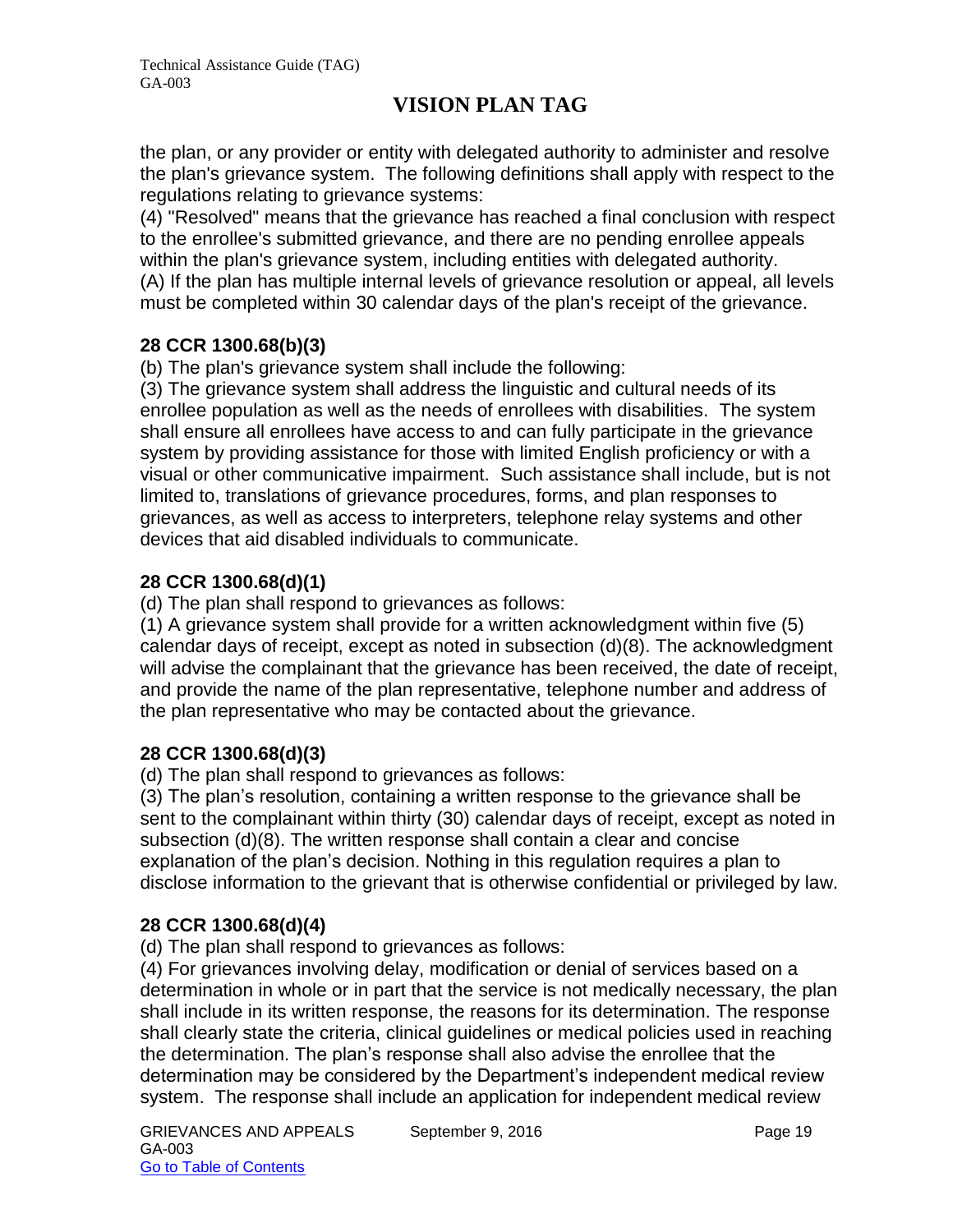the plan, or any provider or entity with delegated authority to administer and resolve the plan's grievance system. The following definitions shall apply with respect to the regulations relating to grievance systems:

(4) "Resolved" means that the grievance has reached a final conclusion with respect to the enrollee's submitted grievance, and there are no pending enrollee appeals within the plan's grievance system, including entities with delegated authority.

(A) If the plan has multiple internal levels of grievance resolution or appeal, all levels must be completed within 30 calendar days of the plan's receipt of the grievance.

**28 CCR 1300.68(b)(3)**

(b) The plan's grievance system shall include the following:

(3) The grievance system shall address the linguistic and cultural needs of its enrollee population as well as the needs of enrollees with disabilities. The system shall ensure all enrollees have access to and can fully participate in the grievance system by providing assistance for those with limited English proficiency or with a visual or other communicative impairment. Such assistance shall include, but is not limited to, translations of grievance procedures, forms, and plan responses to grievances, as well as access to interpreters, telephone relay systems and other devices that aid disabled individuals to communicate.

**28 CCR 1300.68(d)(1)**

(d) The plan shall respond to grievances as follows:

(1) A grievance system shall provide for a written acknowledgment within five (5) calendar days of receipt, except as noted in subsection (d)(8). The acknowledgment will advise the complainant that the grievance has been received, the date of receipt, and provide the name of the plan representative, telephone number and address of the plan representative who may be contacted about the grievance.

**28 CCR 1300.68(d)(3)**

(d) The plan shall respond to grievances as follows:

(3) The plan's resolution, containing a written response to the grievance shall be sent to the complainant within thirty (30) calendar days of receipt, except as noted in subsection (d)(8). The written response shall contain a clear and concise explanation of the plan's decision. Nothing in this regulation requires a plan to disclose information to the grievant that is otherwise confidential or privileged by law.

**28 CCR 1300.68(d)(4)**

(d) The plan shall respond to grievances as follows:

(4) For grievances involving delay, modification or denial of services based on a determination in whole or in part that the service is not medically necessary, the plan shall include in its written response, the reasons for its determination. The response shall clearly state the criteria, clinical guidelines or medical policies used in reaching the determination. The plan's response shall also advise the enrollee that the determination may be considered by the Department's independent medical review system. The response shall include an application for independent medical review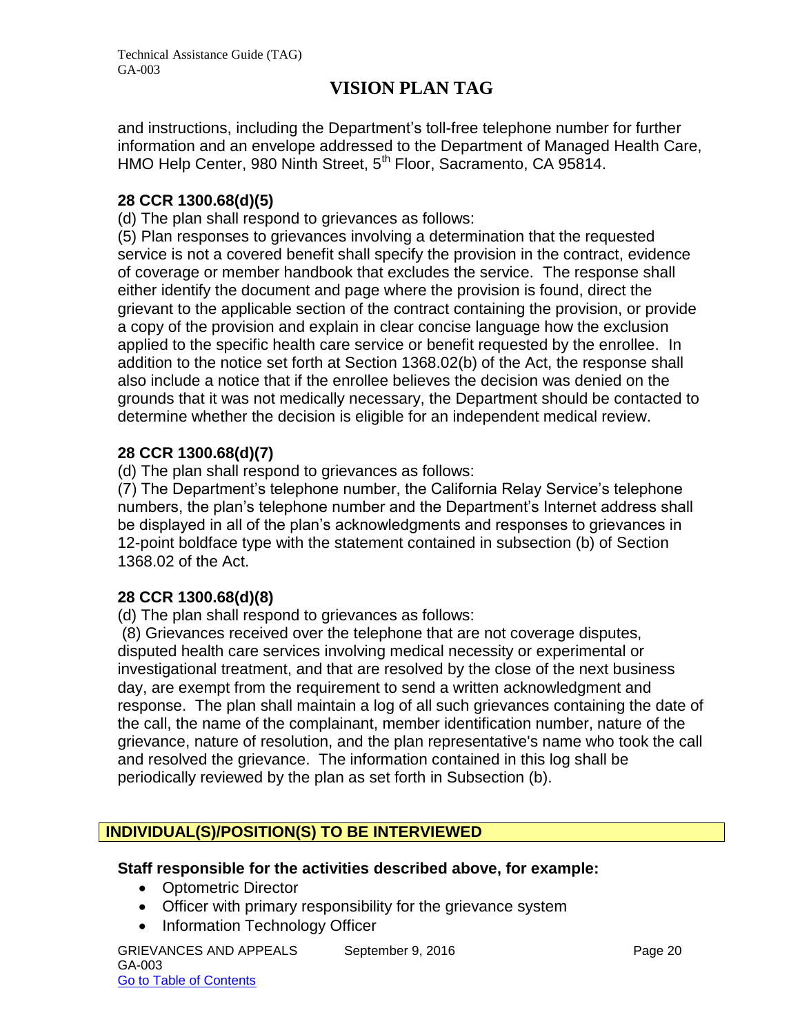and instructions, including the Department's toll-free telephone number for further information and an envelope addressed to the Department of Managed Health Care, HMO Help Center, 980 Ninth Street, 5th Floor, Sacramento, CA 95814.

**28 CCR 1300.68(d)(5)**

(d) The plan shall respond to grievances as follows:

(5) Plan responses to grievances involving a determination that the requested service is not a covered benefit shall specify the provision in the contract, evidence of coverage or member handbook that excludes the service. The response shall either identify the document and page where the provision is found, direct the grievant to the applicable section of the contract containing the provision, or provide a copy of the provision and explain in clear concise language how the exclusion applied to the specific health care service or benefit requested by the enrollee. In addition to the notice set forth at Section 1368.02(b) of the Act, the response shall also include a notice that if the enrollee believes the decision was denied on the grounds that it was not medically necessary, the Department should be contacted to determine whether the decision is eligible for an independent medical review.

**28 CCR 1300.68(d)(7)**

(d) The plan shall respond to grievances as follows:

(7) The Department's telephone number, the California Relay Service's telephone numbers, the plan's telephone number and the Department's Internet address shall be displayed in all of the plan's acknowledgments and responses to grievances in 12-point boldface type with the statement contained in subsection (b) of Section 1368.02 of the Act.

**28 CCR 1300.68(d)(8)**

(d) The plan shall respond to grievances as follows:

(8) Grievances received over the telephone that are not coverage disputes, disputed health care services involving medical necessity or experimental or investigational treatment, and that are resolved by the close of the next business day, are exempt from the requirement to send a written acknowledgment and response. The plan shall maintain a log of all such grievances containing the date of the call, the name of the complainant, member identification number, nature of the grievance, nature of resolution, and the plan representative's name who took the call and resolved the grievance. The information contained in this log shall be periodically reviewed by the plan as set forth in Subsection (b).

## INDIVIDUAL(S)/POSITION(S) TO BE INTERVIEWED

**Staff responsible for the activities described above, for example:**

- Optometric Director
- Officer with primary responsibility for the grievance system
- Information Technology Officer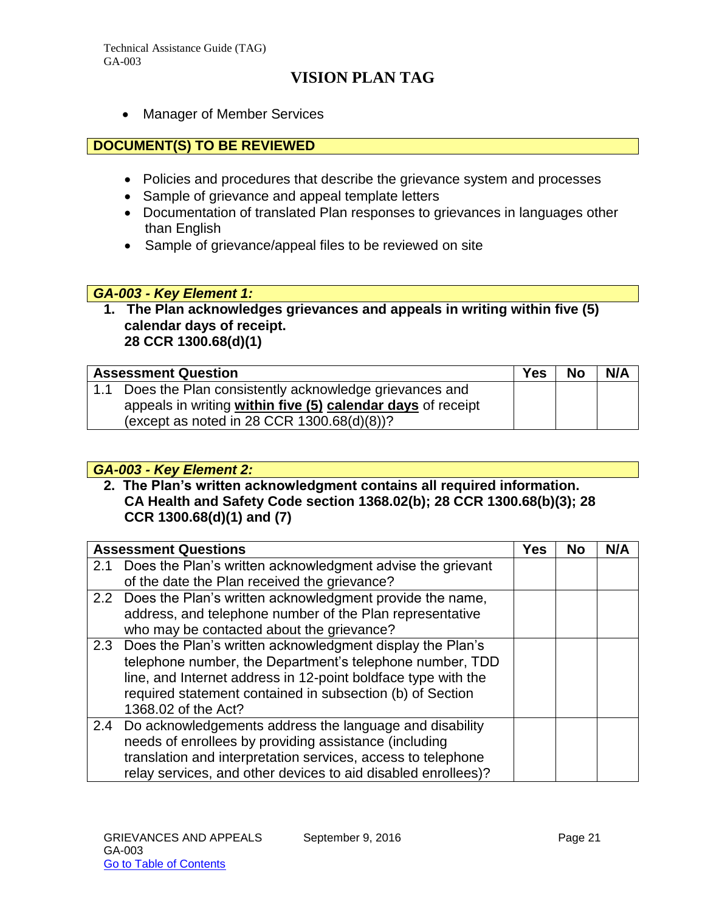- Manager of Member Services

**DOCUMENT(S) TO BE REVIEWED**

- Policies and procedures that describe the grievance system and processes
- Sample of grievance and appeal template letters
- Documentation of translated Plan responses to grievances in languages other than English
- Sample of grievance/appeal files to be reviewed on site

***GA-003 - Key Element 1:***

**1. The Plan acknowledges grievances and appeals in writing within five (5) calendar days of receipt.**
**28 CCR 1300.68(d)(1)**

| Assessment Question | Yes | No | N/A |
|---|---|---|---|
| 1.1 Does the Plan consistently acknowledge grievances and appeals in writing **within five (5) calendar days** of receipt (except as noted in 28 CCR 1300.68(d)(8))? | | | |

***GA-003 - Key Element 2:***

**2. The Plan's written acknowledgment contains all required information.**
**CA Health and Safety Code section 1368.02(b); 28 CCR 1300.68(b)(3); 28 CCR 1300.68(d)(1) and (7)**

| Assessment Questions | Yes | No | N/A |
|---|---|---|---|
| 2.1 Does the Plan's written acknowledgment advise the grievant of the date the Plan received the grievance? | | | |
| 2.2 Does the Plan's written acknowledgment provide the name, address, and telephone number of the Plan representative who may be contacted about the grievance? | | | |
| 2.3 Does the Plan's written acknowledgment display the Plan's telephone number, the Department's telephone number, TDD line, and Internet address in 12-point boldface type with the required statement contained in subsection (b) of Section 1368.02 of the Act? | | | |
| 2.4 Do acknowledgements address the language and disability needs of enrollees by providing assistance (including translation and interpretation services, access to telephone relay services, and other devices to aid disabled enrollees)? | | | |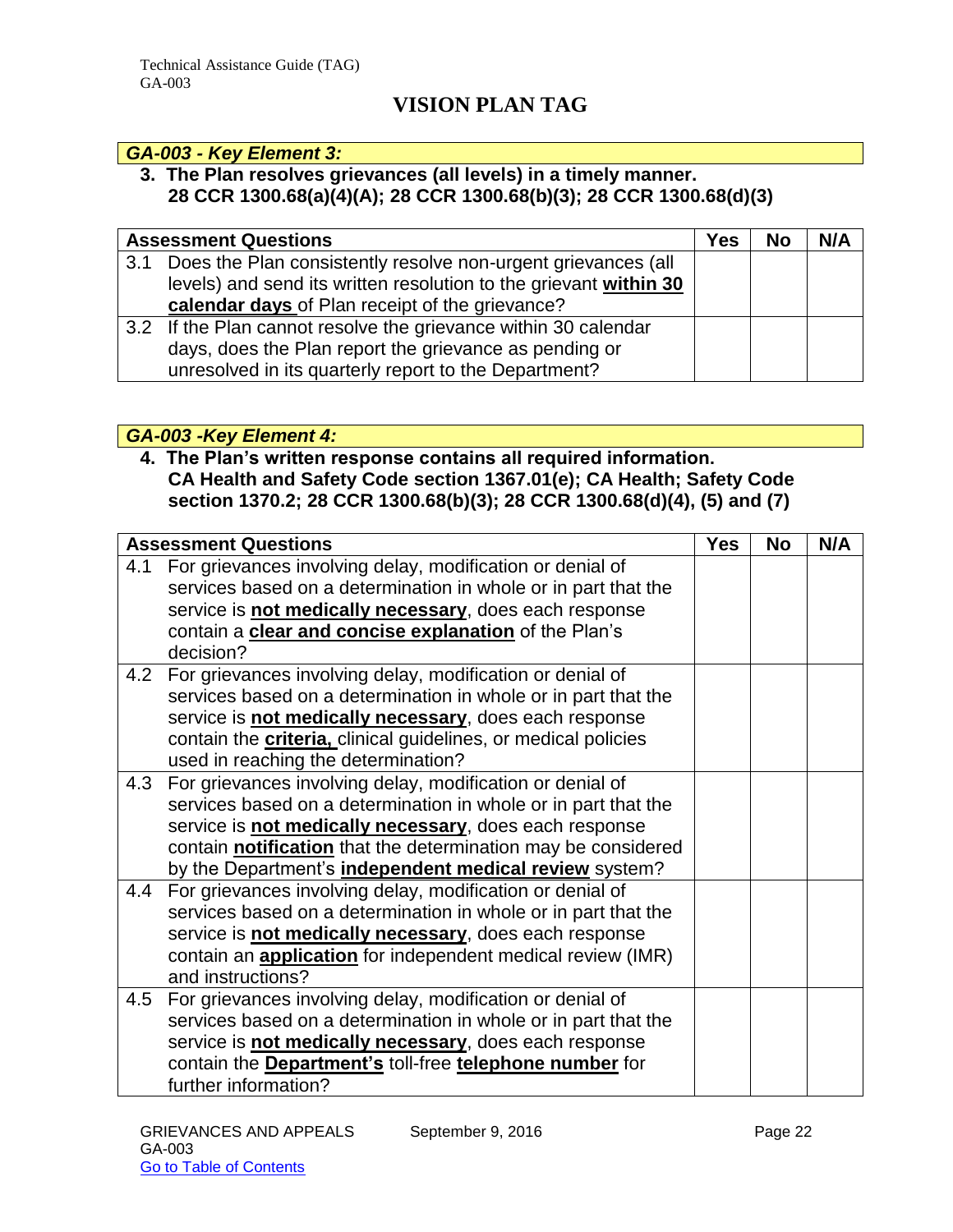## VISION PLAN TAG

***GA-003 - Key Element 3:***

**3. The Plan resolves grievances (all levels) in a timely manner.
28 CCR 1300.68(a)(4)(A); 28 CCR 1300.68(b)(3); 28 CCR 1300.68(d)(3)**

| Assessment Questions | Yes | No | N/A |
|---|---|---|---|
| 3.1 Does the Plan consistently resolve non-urgent grievances (all levels) and send its written resolution to the grievant **<u>within 30 calendar days</u>** of Plan receipt of the grievance? | | | |
| 3.2 If the Plan cannot resolve the grievance within 30 calendar days, does the Plan report the grievance as pending or unresolved in its quarterly report to the Department? | | | |

***GA-003 -Key Element 4:***

**4. The Plan's written response contains all required information.
CA Health and Safety Code section 1367.01(e); CA Health; Safety Code section 1370.2; 28 CCR 1300.68(b)(3); 28 CCR 1300.68(d)(4), (5) and (7)**

| Assessment Questions | Yes | No | N/A |
|---|---|---|---|
| 4.1 For grievances involving delay, modification or denial of services based on a determination in whole or in part that the service is **<u>not medically necessary</u>**, does each response contain a **<u>clear and concise explanation</u>** of the Plan's decision? | | | |
| 4.2 For grievances involving delay, modification or denial of services based on a determination in whole or in part that the service is **<u>not medically necessary</u>**, does each response contain the **<u>criteria,</u>** clinical guidelines, or medical policies used in reaching the determination? | | | |
| 4.3 For grievances involving delay, modification or denial of services based on a determination in whole or in part that the service is **<u>not medically necessary</u>**, does each response contain **<u>notification</u>** that the determination may be considered by the Department's **<u>independent medical review</u>** system? | | | |
| 4.4 For grievances involving delay, modification or denial of services based on a determination in whole or in part that the service is **<u>not medically necessary</u>**, does each response contain an **<u>application</u>** for independent medical review (IMR) and instructions? | | | |
| 4.5 For grievances involving delay, modification or denial of services based on a determination in whole or in part that the service is **<u>not medically necessary</u>**, does each response contain the **<u>Department's</u>** toll-free **<u>telephone number</u>** for further information? | | | |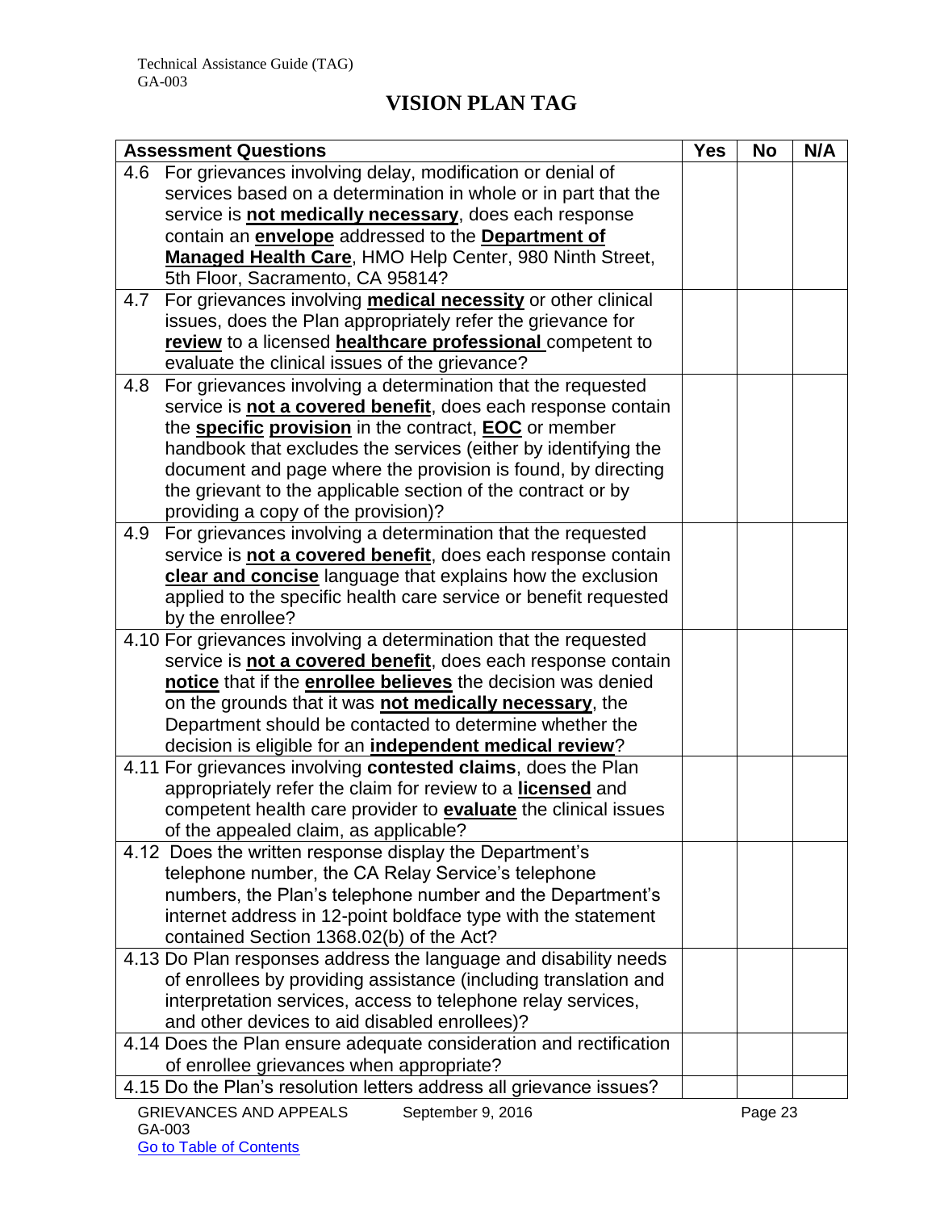# VISION PLAN TAG

| Assessment Questions | Yes | No | N/A |
|---|---|---|---|
| 4.6 For grievances involving delay, modification or denial of services based on a determination in whole or in part that the service is **not medically necessary**, does each response contain an **envelope** addressed to the **Department of Managed Health Care**, HMO Help Center, 980 Ninth Street, 5th Floor, Sacramento, CA 95814? | | | |
| 4.7 For grievances involving **medical necessity** or other clinical issues, does the Plan appropriately refer the grievance for **review** to a licensed **healthcare professional** competent to evaluate the clinical issues of the grievance? | | | |
| 4.8 For grievances involving a determination that the requested service is **not a covered benefit**, does each response contain the **specific provision** in the contract, **EOC** or member handbook that excludes the services (either by identifying the document and page where the provision is found, by directing the grievant to the applicable section of the contract or by providing a copy of the provision)? | | | |
| 4.9 For grievances involving a determination that the requested service is **not a covered benefit**, does each response contain **clear and concise** language that explains how the exclusion applied to the specific health care service or benefit requested by the enrollee? | | | |
| 4.10 For grievances involving a determination that the requested service is **not a covered benefit**, does each response contain **notice** that if the **enrollee believes** the decision was denied on the grounds that it was **not medically necessary**, the Department should be contacted to determine whether the decision is eligible for an **independent medical review**? | | | |
| 4.11 For grievances involving **contested claims**, does the Plan appropriately refer the claim for review to a **licensed** and competent health care provider to **evaluate** the clinical issues of the appealed claim, as applicable? | | | |
| 4.12 Does the written response display the Department's telephone number, the CA Relay Service's telephone numbers, the Plan's telephone number and the Department's internet address in 12-point boldface type with the statement contained Section 1368.02(b) of the Act? | | | |
| 4.13 Do Plan responses address the language and disability needs of enrollees by providing assistance (including translation and interpretation services, access to telephone relay services, and other devices to aid disabled enrollees)? | | | |
| 4.14 Does the Plan ensure adequate consideration and rectification of enrollee grievances when appropriate? | | | |
| 4.15 Do the Plan's resolution letters address all grievance issues? | | | |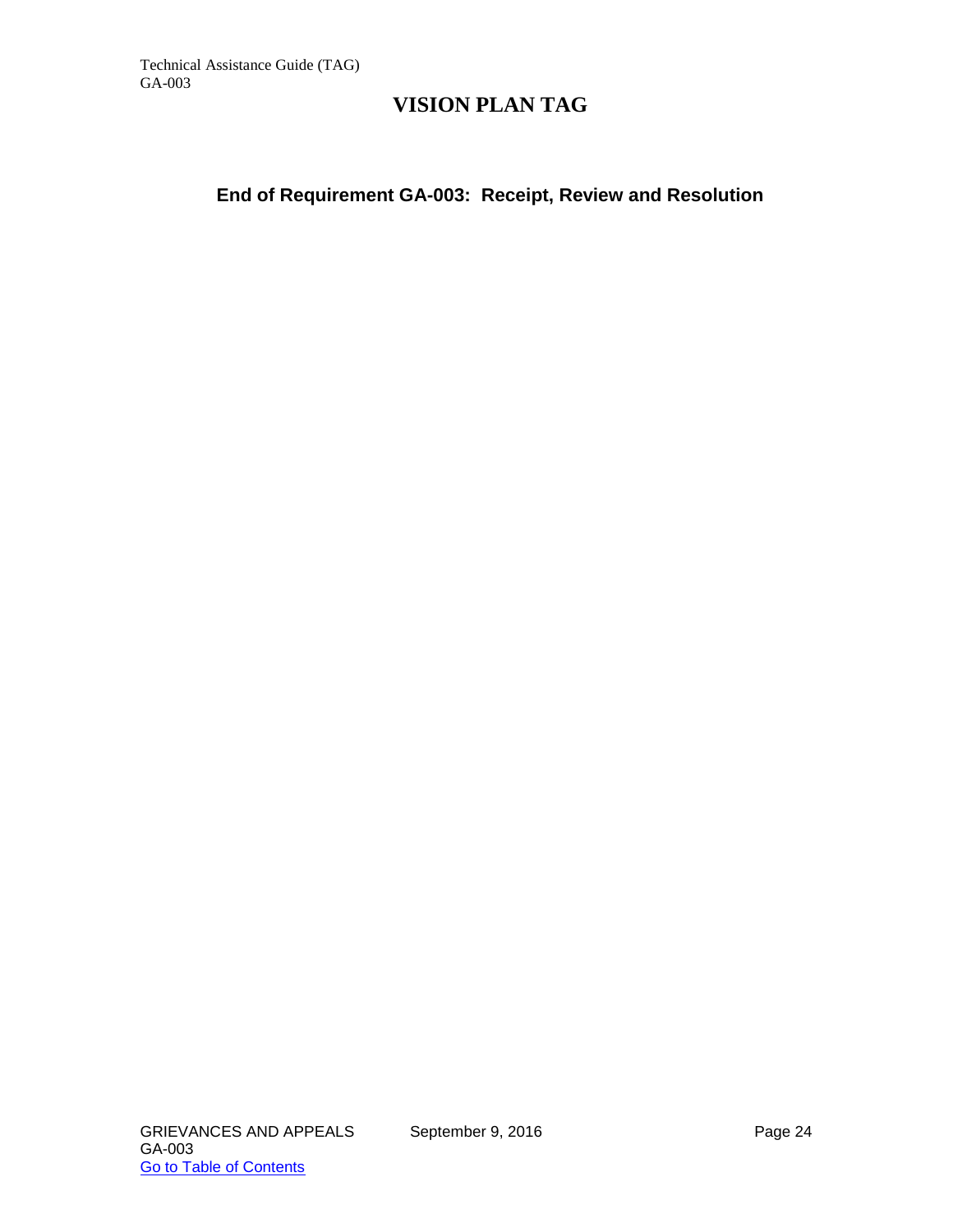**End of Requirement GA-003: Receipt, Review and Resolution**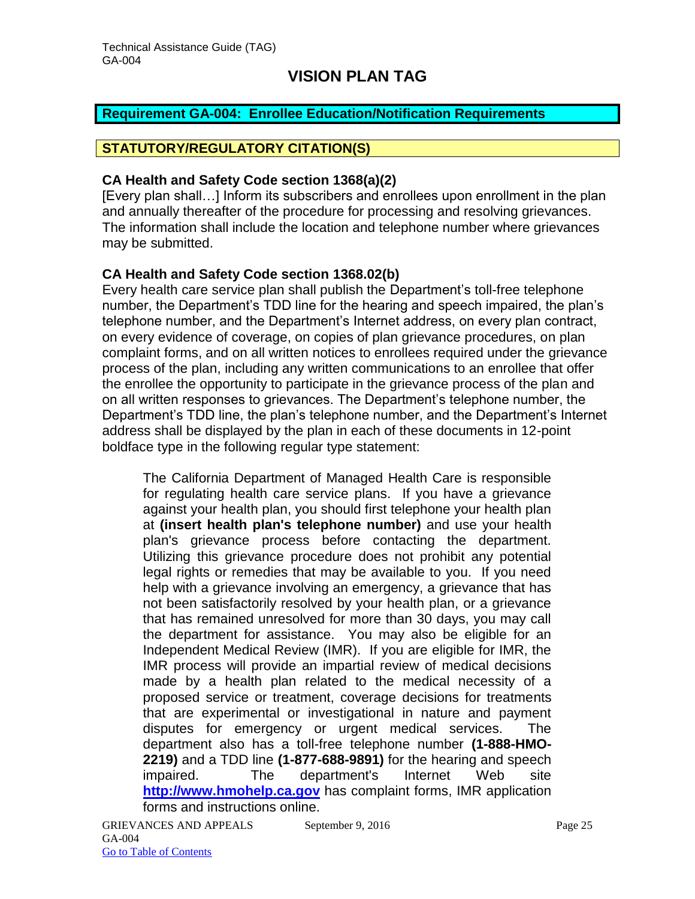# VISION PLAN TAG

## Requirement GA-004: Enrollee Education/Notification Requirements

### STATUTORY/REGULATORY CITATION(S)

**CA Health and Safety Code section 1368(a)(2)**

[Every plan shall…] Inform its subscribers and enrollees upon enrollment in the plan and annually thereafter of the procedure for processing and resolving grievances. The information shall include the location and telephone number where grievances may be submitted.

**CA Health and Safety Code section 1368.02(b)**

Every health care service plan shall publish the Department's toll-free telephone number, the Department's TDD line for the hearing and speech impaired, the plan's telephone number, and the Department's Internet address, on every plan contract, on every evidence of coverage, on copies of plan grievance procedures, on plan complaint forms, and on all written notices to enrollees required under the grievance process of the plan, including any written communications to an enrollee that offer the enrollee the opportunity to participate in the grievance process of the plan and on all written responses to grievances. The Department's telephone number, the Department's TDD line, the plan's telephone number, and the Department's Internet address shall be displayed by the plan in each of these documents in 12-point boldface type in the following regular type statement:

> The California Department of Managed Health Care is responsible for regulating health care service plans. If you have a grievance against your health plan, you should first telephone your health plan at **(insert health plan's telephone number)** and use your health plan's grievance process before contacting the department. Utilizing this grievance procedure does not prohibit any potential legal rights or remedies that may be available to you. If you need help with a grievance involving an emergency, a grievance that has not been satisfactorily resolved by your health plan, or a grievance that has remained unresolved for more than 30 days, you may call the department for assistance. You may also be eligible for an Independent Medical Review (IMR). If you are eligible for IMR, the IMR process will provide an impartial review of medical decisions made by a health plan related to the medical necessity of a proposed service or treatment, coverage decisions for treatments that are experimental or investigational in nature and payment disputes for emergency or urgent medical services. The department also has a toll-free telephone number **(1-888-HMO-2219)** and a TDD line **(1-877-688-9891)** for the hearing and speech impaired. The department's Internet Web site **[http://www.hmohelp.ca.gov](http://www.hmohelp.ca.gov)** has complaint forms, IMR application forms and instructions online.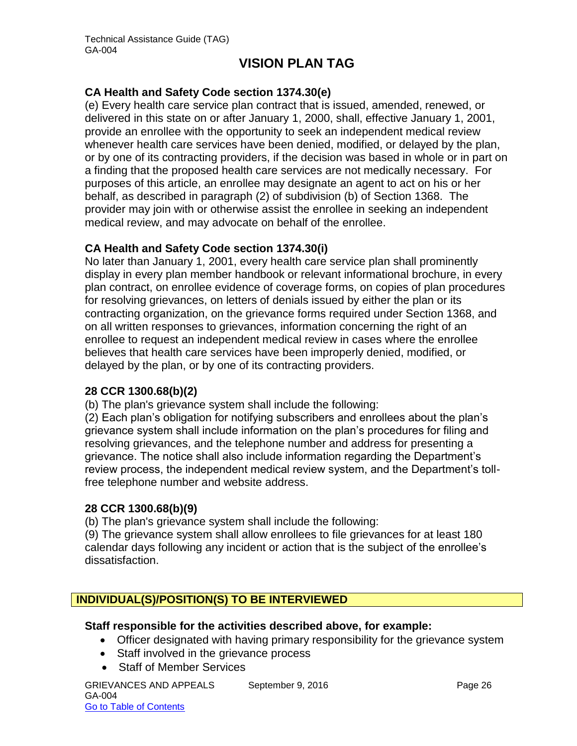### CA Health and Safety Code section 1374.30(e)

(e) Every health care service plan contract that is issued, amended, renewed, or delivered in this state on or after January 1, 2000, shall, effective January 1, 2001, provide an enrollee with the opportunity to seek an independent medical review whenever health care services have been denied, modified, or delayed by the plan, or by one of its contracting providers, if the decision was based in whole or in part on a finding that the proposed health care services are not medically necessary. For purposes of this article, an enrollee may designate an agent to act on his or her behalf, as described in paragraph (2) of subdivision (b) of Section 1368. The provider may join with or otherwise assist the enrollee in seeking an independent medical review, and may advocate on behalf of the enrollee.

### CA Health and Safety Code section 1374.30(i)

No later than January 1, 2001, every health care service plan shall prominently display in every plan member handbook or relevant informational brochure, in every plan contract, on enrollee evidence of coverage forms, on copies of plan procedures for resolving grievances, on letters of denials issued by either the plan or its contracting organization, on the grievance forms required under Section 1368, and on all written responses to grievances, information concerning the right of an enrollee to request an independent medical review in cases where the enrollee believes that health care services have been improperly denied, modified, or delayed by the plan, or by one of its contracting providers.

### 28 CCR 1300.68(b)(2)

(b) The plan's grievance system shall include the following:

(2) Each plan's obligation for notifying subscribers and enrollees about the plan's grievance system shall include information on the plan's procedures for filing and resolving grievances, and the telephone number and address for presenting a grievance. The notice shall also include information regarding the Department's review process, the independent medical review system, and the Department's toll-free telephone number and website address.

### 28 CCR 1300.68(b)(9)

(b) The plan's grievance system shall include the following:

(9) The grievance system shall allow enrollees to file grievances for at least 180 calendar days following any incident or action that is the subject of the enrollee's dissatisfaction.

## INDIVIDUAL(S)/POSITION(S) TO BE INTERVIEWED

**Staff responsible for the activities described above, for example:**

- Officer designated with having primary responsibility for the grievance system
- Staff involved in the grievance process
- Staff of Member Services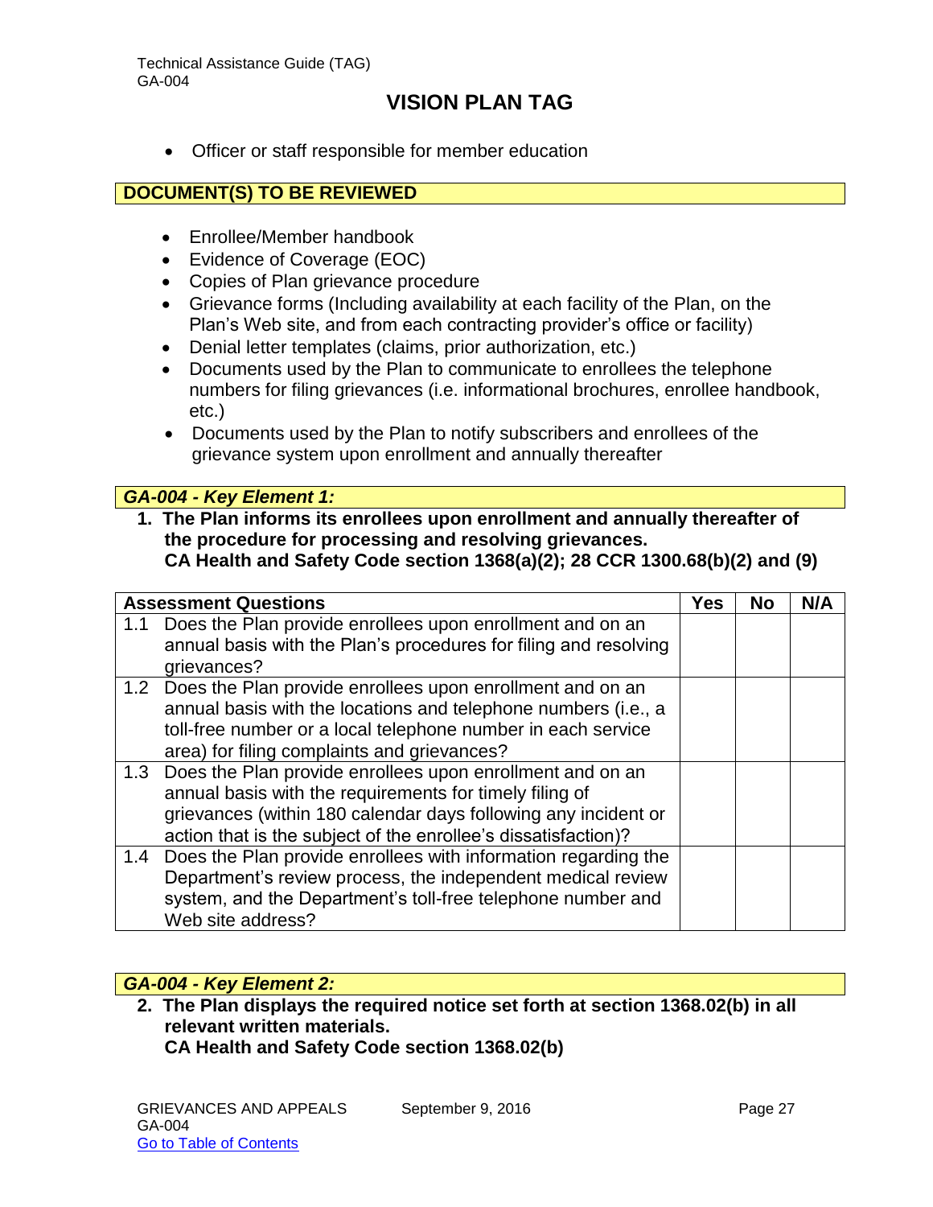- Officer or staff responsible for member education

**DOCUMENT(S) TO BE REVIEWED**

- Enrollee/Member handbook
- Evidence of Coverage (EOC)
- Copies of Plan grievance procedure
- Grievance forms (Including availability at each facility of the Plan, on the Plan's Web site, and from each contracting provider's office or facility)
- Denial letter templates (claims, prior authorization, etc.)
- Documents used by the Plan to communicate to enrollees the telephone numbers for filing grievances (i.e. informational brochures, enrollee handbook, etc.)
- Documents used by the Plan to notify subscribers and enrollees of the grievance system upon enrollment and annually thereafter

***GA-004 - Key Element 1:***

**1. The Plan informs its enrollees upon enrollment and annually thereafter of the procedure for processing and resolving grievances.**
**CA Health and Safety Code section 1368(a)(2); 28 CCR 1300.68(b)(2) and (9)**

| Assessment Questions | Yes | No | N/A |
|---|---|---|---|
| 1.1 Does the Plan provide enrollees upon enrollment and on an annual basis with the Plan's procedures for filing and resolving grievances? | | | |
| 1.2 Does the Plan provide enrollees upon enrollment and on an annual basis with the locations and telephone numbers (i.e., a toll-free number or a local telephone number in each service area) for filing complaints and grievances? | | | |
| 1.3 Does the Plan provide enrollees upon enrollment and on an annual basis with the requirements for timely filing of grievances (within 180 calendar days following any incident or action that is the subject of the enrollee's dissatisfaction)? | | | |
| 1.4 Does the Plan provide enrollees with information regarding the Department's review process, the independent medical review system, and the Department's toll-free telephone number and Web site address? | | | |

***GA-004 - Key Element 2:***

**2. The Plan displays the required notice set forth at section 1368.02(b) in all relevant written materials.**
**CA Health and Safety Code section 1368.02(b)**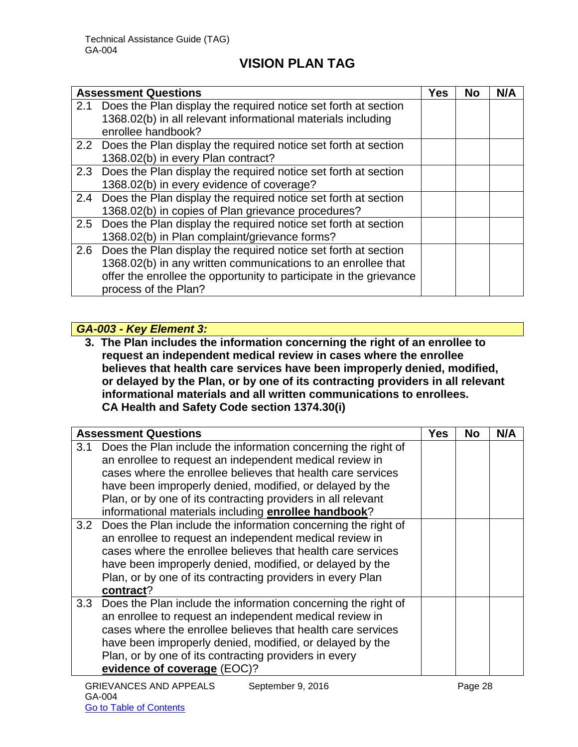| Assessment Questions | Yes | No | N/A |
|---|---|---|---|
| 2.1 Does the Plan display the required notice set forth at section 1368.02(b) in all relevant informational materials including enrollee handbook? | | | |
| 2.2 Does the Plan display the required notice set forth at section 1368.02(b) in every Plan contract? | | | |
| 2.3 Does the Plan display the required notice set forth at section 1368.02(b) in every evidence of coverage? | | | |
| 2.4 Does the Plan display the required notice set forth at section 1368.02(b) in copies of Plan grievance procedures? | | | |
| 2.5 Does the Plan display the required notice set forth at section 1368.02(b) in Plan complaint/grievance forms? | | | |
| 2.6 Does the Plan display the required notice set forth at section 1368.02(b) in any written communications to an enrollee that offer the enrollee the opportunity to participate in the grievance process of the Plan? | | | |

***GA-003 - Key Element 3:***

**3. The Plan includes the information concerning the right of an enrollee to request an independent medical review in cases where the enrollee believes that health care services have been improperly denied, modified, or delayed by the Plan, or by one of its contracting providers in all relevant informational materials and all written communications to enrollees. CA Health and Safety Code section 1374.30(i)**

| Assessment Questions | Yes | No | N/A |
|---|---|---|---|
| 3.1 Does the Plan include the information concerning the right of an enrollee to request an independent medical review in cases where the enrollee believes that health care services have been improperly denied, modified, or delayed by the Plan, or by one of its contracting providers in all relevant informational materials including **enrollee handbook**? | | | |
| 3.2 Does the Plan include the information concerning the right of an enrollee to request an independent medical review in cases where the enrollee believes that health care services have been improperly denied, modified, or delayed by the Plan, or by one of its contracting providers in every Plan **contract**? | | | |
| 3.3 Does the Plan include the information concerning the right of an enrollee to request an independent medical review in cases where the enrollee believes that health care services have been improperly denied, modified, or delayed by the Plan, or by one of its contracting providers in every **evidence of coverage** (EOC)? | | | |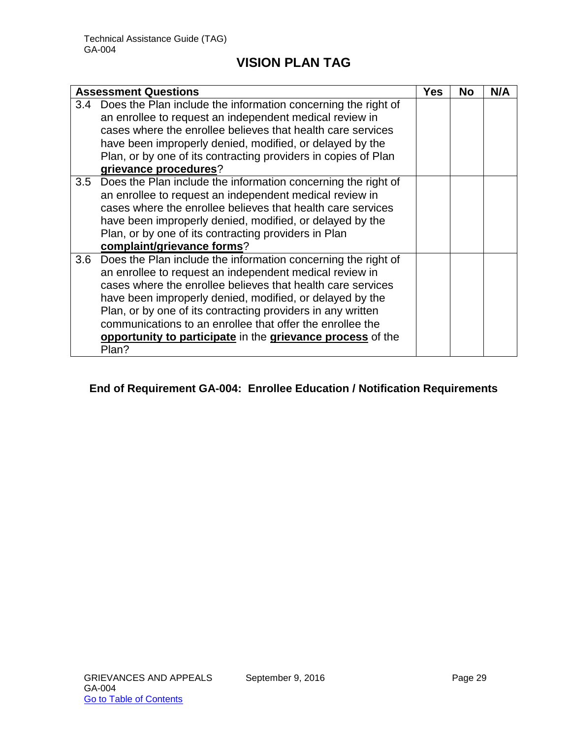## VISION PLAN TAG

| Assessment Questions | Yes | No | N/A |
|---|---|---|---|
| 3.4 Does the Plan include the information concerning the right of an enrollee to request an independent medical review in cases where the enrollee believes that health care services have been improperly denied, modified, or delayed by the Plan, or by one of its contracting providers in copies of Plan **grievance procedures**? | | | |
| 3.5 Does the Plan include the information concerning the right of an enrollee to request an independent medical review in cases where the enrollee believes that health care services have been improperly denied, modified, or delayed by the Plan, or by one of its contracting providers in Plan **complaint/grievance forms**? | | | |
| 3.6 Does the Plan include the information concerning the right of an enrollee to request an independent medical review in cases where the enrollee believes that health care services have been improperly denied, modified, or delayed by the Plan, or by one of its contracting providers in any written communications to an enrollee that offer the enrollee the **opportunity to participate** in the **grievance process** of the Plan? | | | |

**End of Requirement GA-004: Enrollee Education / Notification Requirements**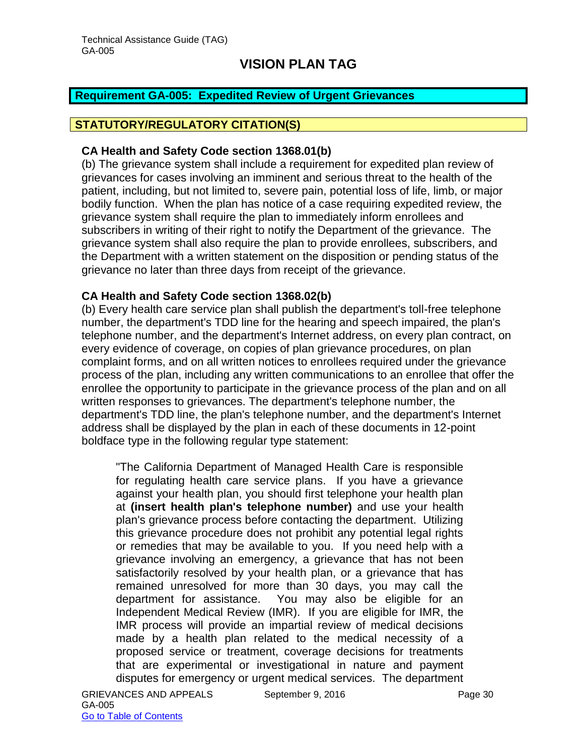## Requirement GA-005: Expedited Review of Urgent Grievances

### STATUTORY/REGULATORY CITATION(S)

**CA Health and Safety Code section 1368.01(b)**

(b) The grievance system shall include a requirement for expedited plan review of grievances for cases involving an imminent and serious threat to the health of the patient, including, but not limited to, severe pain, potential loss of life, limb, or major bodily function. When the plan has notice of a case requiring expedited review, the grievance system shall require the plan to immediately inform enrollees and subscribers in writing of their right to notify the Department of the grievance. The grievance system shall also require the plan to provide enrollees, subscribers, and the Department with a written statement on the disposition or pending status of the grievance no later than three days from receipt of the grievance.

**CA Health and Safety Code section 1368.02(b)**

(b) Every health care service plan shall publish the department's toll-free telephone number, the department's TDD line for the hearing and speech impaired, the plan's telephone number, and the department's Internet address, on every plan contract, on every evidence of coverage, on copies of plan grievance procedures, on plan complaint forms, and on all written notices to enrollees required under the grievance process of the plan, including any written communications to an enrollee that offer the enrollee the opportunity to participate in the grievance process of the plan and on all written responses to grievances. The department's telephone number, the department's TDD line, the plan's telephone number, and the department's Internet address shall be displayed by the plan in each of these documents in 12-point boldface type in the following regular type statement:

> "The California Department of Managed Health Care is responsible for regulating health care service plans. If you have a grievance against your health plan, you should first telephone your health plan at **(insert health plan's telephone number)** and use your health plan's grievance process before contacting the department. Utilizing this grievance procedure does not prohibit any potential legal rights or remedies that may be available to you. If you need help with a grievance involving an emergency, a grievance that has not been satisfactorily resolved by your health plan, or a grievance that has remained unresolved for more than 30 days, you may call the department for assistance. You may also be eligible for an Independent Medical Review (IMR). If you are eligible for IMR, the IMR process will provide an impartial review of medical decisions made by a health plan related to the medical necessity of a proposed service or treatment, coverage decisions for treatments that are experimental or investigational in nature and payment disputes for emergency or urgent medical services. The department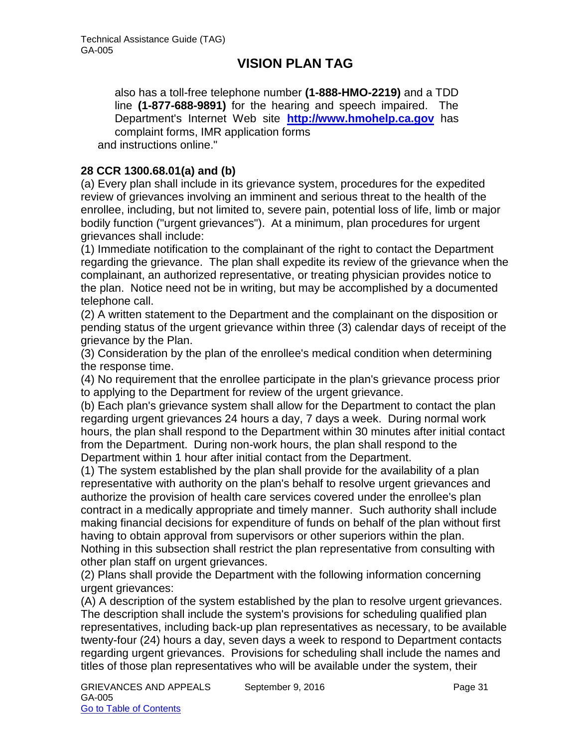also has a toll-free telephone number **(1-888-HMO-2219)** and a TDD line **(1-877-688-9891)** for the hearing and speech impaired. The Department's Internet Web site **[http://www.hmohelp.ca.gov](http://www.hmohelp.ca.gov)** has complaint forms, IMR application forms and instructions online."

**28 CCR 1300.68.01(a) and (b)**

(a) Every plan shall include in its grievance system, procedures for the expedited review of grievances involving an imminent and serious threat to the health of the enrollee, including, but not limited to, severe pain, potential loss of life, limb or major bodily function ("urgent grievances"). At a minimum, plan procedures for urgent grievances shall include:

(1) Immediate notification to the complainant of the right to contact the Department regarding the grievance. The plan shall expedite its review of the grievance when the complainant, an authorized representative, or treating physician provides notice to the plan. Notice need not be in writing, but may be accomplished by a documented telephone call.

(2) A written statement to the Department and the complainant on the disposition or pending status of the urgent grievance within three (3) calendar days of receipt of the grievance by the Plan.

(3) Consideration by the plan of the enrollee's medical condition when determining the response time.

(4) No requirement that the enrollee participate in the plan's grievance process prior to applying to the Department for review of the urgent grievance.

(b) Each plan's grievance system shall allow for the Department to contact the plan regarding urgent grievances 24 hours a day, 7 days a week. During normal work hours, the plan shall respond to the Department within 30 minutes after initial contact from the Department. During non-work hours, the plan shall respond to the Department within 1 hour after initial contact from the Department.

(1) The system established by the plan shall provide for the availability of a plan representative with authority on the plan's behalf to resolve urgent grievances and authorize the provision of health care services covered under the enrollee's plan contract in a medically appropriate and timely manner. Such authority shall include making financial decisions for expenditure of funds on behalf of the plan without first having to obtain approval from supervisors or other superiors within the plan. Nothing in this subsection shall restrict the plan representative from consulting with other plan staff on urgent grievances.

(2) Plans shall provide the Department with the following information concerning urgent grievances:

(A) A description of the system established by the plan to resolve urgent grievances. The description shall include the system's provisions for scheduling qualified plan representatives, including back-up plan representatives as necessary, to be available twenty-four (24) hours a day, seven days a week to respond to Department contacts regarding urgent grievances. Provisions for scheduling shall include the names and titles of those plan representatives who will be available under the system, their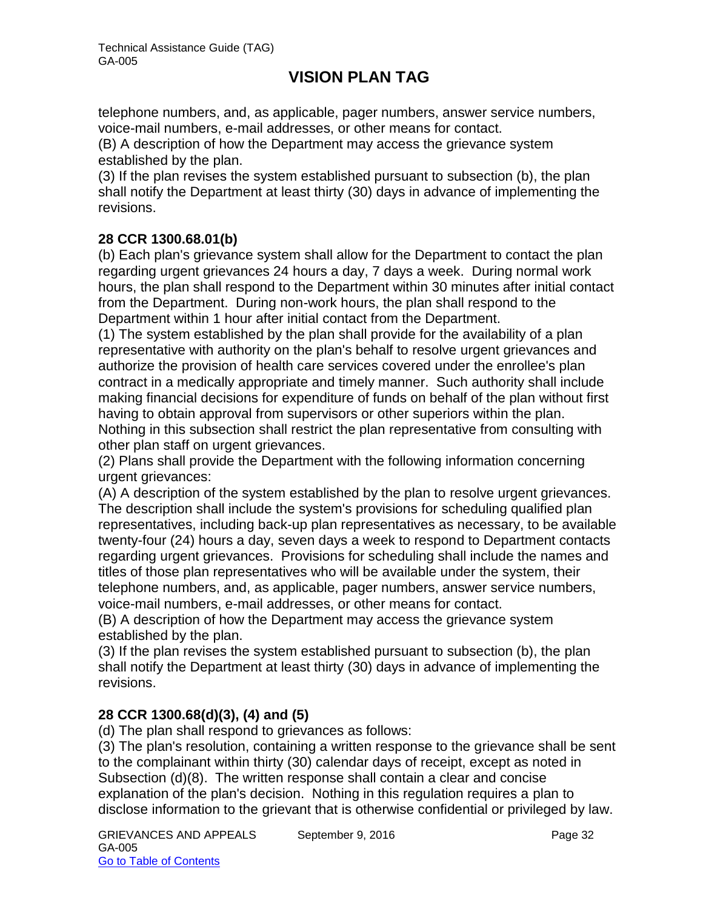telephone numbers, and, as applicable, pager numbers, answer service numbers, voice-mail numbers, e-mail addresses, or other means for contact.

(B) A description of how the Department may access the grievance system established by the plan.

(3) If the plan revises the system established pursuant to subsection (b), the plan shall notify the Department at least thirty (30) days in advance of implementing the revisions.

**28 CCR 1300.68.01(b)**

(b) Each plan's grievance system shall allow for the Department to contact the plan regarding urgent grievances 24 hours a day, 7 days a week. During normal work hours, the plan shall respond to the Department within 30 minutes after initial contact from the Department. During non-work hours, the plan shall respond to the Department within 1 hour after initial contact from the Department.

(1) The system established by the plan shall provide for the availability of a plan representative with authority on the plan's behalf to resolve urgent grievances and authorize the provision of health care services covered under the enrollee's plan contract in a medically appropriate and timely manner. Such authority shall include making financial decisions for expenditure of funds on behalf of the plan without first having to obtain approval from supervisors or other superiors within the plan. Nothing in this subsection shall restrict the plan representative from consulting with other plan staff on urgent grievances.

(2) Plans shall provide the Department with the following information concerning urgent grievances:

(A) A description of the system established by the plan to resolve urgent grievances. The description shall include the system's provisions for scheduling qualified plan representatives, including back-up plan representatives as necessary, to be available twenty-four (24) hours a day, seven days a week to respond to Department contacts regarding urgent grievances. Provisions for scheduling shall include the names and titles of those plan representatives who will be available under the system, their telephone numbers, and, as applicable, pager numbers, answer service numbers, voice-mail numbers, e-mail addresses, or other means for contact.

(B) A description of how the Department may access the grievance system established by the plan.

(3) If the plan revises the system established pursuant to subsection (b), the plan shall notify the Department at least thirty (30) days in advance of implementing the revisions.

**28 CCR 1300.68(d)(3), (4) and (5)**

(d) The plan shall respond to grievances as follows:

(3) The plan's resolution, containing a written response to the grievance shall be sent to the complainant within thirty (30) calendar days of receipt, except as noted in Subsection (d)(8). The written response shall contain a clear and concise explanation of the plan's decision. Nothing in this regulation requires a plan to disclose information to the grievant that is otherwise confidential or privileged by law.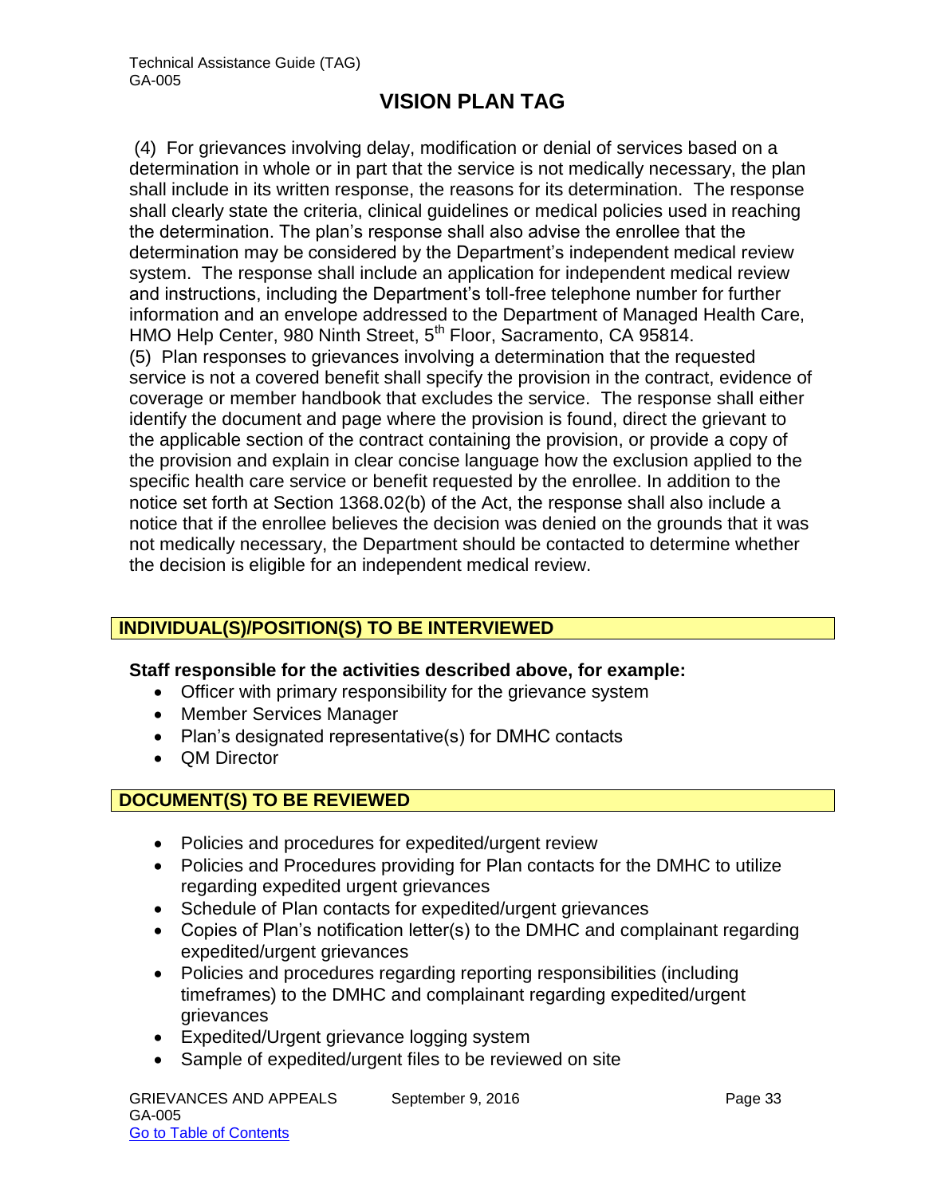(4) For grievances involving delay, modification or denial of services based on a determination in whole or in part that the service is not medically necessary, the plan shall include in its written response, the reasons for its determination. The response shall clearly state the criteria, clinical guidelines or medical policies used in reaching the determination. The plan's response shall also advise the enrollee that the determination may be considered by the Department's independent medical review system. The response shall include an application for independent medical review and instructions, including the Department's toll-free telephone number for further information and an envelope addressed to the Department of Managed Health Care, HMO Help Center, 980 Ninth Street, 5th Floor, Sacramento, CA 95814.

(5) Plan responses to grievances involving a determination that the requested service is not a covered benefit shall specify the provision in the contract, evidence of coverage or member handbook that excludes the service. The response shall either identify the document and page where the provision is found, direct the grievant to the applicable section of the contract containing the provision, or provide a copy of the provision and explain in clear concise language how the exclusion applied to the specific health care service or benefit requested by the enrollee. In addition to the notice set forth at Section 1368.02(b) of the Act, the response shall also include a notice that if the enrollee believes the decision was denied on the grounds that it was not medically necessary, the Department should be contacted to determine whether the decision is eligible for an independent medical review.

## INDIVIDUAL(S)/POSITION(S) TO BE INTERVIEWED

**Staff responsible for the activities described above, for example:**

- Officer with primary responsibility for the grievance system
- Member Services Manager
- Plan's designated representative(s) for DMHC contacts
- QM Director

## DOCUMENT(S) TO BE REVIEWED

- Policies and procedures for expedited/urgent review
- Policies and Procedures providing for Plan contacts for the DMHC to utilize regarding expedited urgent grievances
- Schedule of Plan contacts for expedited/urgent grievances
- Copies of Plan's notification letter(s) to the DMHC and complainant regarding expedited/urgent grievances
- Policies and procedures regarding reporting responsibilities (including timeframes) to the DMHC and complainant regarding expedited/urgent grievances
- Expedited/Urgent grievance logging system
- Sample of expedited/urgent files to be reviewed on site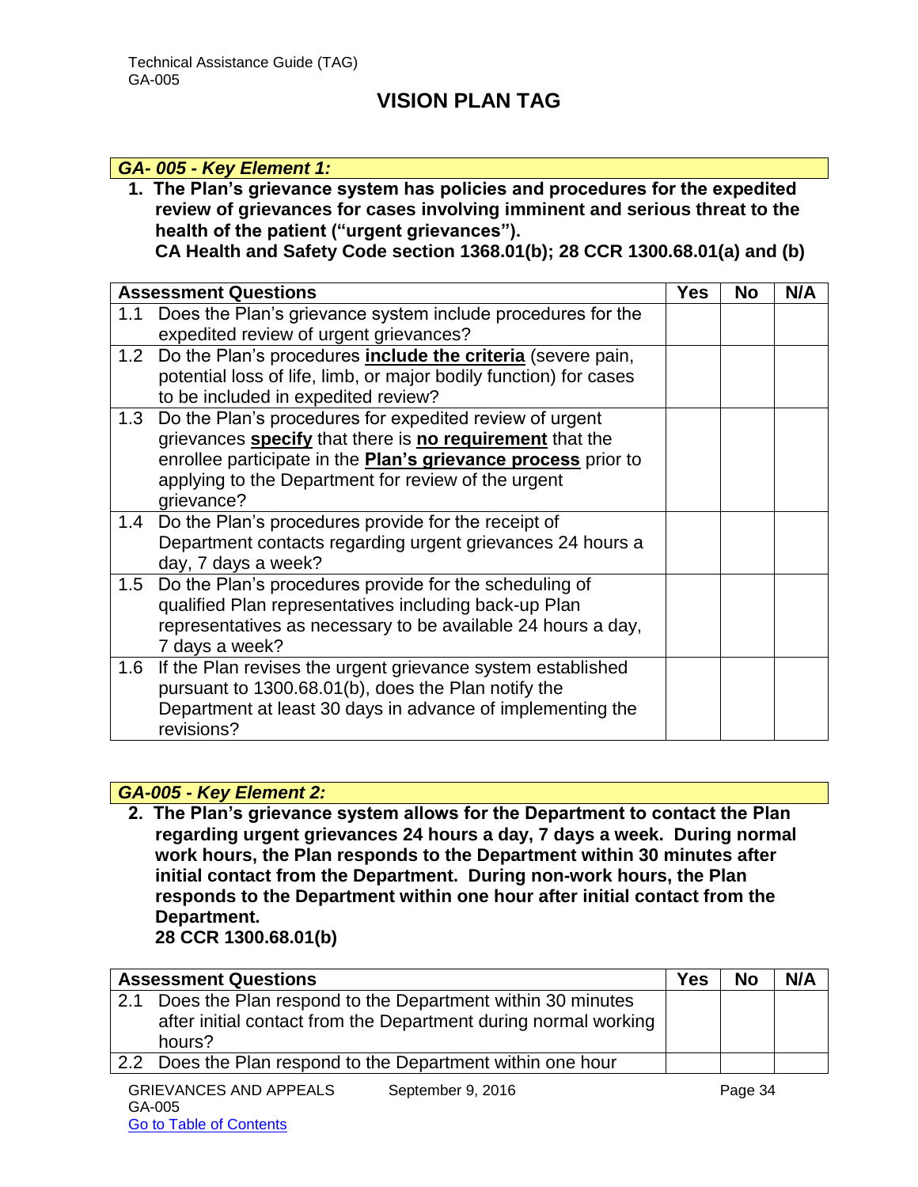# VISION PLAN TAG

***GA- 005 - Key Element 1:***

1. **The Plan's grievance system has policies and procedures for the expedited review of grievances for cases involving imminent and serious threat to the health of the patient ("urgent grievances").**
   **CA Health and Safety Code section 1368.01(b); 28 CCR 1300.68.01(a) and (b)**

| Assessment Questions | Yes | No | N/A |
|---|---|---|---|
| 1.1 Does the Plan's grievance system include procedures for the expedited review of urgent grievances? | | | |
| 1.2 Do the Plan's procedures **include the criteria** (severe pain, potential loss of life, limb, or major bodily function) for cases to be included in expedited review? | | | |
| 1.3 Do the Plan's procedures for expedited review of urgent grievances **specify** that there is **no requirement** that the enrollee participate in the **Plan's grievance process** prior to applying to the Department for review of the urgent grievance? | | | |
| 1.4 Do the Plan's procedures provide for the receipt of Department contacts regarding urgent grievances 24 hours a day, 7 days a week? | | | |
| 1.5 Do the Plan's procedures provide for the scheduling of qualified Plan representatives including back-up Plan representatives as necessary to be available 24 hours a day, 7 days a week? | | | |
| 1.6 If the Plan revises the urgent grievance system established pursuant to 1300.68.01(b), does the Plan notify the Department at least 30 days in advance of implementing the revisions? | | | |

***GA-005 - Key Element 2:***

2. **The Plan's grievance system allows for the Department to contact the Plan regarding urgent grievances 24 hours a day, 7 days a week. During normal work hours, the Plan responds to the Department within 30 minutes after initial contact from the Department. During non-work hours, the Plan responds to the Department within one hour after initial contact from the Department.**
   **28 CCR 1300.68.01(b)**

| Assessment Questions | Yes | No | N/A |
|---|---|---|---|
| 2.1 Does the Plan respond to the Department within 30 minutes after initial contact from the Department during normal working hours? | | | |
| 2.2 Does the Plan respond to the Department within one hour | | | |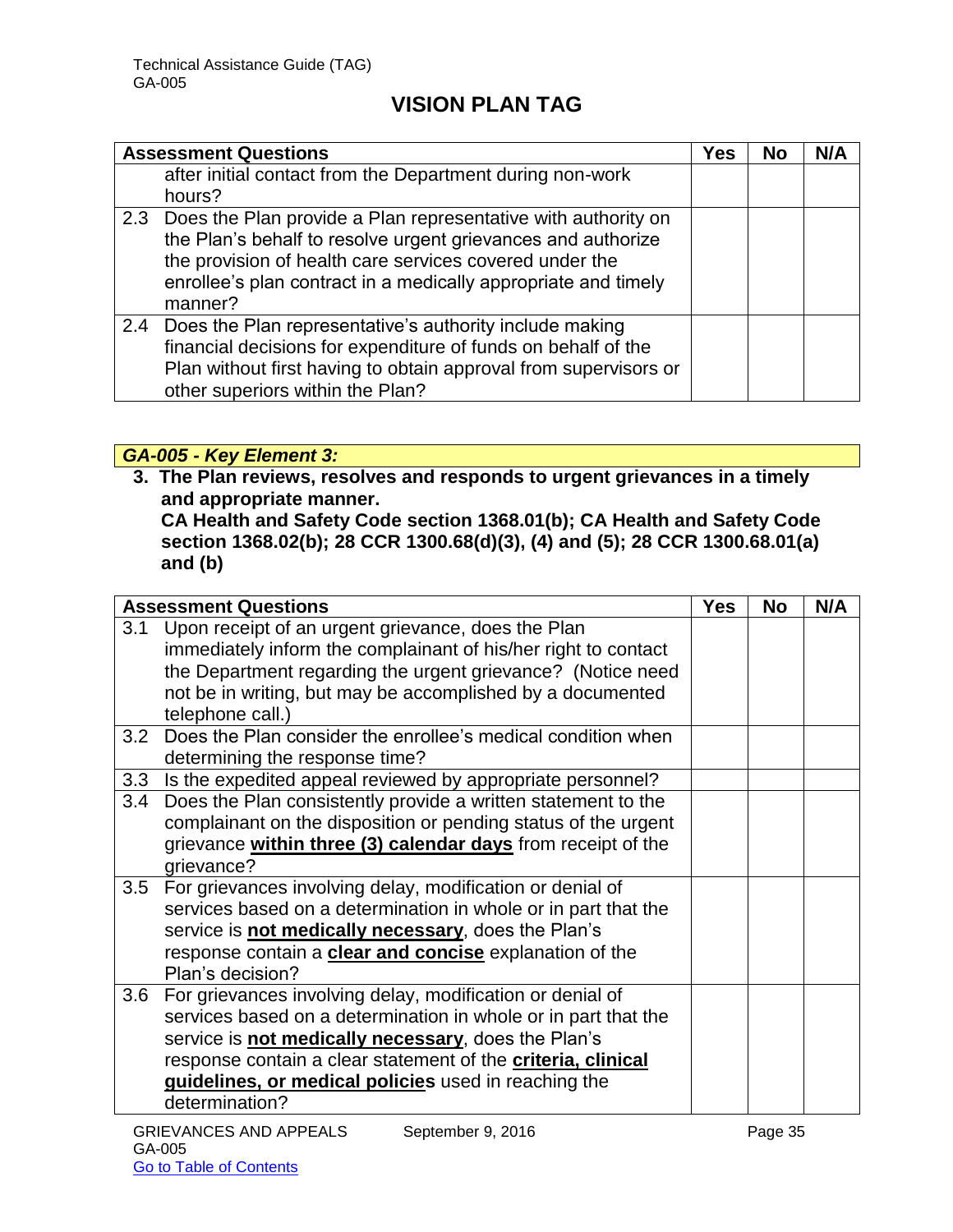| Assessment Questions | Yes | No | N/A |
|---|---|---|---|
| after initial contact from the Department during non-work hours? | | | |
| 2.3 Does the Plan provide a Plan representative with authority on the Plan's behalf to resolve urgent grievances and authorize the provision of health care services covered under the enrollee's plan contract in a medically appropriate and timely manner? | | | |
| 2.4 Does the Plan representative's authority include making financial decisions for expenditure of funds on behalf of the Plan without first having to obtain approval from supervisors or other superiors within the Plan? | | | |

***GA-005 - Key Element 3:***

**3. The Plan reviews, resolves and responds to urgent grievances in a timely and appropriate manner.**
**CA Health and Safety Code section 1368.01(b); CA Health and Safety Code section 1368.02(b); 28 CCR 1300.68(d)(3), (4) and (5); 28 CCR 1300.68.01(a) and (b)**

| Assessment Questions | Yes | No | N/A |
|---|---|---|---|
| 3.1 Upon receipt of an urgent grievance, does the Plan immediately inform the complainant of his/her right to contact the Department regarding the urgent grievance? (Notice need not be in writing, but may be accomplished by a documented telephone call.) | | | |
| 3.2 Does the Plan consider the enrollee's medical condition when determining the response time? | | | |
| 3.3 Is the expedited appeal reviewed by appropriate personnel? | | | |
| 3.4 Does the Plan consistently provide a written statement to the complainant on the disposition or pending status of the urgent grievance **<u>within three (3) calendar days</u>** from receipt of the grievance? | | | |
| 3.5 For grievances involving delay, modification or denial of services based on a determination in whole or in part that the service is **<u>not medically necessary</u>**, does the Plan's response contain a **<u>clear and concise</u>** explanation of the Plan's decision? | | | |
| 3.6 For grievances involving delay, modification or denial of services based on a determination in whole or in part that the service is **<u>not medically necessary</u>**, does the Plan's response contain a clear statement of the **<u>criteria, clinical guidelines, or medical policies</u>** used in reaching the determination? | | | |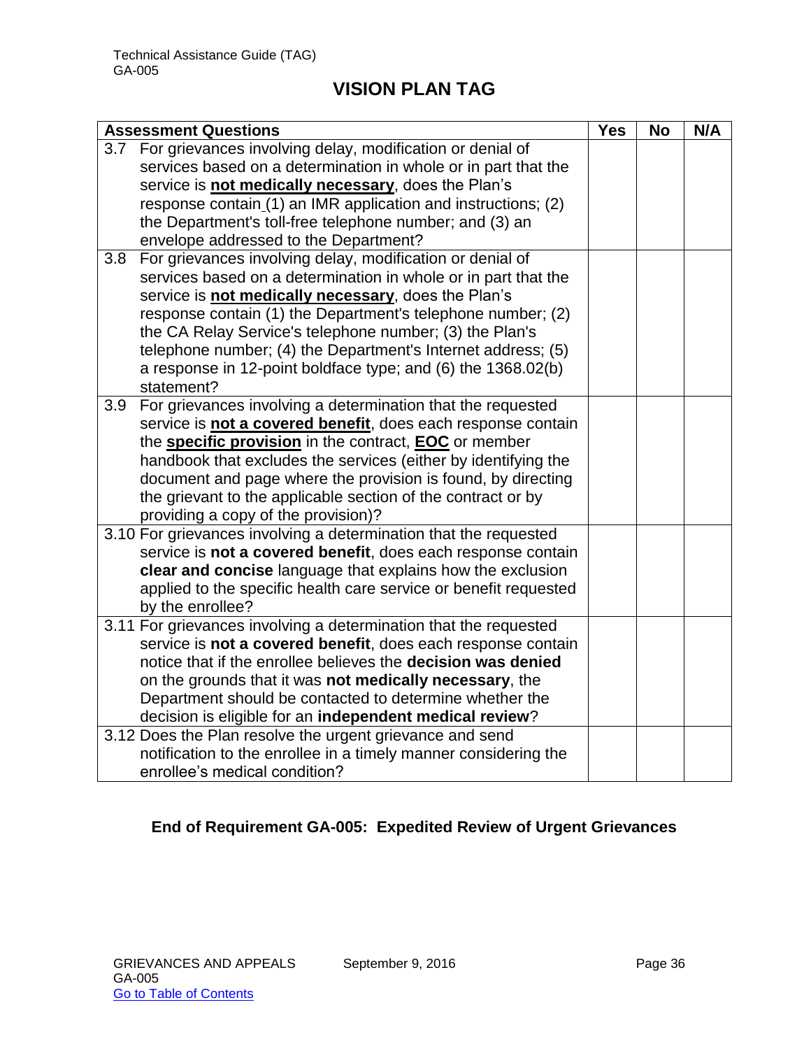## VISION PLAN TAG

| Assessment Questions | Yes | No | N/A |
|---|---|---|---|
| 3.7 For grievances involving delay, modification or denial of services based on a determination in whole or in part that the service is **not medically necessary**, does the Plan's response contain (1) an IMR application and instructions; (2) the Department's toll-free telephone number; and (3) an envelope addressed to the Department? | | | |
| 3.8 For grievances involving delay, modification or denial of services based on a determination in whole or in part that the service is **not medically necessary**, does the Plan's response contain (1) the Department's telephone number; (2) the CA Relay Service's telephone number; (3) the Plan's telephone number; (4) the Department's Internet address; (5) a response in 12-point boldface type; and (6) the 1368.02(b) statement? | | | |
| 3.9 For grievances involving a determination that the requested service is **not a covered benefit**, does each response contain the **specific provision** in the contract, **EOC** or member handbook that excludes the services (either by identifying the document and page where the provision is found, by directing the grievant to the applicable section of the contract or by providing a copy of the provision)? | | | |
| 3.10 For grievances involving a determination that the requested service is **not a covered benefit**, does each response contain **clear and concise** language that explains how the exclusion applied to the specific health care service or benefit requested by the enrollee? | | | |
| 3.11 For grievances involving a determination that the requested service is **not a covered benefit**, does each response contain notice that if the enrollee believes the **decision was denied** on the grounds that it was **not medically necessary**, the Department should be contacted to determine whether the decision is eligible for an **independent medical review**? | | | |
| 3.12 Does the Plan resolve the urgent grievance and send notification to the enrollee in a timely manner considering the enrollee's medical condition? | | | |

**End of Requirement GA-005: Expedited Review of Urgent Grievances**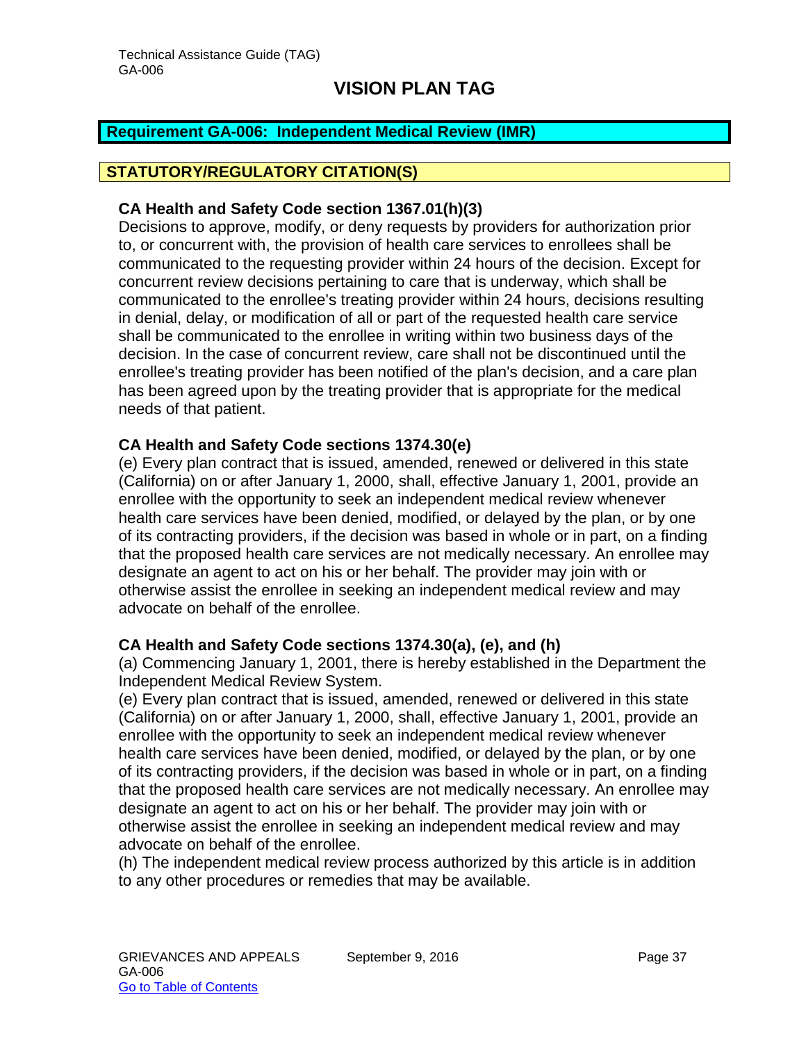## VISION PLAN TAG

## Requirement GA-006: Independent Medical Review (IMR)

### STATUTORY/REGULATORY CITATION(S)

**CA Health and Safety Code section 1367.01(h)(3)**

Decisions to approve, modify, or deny requests by providers for authorization prior to, or concurrent with, the provision of health care services to enrollees shall be communicated to the requesting provider within 24 hours of the decision. Except for concurrent review decisions pertaining to care that is underway, which shall be communicated to the enrollee's treating provider within 24 hours, decisions resulting in denial, delay, or modification of all or part of the requested health care service shall be communicated to the enrollee in writing within two business days of the decision. In the case of concurrent review, care shall not be discontinued until the enrollee's treating provider has been notified of the plan's decision, and a care plan has been agreed upon by the treating provider that is appropriate for the medical needs of that patient.

**CA Health and Safety Code sections 1374.30(e)**

(e) Every plan contract that is issued, amended, renewed or delivered in this state (California) on or after January 1, 2000, shall, effective January 1, 2001, provide an enrollee with the opportunity to seek an independent medical review whenever health care services have been denied, modified, or delayed by the plan, or by one of its contracting providers, if the decision was based in whole or in part, on a finding that the proposed health care services are not medically necessary. An enrollee may designate an agent to act on his or her behalf. The provider may join with or otherwise assist the enrollee in seeking an independent medical review and may advocate on behalf of the enrollee.

**CA Health and Safety Code sections 1374.30(a), (e), and (h)**

(a) Commencing January 1, 2001, there is hereby established in the Department the Independent Medical Review System.

(e) Every plan contract that is issued, amended, renewed or delivered in this state (California) on or after January 1, 2000, shall, effective January 1, 2001, provide an enrollee with the opportunity to seek an independent medical review whenever health care services have been denied, modified, or delayed by the plan, or by one of its contracting providers, if the decision was based in whole or in part, on a finding that the proposed health care services are not medically necessary. An enrollee may designate an agent to act on his or her behalf. The provider may join with or otherwise assist the enrollee in seeking an independent medical review and may advocate on behalf of the enrollee.

(h) The independent medical review process authorized by this article is in addition to any other procedures or remedies that may be available.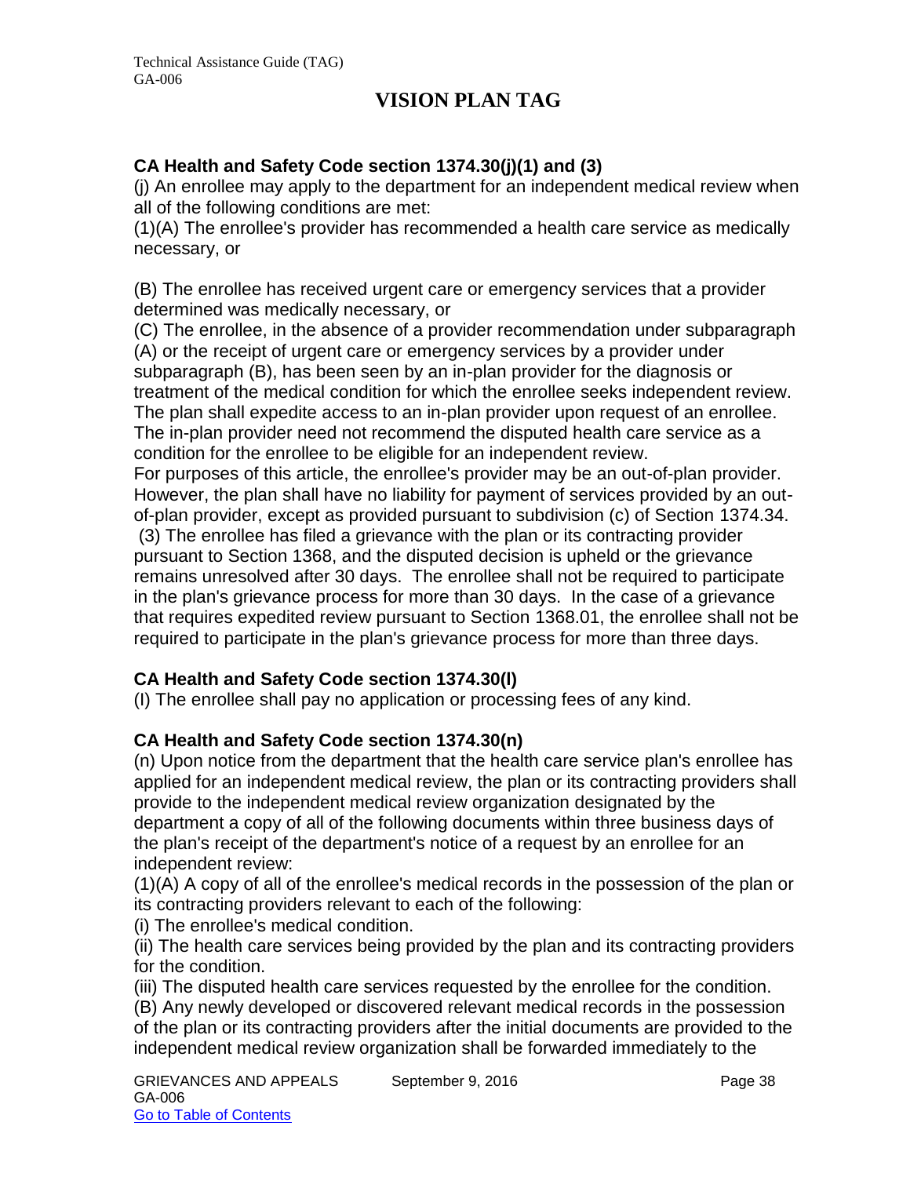## VISION PLAN TAG

**CA Health and Safety Code section 1374.30(j)(1) and (3)**

(j) An enrollee may apply to the department for an independent medical review when all of the following conditions are met:

(1)(A) The enrollee's provider has recommended a health care service as medically necessary, or

(B) The enrollee has received urgent care or emergency services that a provider determined was medically necessary, or

(C) The enrollee, in the absence of a provider recommendation under subparagraph (A) or the receipt of urgent care or emergency services by a provider under subparagraph (B), has been seen by an in-plan provider for the diagnosis or treatment of the medical condition for which the enrollee seeks independent review. The plan shall expedite access to an in-plan provider upon request of an enrollee. The in-plan provider need not recommend the disputed health care service as a condition for the enrollee to be eligible for an independent review.

For purposes of this article, the enrollee's provider may be an out-of-plan provider. However, the plan shall have no liability for payment of services provided by an out-of-plan provider, except as provided pursuant to subdivision (c) of Section 1374.34.

(3) The enrollee has filed a grievance with the plan or its contracting provider pursuant to Section 1368, and the disputed decision is upheld or the grievance remains unresolved after 30 days. The enrollee shall not be required to participate in the plan's grievance process for more than 30 days. In the case of a grievance that requires expedited review pursuant to Section 1368.01, the enrollee shall not be required to participate in the plan's grievance process for more than three days.

**CA Health and Safety Code section 1374.30(l)**

(l) The enrollee shall pay no application or processing fees of any kind.

**CA Health and Safety Code section 1374.30(n)**

(n) Upon notice from the department that the health care service plan's enrollee has applied for an independent medical review, the plan or its contracting providers shall provide to the independent medical review organization designated by the department a copy of all of the following documents within three business days of the plan's receipt of the department's notice of a request by an enrollee for an independent review:

(1)(A) A copy of all of the enrollee's medical records in the possession of the plan or its contracting providers relevant to each of the following:

(i) The enrollee's medical condition.

(ii) The health care services being provided by the plan and its contracting providers for the condition.

(iii) The disputed health care services requested by the enrollee for the condition.

(B) Any newly developed or discovered relevant medical records in the possession of the plan or its contracting providers after the initial documents are provided to the independent medical review organization shall be forwarded immediately to the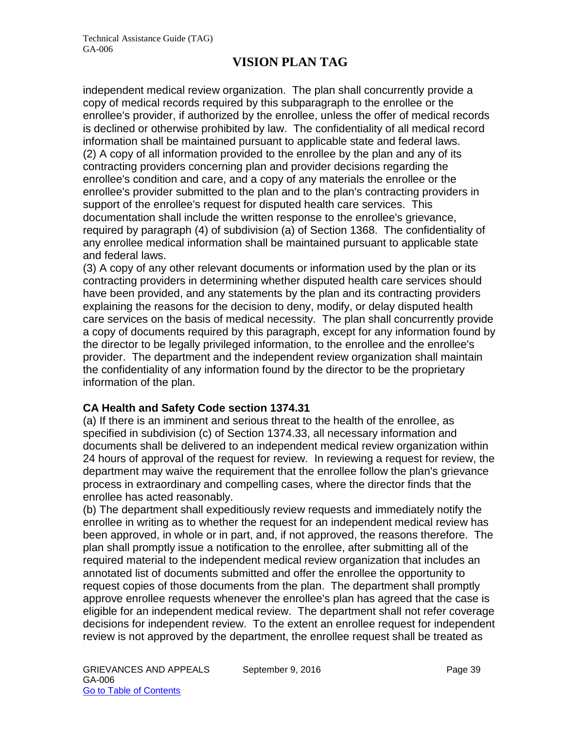independent medical review organization. The plan shall concurrently provide a copy of medical records required by this subparagraph to the enrollee or the enrollee's provider, if authorized by the enrollee, unless the offer of medical records is declined or otherwise prohibited by law. The confidentiality of all medical record information shall be maintained pursuant to applicable state and federal laws.

(2) A copy of all information provided to the enrollee by the plan and any of its contracting providers concerning plan and provider decisions regarding the enrollee's condition and care, and a copy of any materials the enrollee or the enrollee's provider submitted to the plan and to the plan's contracting providers in support of the enrollee's request for disputed health care services. This documentation shall include the written response to the enrollee's grievance, required by paragraph (4) of subdivision (a) of Section 1368. The confidentiality of any enrollee medical information shall be maintained pursuant to applicable state and federal laws.

(3) A copy of any other relevant documents or information used by the plan or its contracting providers in determining whether disputed health care services should have been provided, and any statements by the plan and its contracting providers explaining the reasons for the decision to deny, modify, or delay disputed health care services on the basis of medical necessity. The plan shall concurrently provide a copy of documents required by this paragraph, except for any information found by the director to be legally privileged information, to the enrollee and the enrollee's provider. The department and the independent review organization shall maintain the confidentiality of any information found by the director to be the proprietary information of the plan.

**CA Health and Safety Code section 1374.31**

(a) If there is an imminent and serious threat to the health of the enrollee, as specified in subdivision (c) of Section 1374.33, all necessary information and documents shall be delivered to an independent medical review organization within 24 hours of approval of the request for review. In reviewing a request for review, the department may waive the requirement that the enrollee follow the plan's grievance process in extraordinary and compelling cases, where the director finds that the enrollee has acted reasonably.

(b) The department shall expeditiously review requests and immediately notify the enrollee in writing as to whether the request for an independent medical review has been approved, in whole or in part, and, if not approved, the reasons therefore. The plan shall promptly issue a notification to the enrollee, after submitting all of the required material to the independent medical review organization that includes an annotated list of documents submitted and offer the enrollee the opportunity to request copies of those documents from the plan. The department shall promptly approve enrollee requests whenever the enrollee's plan has agreed that the case is eligible for an independent medical review. The department shall not refer coverage decisions for independent review. To the extent an enrollee request for independent review is not approved by the department, the enrollee request shall be treated as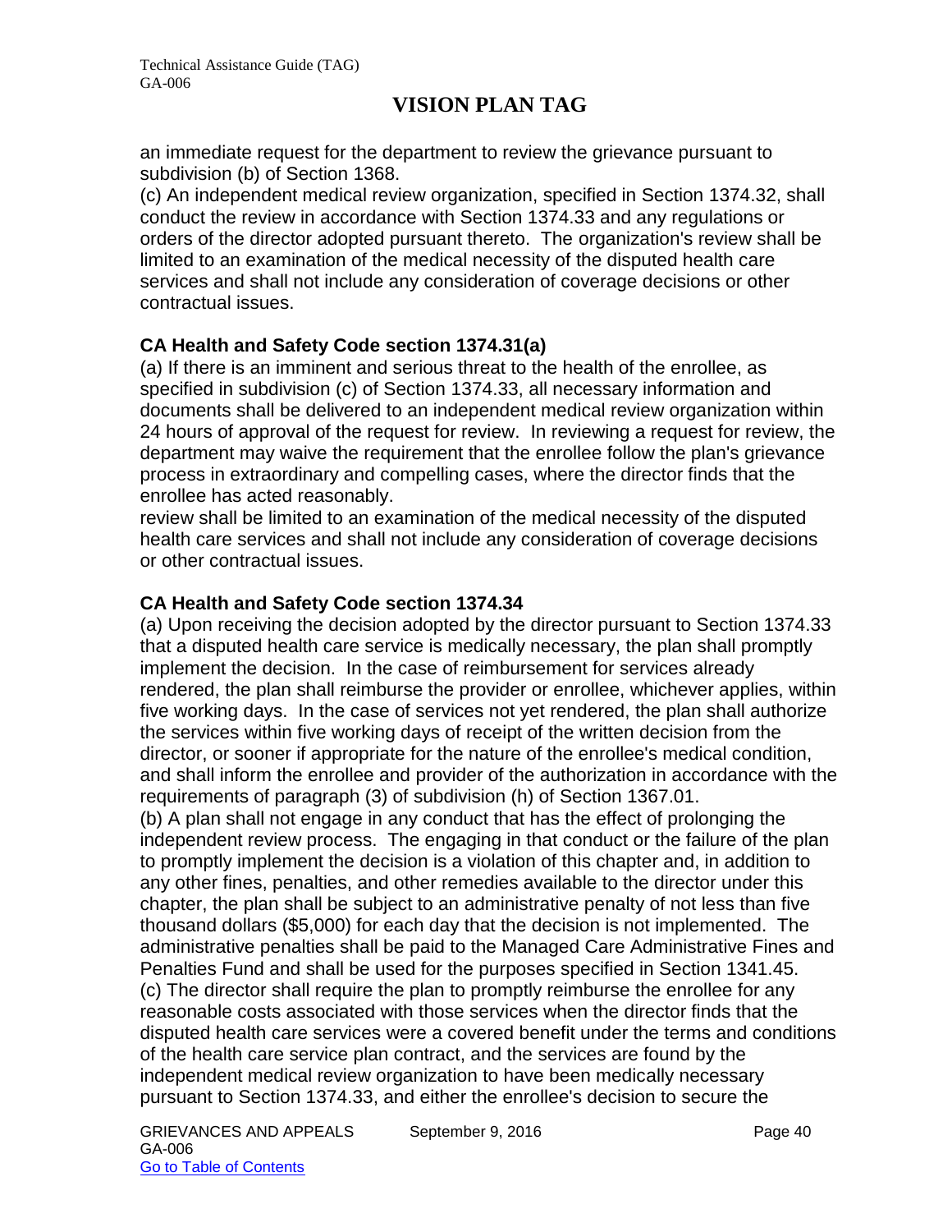an immediate request for the department to review the grievance pursuant to subdivision (b) of Section 1368.
(c) An independent medical review organization, specified in Section 1374.32, shall conduct the review in accordance with Section 1374.33 and any regulations or orders of the director adopted pursuant thereto. The organization's review shall be limited to an examination of the medical necessity of the disputed health care services and shall not include any consideration of coverage decisions or other contractual issues.

**CA Health and Safety Code section 1374.31(a)**

(a) If there is an imminent and serious threat to the health of the enrollee, as specified in subdivision (c) of Section 1374.33, all necessary information and documents shall be delivered to an independent medical review organization within 24 hours of approval of the request for review. In reviewing a request for review, the department may waive the requirement that the enrollee follow the plan's grievance process in extraordinary and compelling cases, where the director finds that the enrollee has acted reasonably.
review shall be limited to an examination of the medical necessity of the disputed health care services and shall not include any consideration of coverage decisions or other contractual issues.

**CA Health and Safety Code section 1374.34**

(a) Upon receiving the decision adopted by the director pursuant to Section 1374.33 that a disputed health care service is medically necessary, the plan shall promptly implement the decision. In the case of reimbursement for services already rendered, the plan shall reimburse the provider or enrollee, whichever applies, within five working days. In the case of services not yet rendered, the plan shall authorize the services within five working days of receipt of the written decision from the director, or sooner if appropriate for the nature of the enrollee's medical condition, and shall inform the enrollee and provider of the authorization in accordance with the requirements of paragraph (3) of subdivision (h) of Section 1367.01.
(b) A plan shall not engage in any conduct that has the effect of prolonging the independent review process. The engaging in that conduct or the failure of the plan to promptly implement the decision is a violation of this chapter and, in addition to any other fines, penalties, and other remedies available to the director under this chapter, the plan shall be subject to an administrative penalty of not less than five thousand dollars ($5,000) for each day that the decision is not implemented. The administrative penalties shall be paid to the Managed Care Administrative Fines and Penalties Fund and shall be used for the purposes specified in Section 1341.45.
(c) The director shall require the plan to promptly reimburse the enrollee for any reasonable costs associated with those services when the director finds that the disputed health care services were a covered benefit under the terms and conditions of the health care service plan contract, and the services are found by the independent medical review organization to have been medically necessary pursuant to Section 1374.33, and either the enrollee's decision to secure the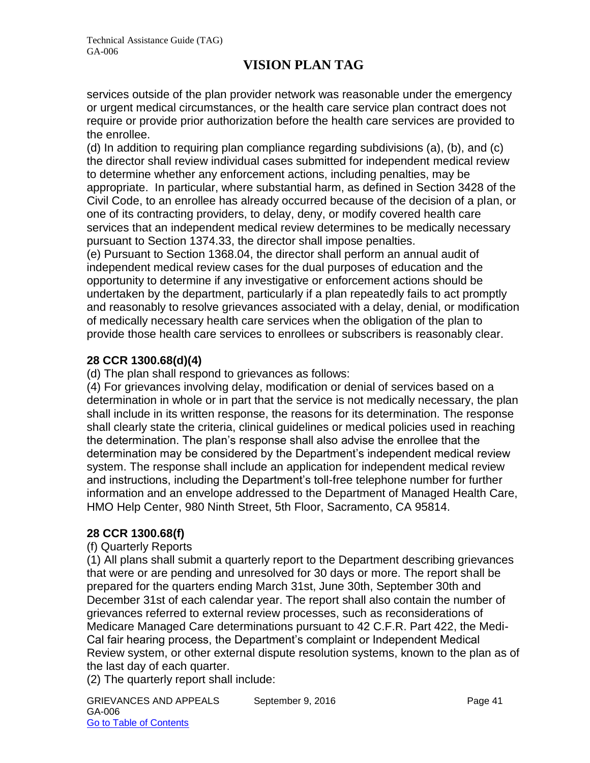services outside of the plan provider network was reasonable under the emergency or urgent medical circumstances, or the health care service plan contract does not require or provide prior authorization before the health care services are provided to the enrollee.

(d) In addition to requiring plan compliance regarding subdivisions (a), (b), and (c) the director shall review individual cases submitted for independent medical review to determine whether any enforcement actions, including penalties, may be appropriate. In particular, where substantial harm, as defined in Section 3428 of the Civil Code, to an enrollee has already occurred because of the decision of a plan, or one of its contracting providers, to delay, deny, or modify covered health care services that an independent medical review determines to be medically necessary pursuant to Section 1374.33, the director shall impose penalties.

(e) Pursuant to Section 1368.04, the director shall perform an annual audit of independent medical review cases for the dual purposes of education and the opportunity to determine if any investigative or enforcement actions should be undertaken by the department, particularly if a plan repeatedly fails to act promptly and reasonably to resolve grievances associated with a delay, denial, or modification of medically necessary health care services when the obligation of the plan to provide those health care services to enrollees or subscribers is reasonably clear.

**28 CCR 1300.68(d)(4)**

(d) The plan shall respond to grievances as follows:

(4) For grievances involving delay, modification or denial of services based on a determination in whole or in part that the service is not medically necessary, the plan shall include in its written response, the reasons for its determination. The response shall clearly state the criteria, clinical guidelines or medical policies used in reaching the determination. The plan's response shall also advise the enrollee that the determination may be considered by the Department's independent medical review system. The response shall include an application for independent medical review and instructions, including the Department's toll-free telephone number for further information and an envelope addressed to the Department of Managed Health Care, HMO Help Center, 980 Ninth Street, 5th Floor, Sacramento, CA 95814.

**28 CCR 1300.68(f)**

(f) Quarterly Reports

(1) All plans shall submit a quarterly report to the Department describing grievances that were or are pending and unresolved for 30 days or more. The report shall be prepared for the quarters ending March 31st, June 30th, September 30th and December 31st of each calendar year. The report shall also contain the number of grievances referred to external review processes, such as reconsiderations of Medicare Managed Care determinations pursuant to 42 C.F.R. Part 422, the Medi-Cal fair hearing process, the Department's complaint or Independent Medical Review system, or other external dispute resolution systems, known to the plan as of the last day of each quarter.

(2) The quarterly report shall include: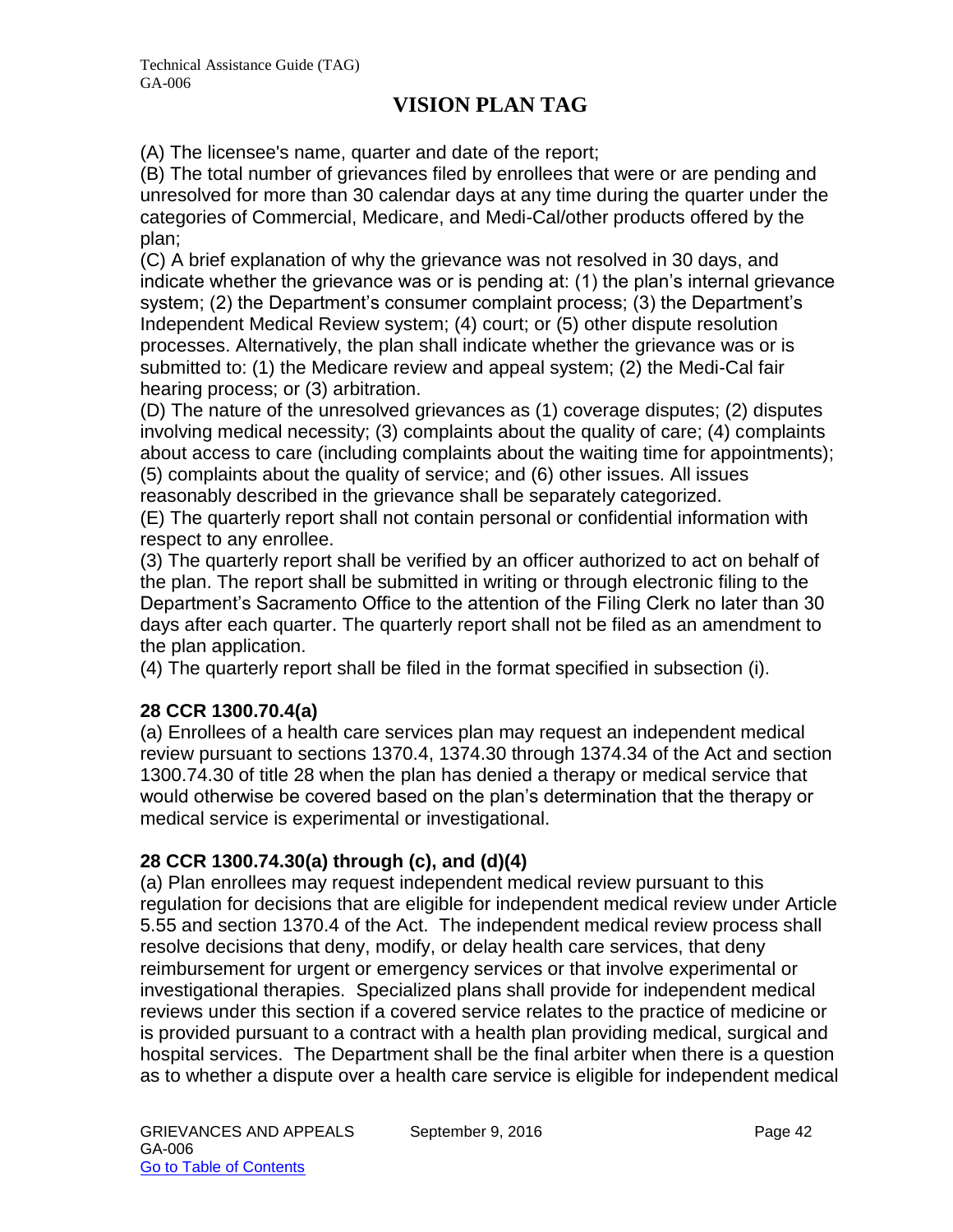(A) The licensee's name, quarter and date of the report;
(B) The total number of grievances filed by enrollees that were or are pending and unresolved for more than 30 calendar days at any time during the quarter under the categories of Commercial, Medicare, and Medi-Cal/other products offered by the plan;
(C) A brief explanation of why the grievance was not resolved in 30 days, and indicate whether the grievance was or is pending at: (1) the plan's internal grievance system; (2) the Department's consumer complaint process; (3) the Department's Independent Medical Review system; (4) court; or (5) other dispute resolution processes. Alternatively, the plan shall indicate whether the grievance was or is submitted to: (1) the Medicare review and appeal system; (2) the Medi-Cal fair hearing process; or (3) arbitration.
(D) The nature of the unresolved grievances as (1) coverage disputes; (2) disputes involving medical necessity; (3) complaints about the quality of care; (4) complaints about access to care (including complaints about the waiting time for appointments); (5) complaints about the quality of service; and (6) other issues. All issues reasonably described in the grievance shall be separately categorized.
(E) The quarterly report shall not contain personal or confidential information with respect to any enrollee.
(3) The quarterly report shall be verified by an officer authorized to act on behalf of the plan. The report shall be submitted in writing or through electronic filing to the Department's Sacramento Office to the attention of the Filing Clerk no later than 30 days after each quarter. The quarterly report shall not be filed as an amendment to the plan application.
(4) The quarterly report shall be filed in the format specified in subsection (i).

**28 CCR 1300.70.4(a)**
(a) Enrollees of a health care services plan may request an independent medical review pursuant to sections 1370.4, 1374.30 through 1374.34 of the Act and section 1300.74.30 of title 28 when the plan has denied a therapy or medical service that would otherwise be covered based on the plan's determination that the therapy or medical service is experimental or investigational.

**28 CCR 1300.74.30(a) through (c), and (d)(4)**
(a) Plan enrollees may request independent medical review pursuant to this regulation for decisions that are eligible for independent medical review under Article 5.55 and section 1370.4 of the Act. The independent medical review process shall resolve decisions that deny, modify, or delay health care services, that deny reimbursement for urgent or emergency services or that involve experimental or investigational therapies. Specialized plans shall provide for independent medical reviews under this section if a covered service relates to the practice of medicine or is provided pursuant to a contract with a health plan providing medical, surgical and hospital services. The Department shall be the final arbiter when there is a question as to whether a dispute over a health care service is eligible for independent medical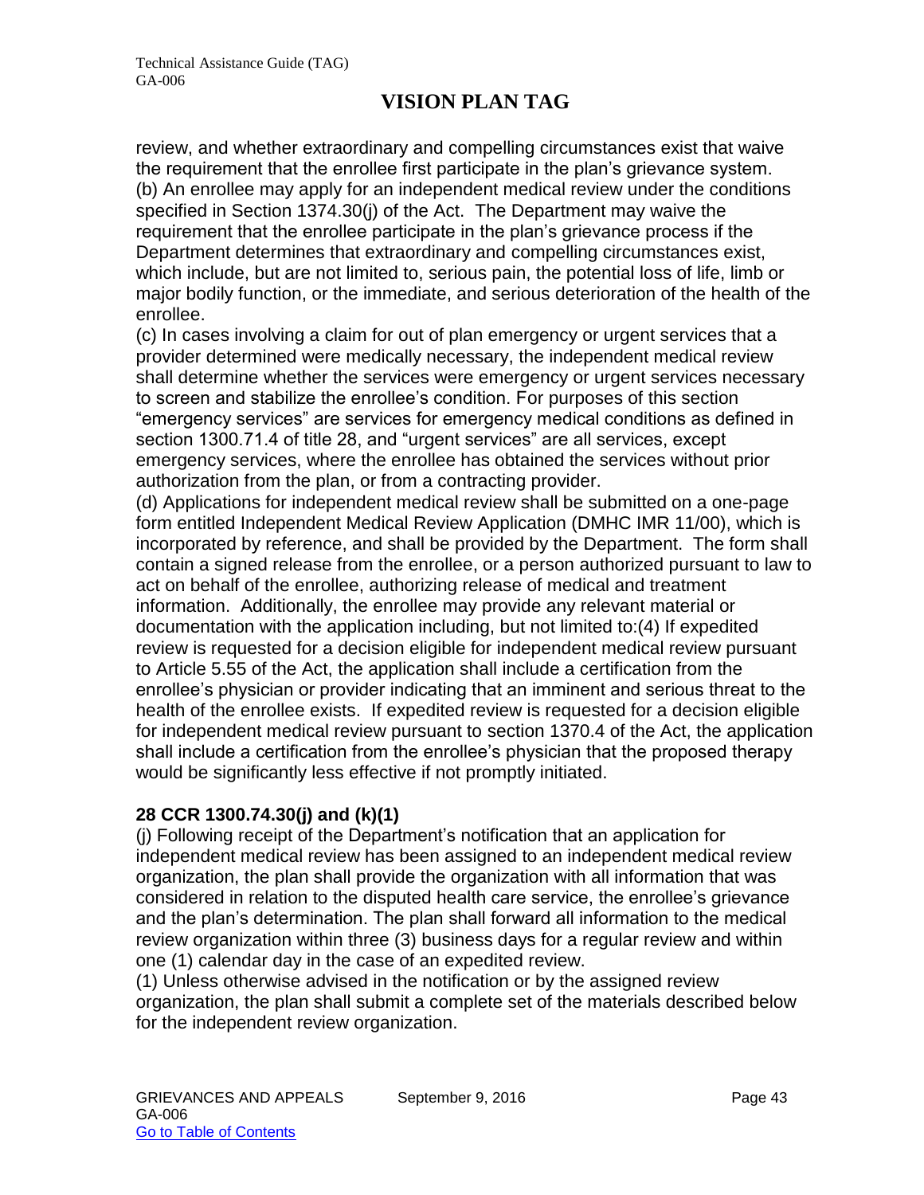review, and whether extraordinary and compelling circumstances exist that waive the requirement that the enrollee first participate in the plan's grievance system.
(b) An enrollee may apply for an independent medical review under the conditions specified in Section 1374.30(j) of the Act. The Department may waive the requirement that the enrollee participate in the plan's grievance process if the Department determines that extraordinary and compelling circumstances exist, which include, but are not limited to, serious pain, the potential loss of life, limb or major bodily function, or the immediate, and serious deterioration of the health of the enrollee.
(c) In cases involving a claim for out of plan emergency or urgent services that a provider determined were medically necessary, the independent medical review shall determine whether the services were emergency or urgent services necessary to screen and stabilize the enrollee's condition. For purposes of this section "emergency services" are services for emergency medical conditions as defined in section 1300.71.4 of title 28, and "urgent services" are all services, except emergency services, where the enrollee has obtained the services without prior authorization from the plan, or from a contracting provider.
(d) Applications for independent medical review shall be submitted on a one-page form entitled Independent Medical Review Application (DMHC IMR 11/00), which is incorporated by reference, and shall be provided by the Department. The form shall contain a signed release from the enrollee, or a person authorized pursuant to law to act on behalf of the enrollee, authorizing release of medical and treatment information. Additionally, the enrollee may provide any relevant material or documentation with the application including, but not limited to:(4) If expedited review is requested for a decision eligible for independent medical review pursuant to Article 5.55 of the Act, the application shall include a certification from the enrollee's physician or provider indicating that an imminent and serious threat to the health of the enrollee exists. If expedited review is requested for a decision eligible for independent medical review pursuant to section 1370.4 of the Act, the application shall include a certification from the enrollee's physician that the proposed therapy would be significantly less effective if not promptly initiated.

**28 CCR 1300.74.30(j) and (k)(1)**
(j) Following receipt of the Department's notification that an application for independent medical review has been assigned to an independent medical review organization, the plan shall provide the organization with all information that was considered in relation to the disputed health care service, the enrollee's grievance and the plan's determination. The plan shall forward all information to the medical review organization within three (3) business days for a regular review and within one (1) calendar day in the case of an expedited review.
(1) Unless otherwise advised in the notification or by the assigned review organization, the plan shall submit a complete set of the materials described below for the independent review organization.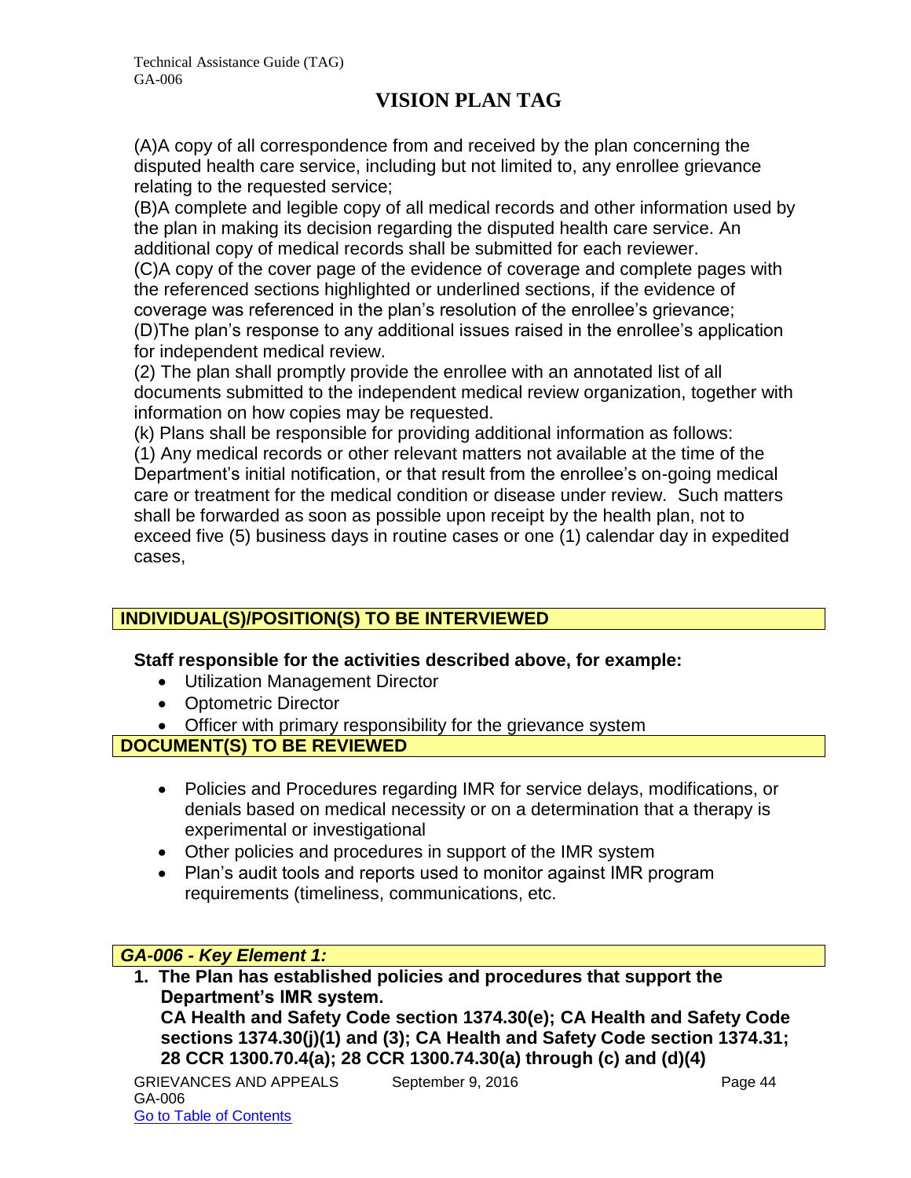(A)A copy of all correspondence from and received by the plan concerning the disputed health care service, including but not limited to, any enrollee grievance relating to the requested service;

(B)A complete and legible copy of all medical records and other information used by the plan in making its decision regarding the disputed health care service. An additional copy of medical records shall be submitted for each reviewer.

(C)A copy of the cover page of the evidence of coverage and complete pages with the referenced sections highlighted or underlined sections, if the evidence of coverage was referenced in the plan's resolution of the enrollee's grievance;

(D)The plan's response to any additional issues raised in the enrollee's application for independent medical review.

(2) The plan shall promptly provide the enrollee with an annotated list of all documents submitted to the independent medical review organization, together with information on how copies may be requested.

(k) Plans shall be responsible for providing additional information as follows:

(1) Any medical records or other relevant matters not available at the time of the Department's initial notification, or that result from the enrollee's on-going medical care or treatment for the medical condition or disease under review. Such matters shall be forwarded as soon as possible upon receipt by the health plan, not to exceed five (5) business days in routine cases or one (1) calendar day in expedited cases,

## INDIVIDUAL(S)/POSITION(S) TO BE INTERVIEWED

**Staff responsible for the activities described above, for example:**

- Utilization Management Director
- Optometric Director
- Officer with primary responsibility for the grievance system

## DOCUMENT(S) TO BE REVIEWED

- Policies and Procedures regarding IMR for service delays, modifications, or denials based on medical necessity or on a determination that a therapy is experimental or investigational
- Other policies and procedures in support of the IMR system
- Plan's audit tools and reports used to monitor against IMR program requirements (timeliness, communications, etc.

## *GA-006 - Key Element 1:*

**1. The Plan has established policies and procedures that support the Department's IMR system.**
**CA Health and Safety Code section 1374.30(e); CA Health and Safety Code sections 1374.30(j)(1) and (3); CA Health and Safety Code section 1374.31; 28 CCR 1300.70.4(a); 28 CCR 1300.74.30(a) through (c) and (d)(4)**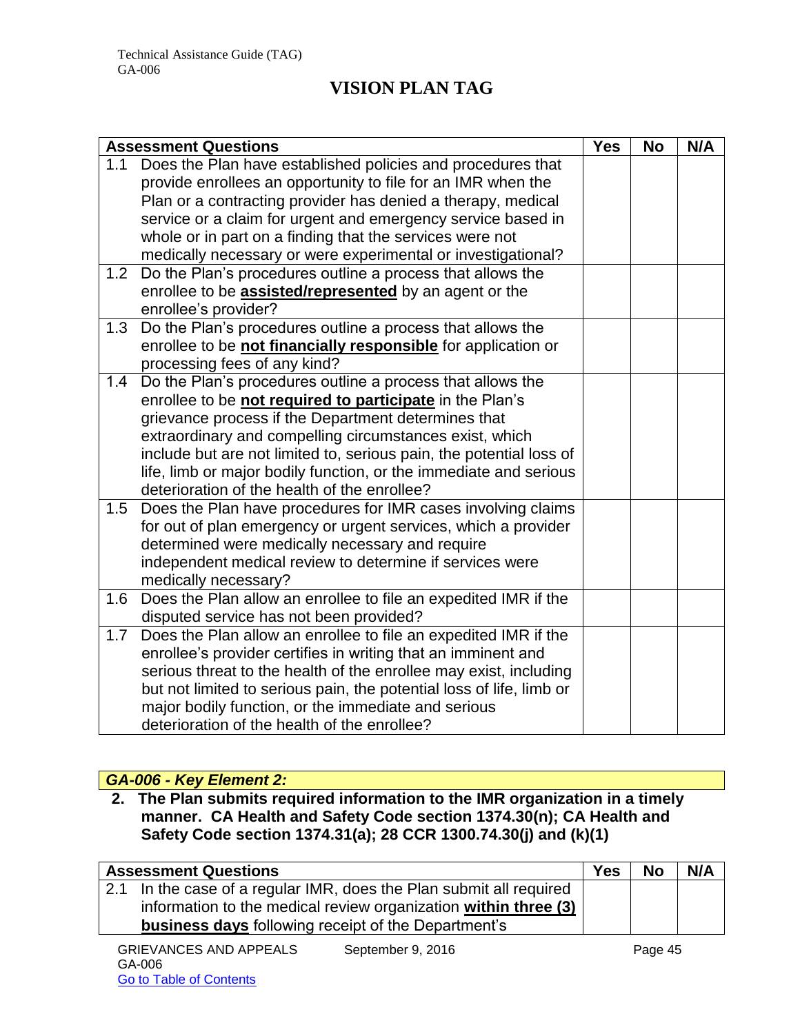## VISION PLAN TAG

| Assessment Questions | Yes | No | N/A |
|---|---|---|---|
| 1.1 Does the Plan have established policies and procedures that provide enrollees an opportunity to file for an IMR when the Plan or a contracting provider has denied a therapy, medical service or a claim for urgent and emergency service based in whole or in part on a finding that the services were not medically necessary or were experimental or investigational? | | | |
| 1.2 Do the Plan's procedures outline a process that allows the enrollee to be **assisted/represented** by an agent or the enrollee's provider? | | | |
| 1.3 Do the Plan's procedures outline a process that allows the enrollee to be **not financially responsible** for application or processing fees of any kind? | | | |
| 1.4 Do the Plan's procedures outline a process that allows the enrollee to be **not required to participate** in the Plan's grievance process if the Department determines that extraordinary and compelling circumstances exist, which include but are not limited to, serious pain, the potential loss of life, limb or major bodily function, or the immediate and serious deterioration of the health of the enrollee? | | | |
| 1.5 Does the Plan have procedures for IMR cases involving claims for out of plan emergency or urgent services, which a provider determined were medically necessary and require independent medical review to determine if services were medically necessary? | | | |
| 1.6 Does the Plan allow an enrollee to file an expedited IMR if the disputed service has not been provided? | | | |
| 1.7 Does the Plan allow an enrollee to file an expedited IMR if the enrollee's provider certifies in writing that an imminent and serious threat to the health of the enrollee may exist, including but not limited to serious pain, the potential loss of life, limb or major bodily function, or the immediate and serious deterioration of the health of the enrollee? | | | |

### *GA-006 - Key Element 2:*

**2. The Plan submits required information to the IMR organization in a timely manner. CA Health and Safety Code section 1374.30(n); CA Health and Safety Code section 1374.31(a); 28 CCR 1300.74.30(j) and (k)(1)**

| Assessment Questions | Yes | No | N/A |
|---|---|---|---|
| 2.1 In the case of a regular IMR, does the Plan submit all required information to the medical review organization **within three (3) business days** following receipt of the Department's | | | |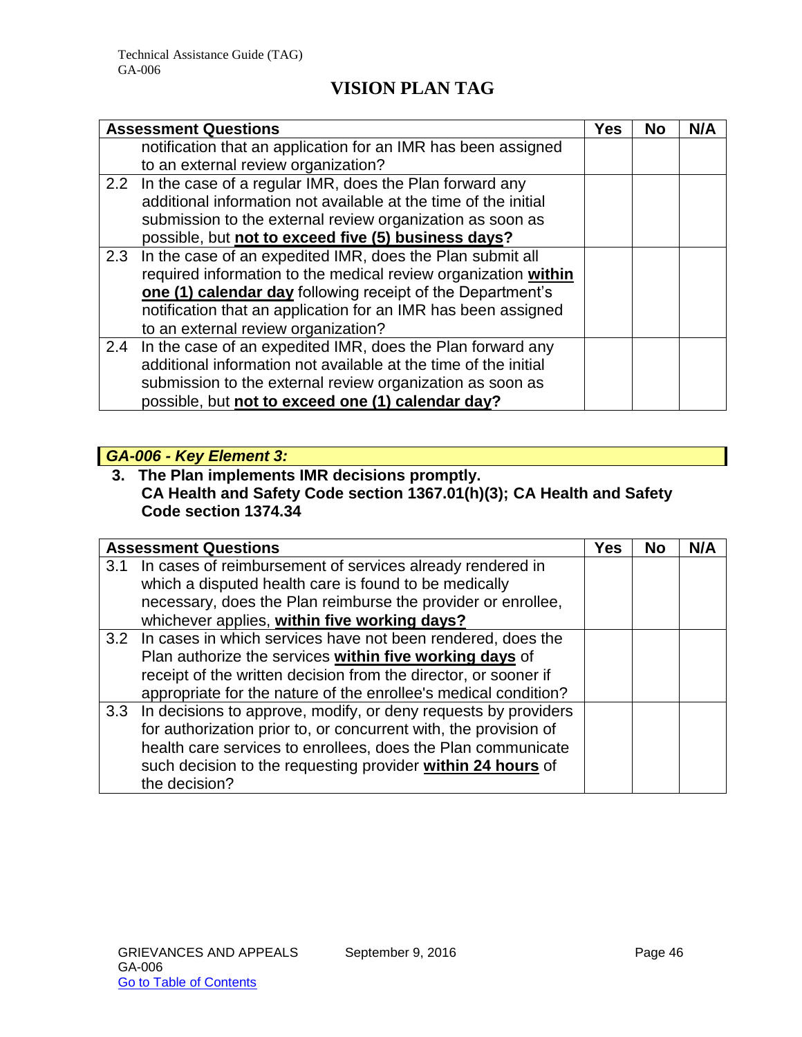# VISION PLAN TAG

| Assessment Questions | Yes | No | N/A |
|---|---|---|---|
| notification that an application for an IMR has been assigned to an external review organization? | | | |
| 2.2 In the case of a regular IMR, does the Plan forward any additional information not available at the time of the initial submission to the external review organization as soon as possible, but **not to exceed five (5) business days?** | | | |
| 2.3 In the case of an expedited IMR, does the Plan submit all required information to the medical review organization **within one (1) calendar day** following receipt of the Department's notification that an application for an IMR has been assigned to an external review organization? | | | |
| 2.4 In the case of an expedited IMR, does the Plan forward any additional information not available at the time of the initial submission to the external review organization as soon as possible, but **not to exceed one (1) calendar day?** | | | |

***GA-006 - Key Element 3:***

**3. The Plan implements IMR decisions promptly.**
**CA Health and Safety Code section 1367.01(h)(3); CA Health and Safety Code section 1374.34**

| Assessment Questions | Yes | No | N/A |
|---|---|---|---|
| 3.1 In cases of reimbursement of services already rendered in which a disputed health care is found to be medically necessary, does the Plan reimburse the provider or enrollee, whichever applies, **within five working days?** | | | |
| 3.2 In cases in which services have not been rendered, does the Plan authorize the services **within five working days** of receipt of the written decision from the director, or sooner if appropriate for the nature of the enrollee's medical condition? | | | |
| 3.3 In decisions to approve, modify, or deny requests by providers for authorization prior to, or concurrent with, the provision of health care services to enrollees, does the Plan communicate such decision to the requesting provider **within 24 hours** of the decision? | | | |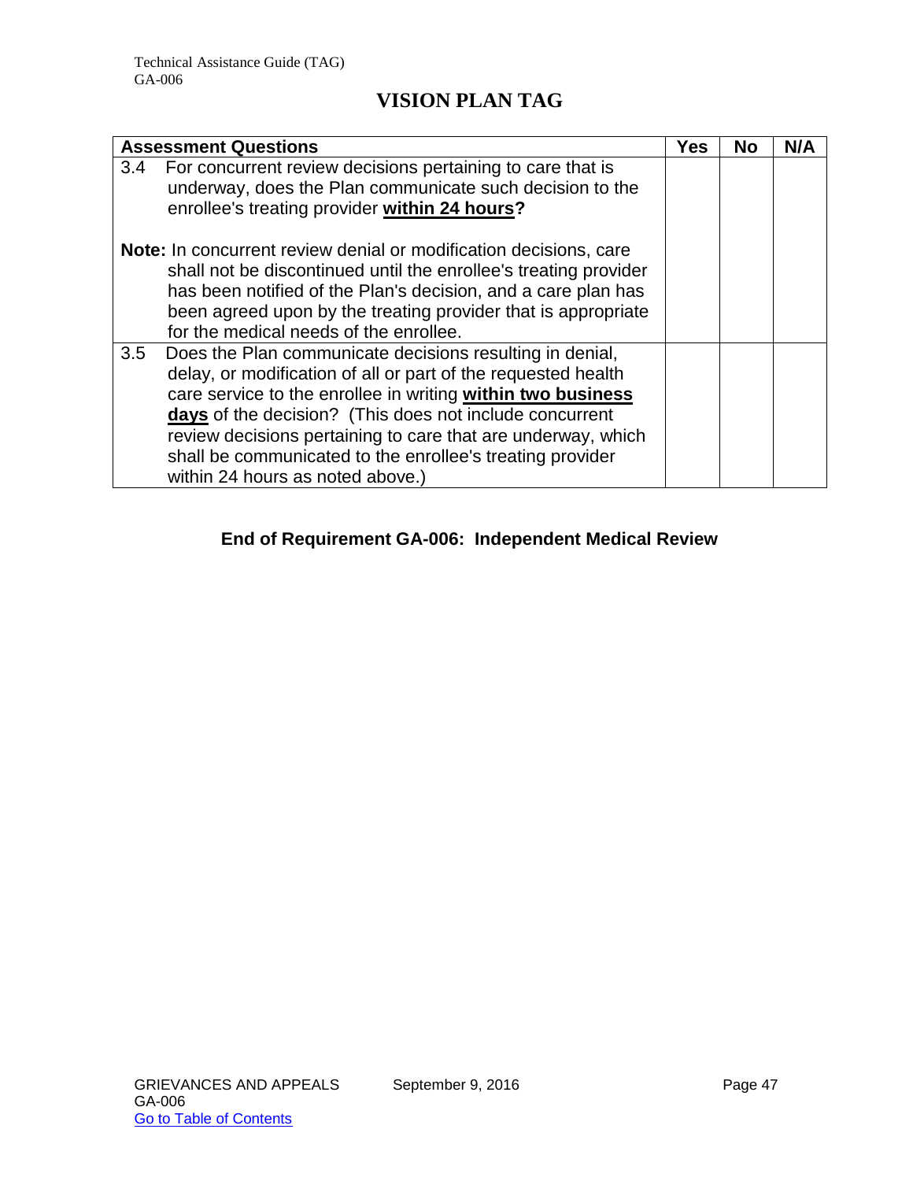## VISION PLAN TAG

| Assessment Questions | Yes | No | N/A |
|---|---|---|---|
| 3.4 For concurrent review decisions pertaining to care that is underway, does the Plan communicate such decision to the enrollee's treating provider **within 24 hours?**<br><br>**Note:** In concurrent review denial or modification decisions, care shall not be discontinued until the enrollee's treating provider has been notified of the Plan's decision, and a care plan has been agreed upon by the treating provider that is appropriate for the medical needs of the enrollee. | | | |
| 3.5 Does the Plan communicate decisions resulting in denial, delay, or modification of all or part of the requested health care service to the enrollee in writing **within two business days** of the decision? (This does not include concurrent review decisions pertaining to care that are underway, which shall be communicated to the enrollee's treating provider within 24 hours as noted above.) | | | |

**End of Requirement GA-006: Independent Medical Review**